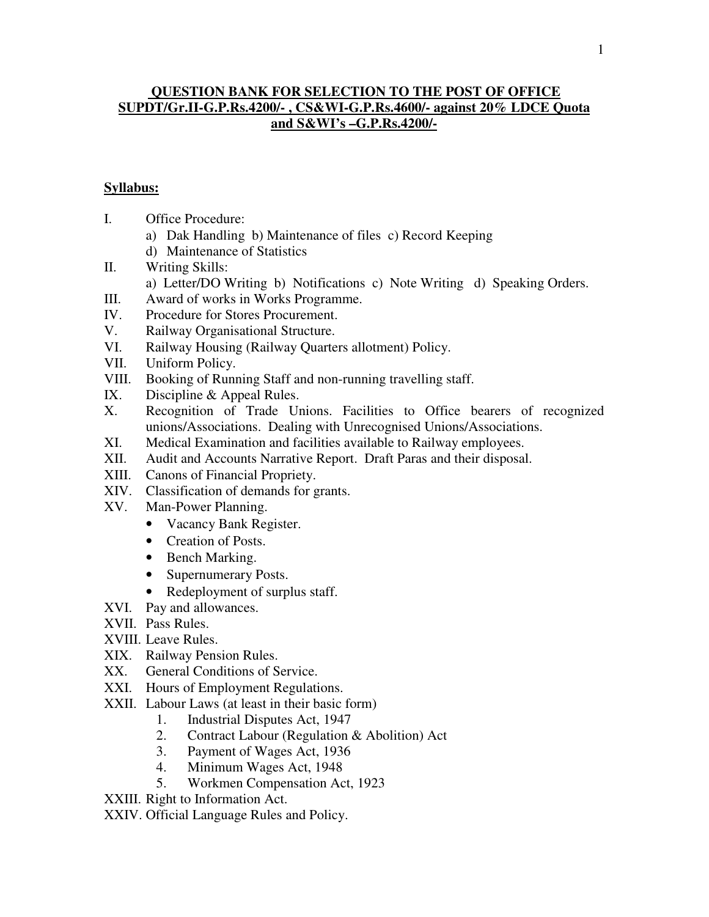# QUESTION BANK FOR SELECTION TO THE POST OF OFFICE SUPDT/Gr.II-G.P.Rs.4200/- , CS&WI-G.P.Rs.4600/- against 20% LDCE Quota and S&WI's –G.P.Rs.4200/-

## Syllabus:

I. Office Procedure:
   a) Dak Handling b) Maintenance of files c) Record Keeping
   d) Maintenance of Statistics

II. Writing Skills:
   a) Letter/DO Writing b) Notifications c) Note Writing d) Speaking Orders.

III. Award of works in Works Programme.

IV. Procedure for Stores Procurement.

V. Railway Organisational Structure.

VI. Railway Housing (Railway Quarters allotment) Policy.

VII. Uniform Policy.

VIII. Booking of Running Staff and non-running travelling staff.

IX. Discipline & Appeal Rules.

X. Recognition of Trade Unions. Facilities to Office bearers of recognized unions/Associations. Dealing with Unrecognised Unions/Associations.

XI. Medical Examination and facilities available to Railway employees.

XII. Audit and Accounts Narrative Report. Draft Paras and their disposal.

XIII. Canons of Financial Propriety.

XIV. Classification of demands for grants.

XV. Man-Power Planning.
   - Vacancy Bank Register.
   - Creation of Posts.
   - Bench Marking.
   - Supernumerary Posts.
   - Redeployment of surplus staff.

XVI. Pay and allowances.

XVII. Pass Rules.

XVIII. Leave Rules.

XIX. Railway Pension Rules.

XX. General Conditions of Service.

XXI. Hours of Employment Regulations.

XXII. Labour Laws (at least in their basic form)
   1. Industrial Disputes Act, 1947
   2. Contract Labour (Regulation & Abolition) Act
   3. Payment of Wages Act, 1936
   4. Minimum Wages Act, 1948
   5. Workmen Compensation Act, 1923

XXIII. Right to Information Act.

XXIV. Official Language Rules and Policy.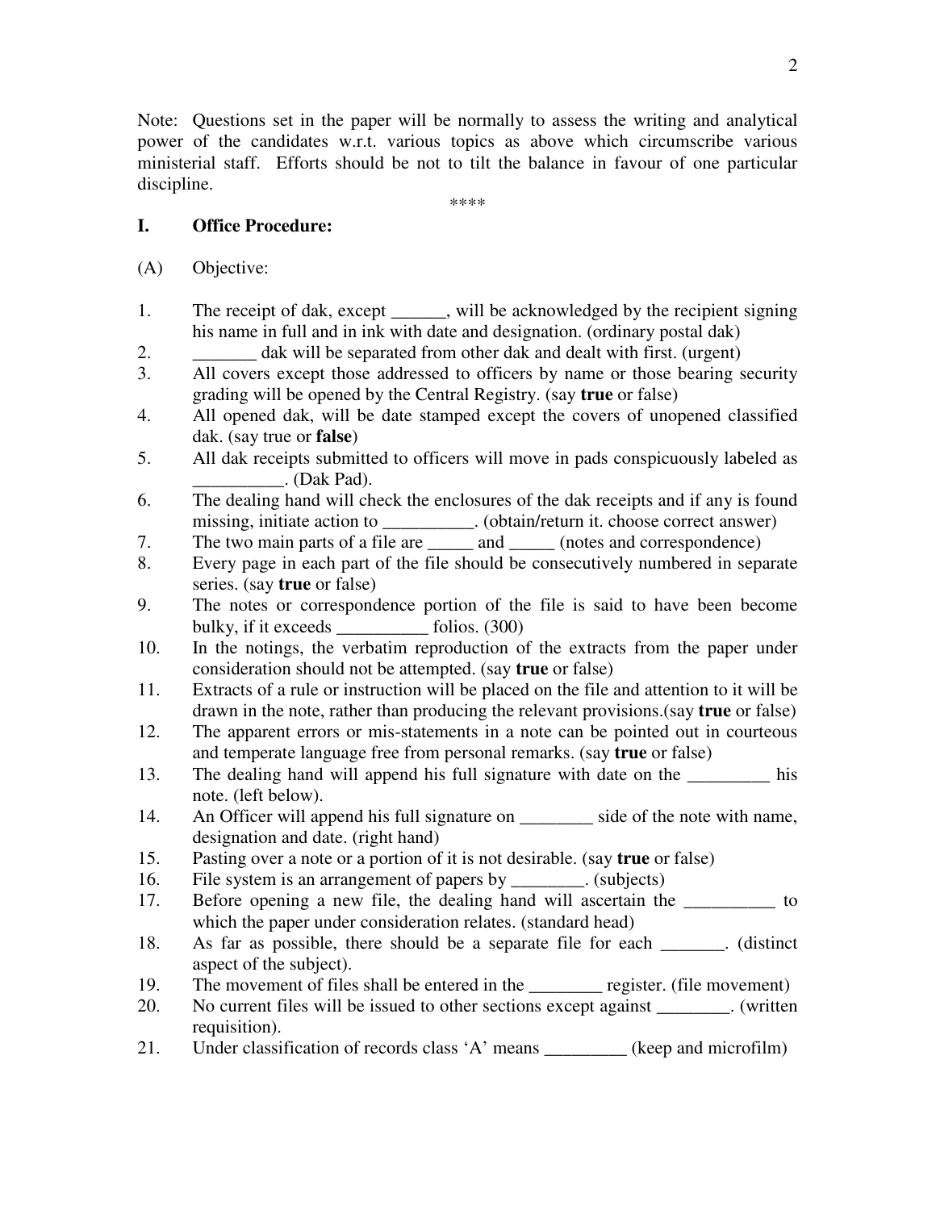Note: Questions set in the paper will be normally to assess the writing and analytical power of the candidates w.r.t. various topics as above which circumscribe various ministerial staff. Efforts should be not to tilt the balance in favour of one particular discipline.

****

## I. Office Procedure:

(A) Objective:

1. The receipt of dak, except ______, will be acknowledged by the recipient signing his name in full and in ink with date and designation. (ordinary postal dak)
2. _______ dak will be separated from other dak and dealt with first. (urgent)
3. All covers except those addressed to officers by name or those bearing security grading will be opened by the Central Registry. (say **true** or false)
4. All opened dak, will be date stamped except the covers of unopened classified dak. (say true or **false**)
5. All dak receipts submitted to officers will move in pads conspicuously labeled as __________. (Dak Pad).
6. The dealing hand will check the enclosures of the dak receipts and if any is found missing, initiate action to __________. (obtain/return it. choose correct answer)
7. The two main parts of a file are _____ and _____ (notes and correspondence)
8. Every page in each part of the file should be consecutively numbered in separate series. (say **true** or false)
9. The notes or correspondence portion of the file is said to have been become bulky, if it exceeds __________ folios. (300)
10. In the notings, the verbatim reproduction of the extracts from the paper under consideration should not be attempted. (say **true** or false)
11. Extracts of a rule or instruction will be placed on the file and attention to it will be drawn in the note, rather than producing the relevant provisions.(say **true** or false)
12. The apparent errors or mis-statements in a note can be pointed out in courteous and temperate language free from personal remarks. (say **true** or false)
13. The dealing hand will append his full signature with date on the _________ his note. (left below).
14. An Officer will append his full signature on ________ side of the note with name, designation and date. (right hand)
15. Pasting over a note or a portion of it is not desirable. (say **true** or false)
16. File system is an arrangement of papers by ________. (subjects)
17. Before opening a new file, the dealing hand will ascertain the __________ to which the paper under consideration relates. (standard head)
18. As far as possible, there should be a separate file for each _______. (distinct aspect of the subject).
19. The movement of files shall be entered in the ________ register. (file movement)
20. No current files will be issued to other sections except against ________. (written requisition).
21. Under classification of records class 'A' means _________ (keep and microfilm)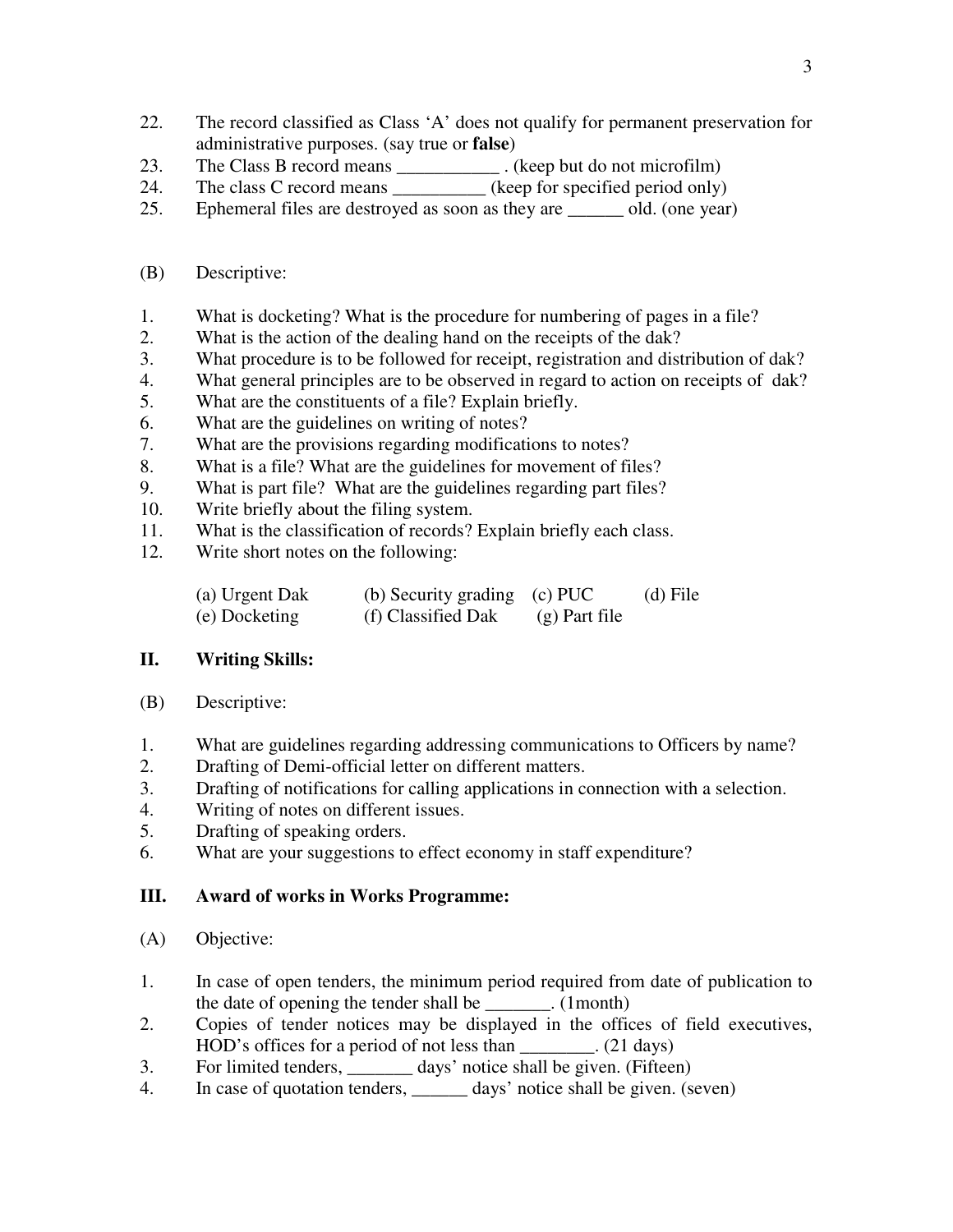22. The record classified as Class 'A' does not qualify for permanent preservation for administrative purposes. (say true or **false**)
23. The Class B record means ___________ . (keep but do not microfilm)
24. The class C record means __________ (keep for specified period only)
25. Ephemeral files are destroyed as soon as they are ______ old. (one year)

(B) Descriptive:

1. What is docketing? What is the procedure for numbering of pages in a file?
2. What is the action of the dealing hand on the receipts of the dak?
3. What procedure is to be followed for receipt, registration and distribution of dak?
4. What general principles are to be observed in regard to action on receipts of dak?
5. What are the constituents of a file? Explain briefly.
6. What are the guidelines on writing of notes?
7. What are the provisions regarding modifications to notes?
8. What is a file? What are the guidelines for movement of files?
9. What is part file? What are the guidelines regarding part files?
10. Write briefly about the filing system.
11. What is the classification of records? Explain briefly each class.
12. Write short notes on the following:

    (a) Urgent Dak (b) Security grading (c) PUC (d) File
    (e) Docketing (f) Classified Dak (g) Part file

## II. Writing Skills:

(B) Descriptive:

1. What are guidelines regarding addressing communications to Officers by name?
2. Drafting of Demi-official letter on different matters.
3. Drafting of notifications for calling applications in connection with a selection.
4. Writing of notes on different issues.
5. Drafting of speaking orders.
6. What are your suggestions to effect economy in staff expenditure?

## III. Award of works in Works Programme:

(A) Objective:

1. In case of open tenders, the minimum period required from date of publication to the date of opening the tender shall be _______. (1month)
2. Copies of tender notices may be displayed in the offices of field executives, HOD's offices for a period of not less than ________. (21 days)
3. For limited tenders, _______ days' notice shall be given. (Fifteen)
4. In case of quotation tenders, ______ days' notice shall be given. (seven)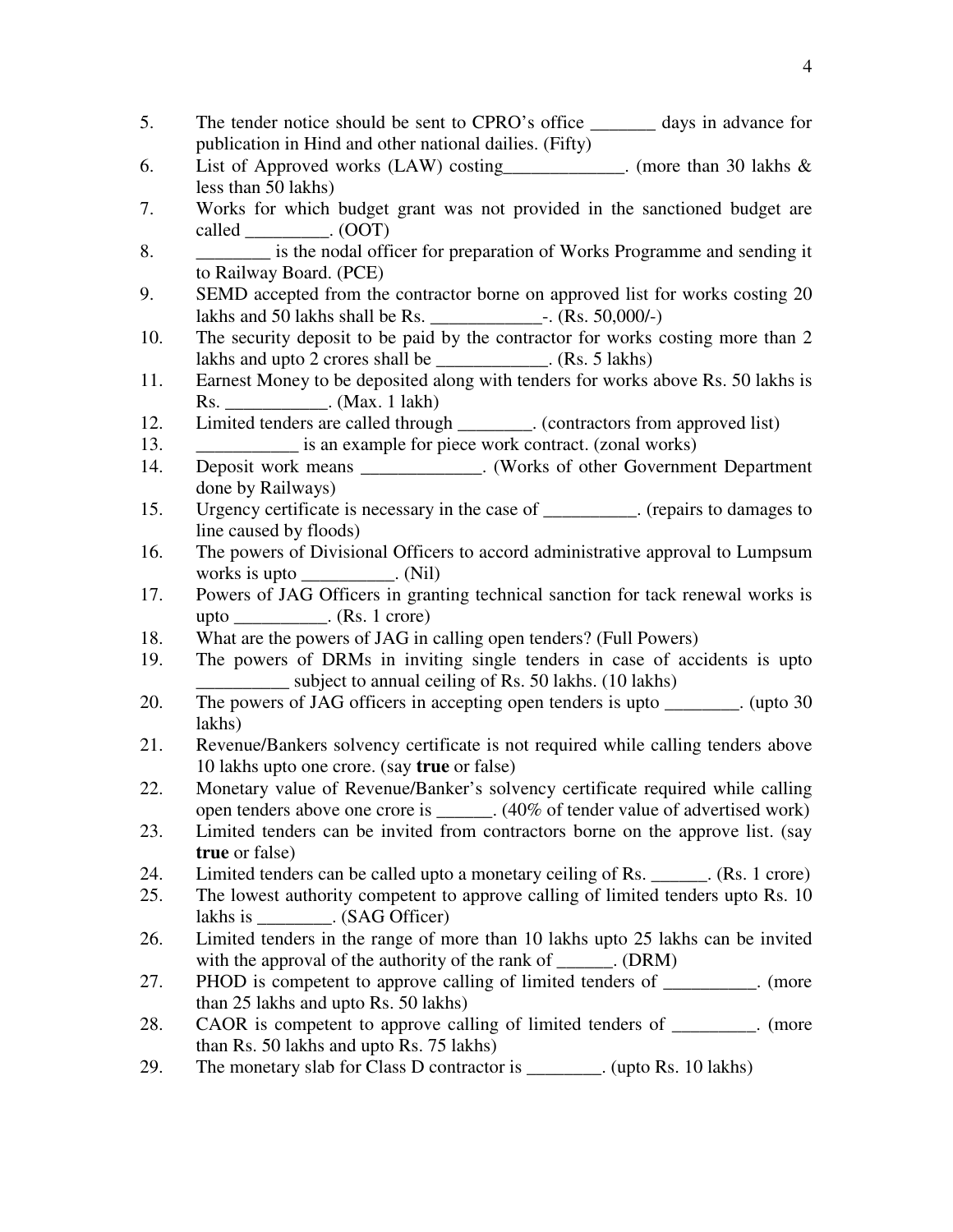5. The tender notice should be sent to CPRO's office _______ days in advance for publication in Hind and other national dailies. (Fifty)
6. List of Approved works (LAW) costing_____________. (more than 30 lakhs & less than 50 lakhs)
7. Works for which budget grant was not provided in the sanctioned budget are called _________. (OOT)
8. ________ is the nodal officer for preparation of Works Programme and sending it to Railway Board. (PCE)
9. SEMD accepted from the contractor borne on approved list for works costing 20 lakhs and 50 lakhs shall be Rs. ____________-. (Rs. 50,000/-)
10. The security deposit to be paid by the contractor for works costing more than 2 lakhs and upto 2 crores shall be ____________. (Rs. 5 lakhs)
11. Earnest Money to be deposited along with tenders for works above Rs. 50 lakhs is Rs. ___________. (Max. 1 lakh)
12. Limited tenders are called through ________. (contractors from approved list)
13. ___________ is an example for piece work contract. (zonal works)
14. Deposit work means _____________. (Works of other Government Department done by Railways)
15. Urgency certificate is necessary in the case of __________. (repairs to damages to line caused by floods)
16. The powers of Divisional Officers to accord administrative approval to Lumpsum works is upto __________. (Nil)
17. Powers of JAG Officers in granting technical sanction for tack renewal works is upto __________. (Rs. 1 crore)
18. What are the powers of JAG in calling open tenders? (Full Powers)
19. The powers of DRMs in inviting single tenders in case of accidents is upto __________ subject to annual ceiling of Rs. 50 lakhs. (10 lakhs)
20. The powers of JAG officers in accepting open tenders is upto ________. (upto 30 lakhs)
21. Revenue/Bankers solvency certificate is not required while calling tenders above 10 lakhs upto one crore. (say **true** or false)
22. Monetary value of Revenue/Banker's solvency certificate required while calling open tenders above one crore is ______. (40% of tender value of advertised work)
23. Limited tenders can be invited from contractors borne on the approve list. (say **true** or false)
24. Limited tenders can be called upto a monetary ceiling of Rs. ______. (Rs. 1 crore)
25. The lowest authority competent to approve calling of limited tenders upto Rs. 10 lakhs is ________. (SAG Officer)
26. Limited tenders in the range of more than 10 lakhs upto 25 lakhs can be invited with the approval of the authority of the rank of ______. (DRM)
27. PHOD is competent to approve calling of limited tenders of __________. (more than 25 lakhs and upto Rs. 50 lakhs)
28. CAOR is competent to approve calling of limited tenders of _________. (more than Rs. 50 lakhs and upto Rs. 75 lakhs)
29. The monetary slab for Class D contractor is ________. (upto Rs. 10 lakhs)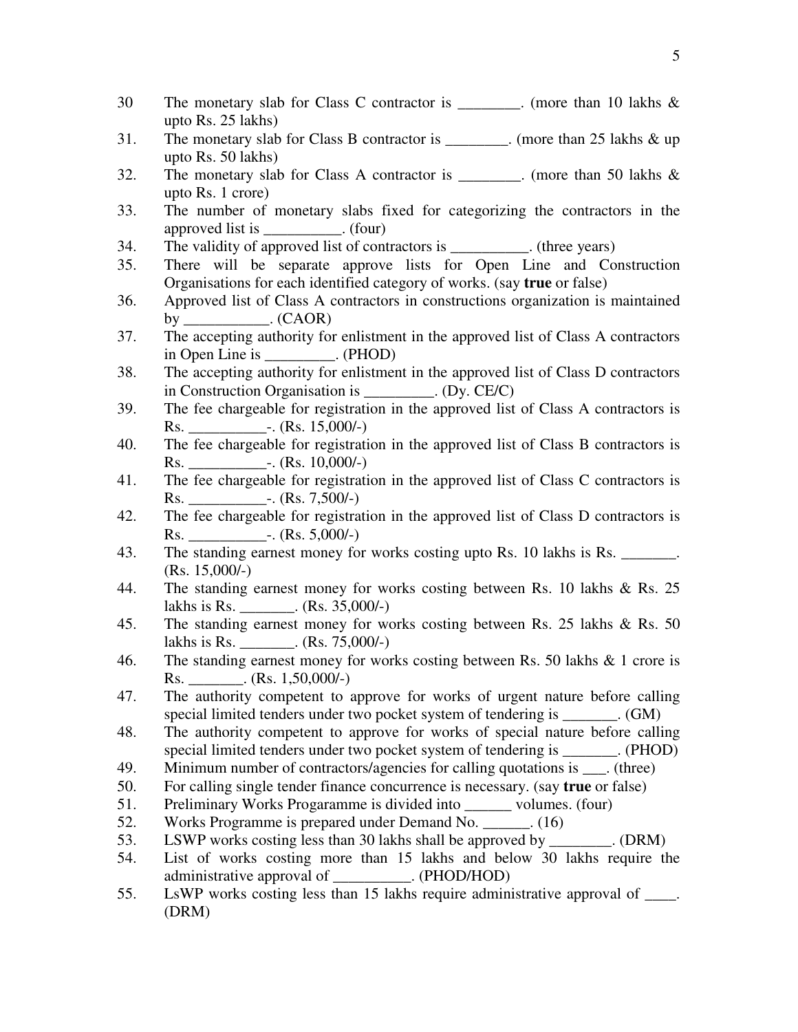30 The monetary slab for Class C contractor is ________. (more than 10 lakhs & upto Rs. 25 lakhs)

31. The monetary slab for Class B contractor is ________. (more than 25 lakhs & up upto Rs. 50 lakhs)

32. The monetary slab for Class A contractor is ________. (more than 50 lakhs & upto Rs. 1 crore)

33. The number of monetary slabs fixed for categorizing the contractors in the approved list is __________. (four)

34. The validity of approved list of contractors is __________. (three years)

35. There will be separate approve lists for Open Line and Construction Organisations for each identified category of works. (say **true** or false)

36. Approved list of Class A contractors in constructions organization is maintained by ___________. (CAOR)

37. The accepting authority for enlistment in the approved list of Class A contractors in Open Line is _________. (PHOD)

38. The accepting authority for enlistment in the approved list of Class D contractors in Construction Organisation is _________. (Dy. CE/C)

39. The fee chargeable for registration in the approved list of Class A contractors is Rs. __________-. (Rs. 15,000/-)

40. The fee chargeable for registration in the approved list of Class B contractors is Rs. __________-. (Rs. 10,000/-)

41. The fee chargeable for registration in the approved list of Class C contractors is Rs. __________-. (Rs. 7,500/-)

42. The fee chargeable for registration in the approved list of Class D contractors is Rs. __________-. (Rs. 5,000/-)

43. The standing earnest money for works costing upto Rs. 10 lakhs is Rs. _______. (Rs. 15,000/-)

44. The standing earnest money for works costing between Rs. 10 lakhs & Rs. 25 lakhs is Rs. _______. (Rs. 35,000/-)

45. The standing earnest money for works costing between Rs. 25 lakhs & Rs. 50 lakhs is Rs. _______. (Rs. 75,000/-)

46. The standing earnest money for works costing between Rs. 50 lakhs & 1 crore is Rs. _______. (Rs. 1,50,000/-)

47. The authority competent to approve for works of urgent nature before calling special limited tenders under two pocket system of tendering is _______. (GM)

48. The authority competent to approve for works of special nature before calling special limited tenders under two pocket system of tendering is _______. (PHOD)

49. Minimum number of contractors/agencies for calling quotations is ___. (three)

50. For calling single tender finance concurrence is necessary. (say **true** or false)

51. Preliminary Works Progaramme is divided into ______ volumes. (four)

52. Works Programme is prepared under Demand No. ______. (16)

53. LSWP works costing less than 30 lakhs shall be approved by ________. (DRM)

54. List of works costing more than 15 lakhs and below 30 lakhs require the administrative approval of __________. (PHOD/HOD)

55. LsWP works costing less than 15 lakhs require administrative approval of ____. (DRM)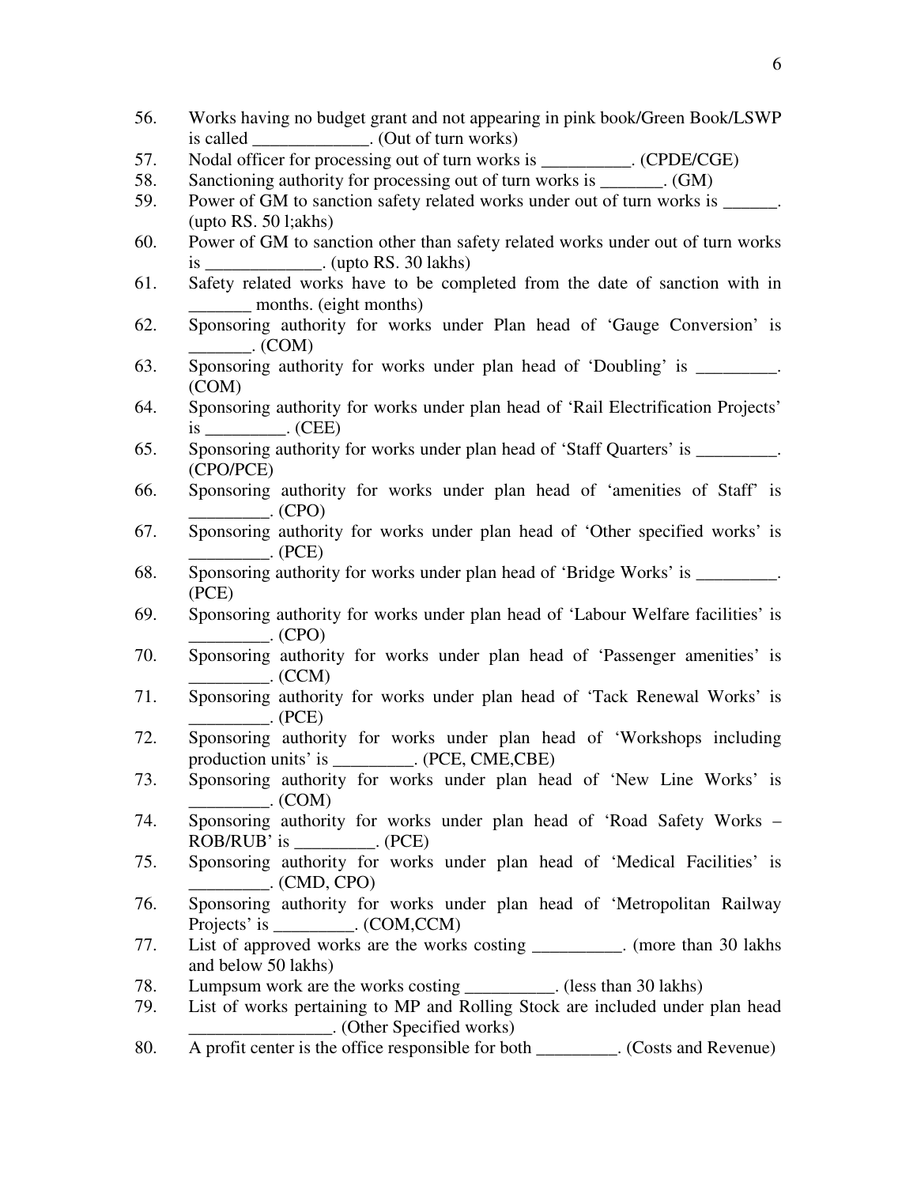56. Works having no budget grant and not appearing in pink book/Green Book/LSWP is called _____________. (Out of turn works)
57. Nodal officer for processing out of turn works is __________. (CPDE/CGE)
58. Sanctioning authority for processing out of turn works is _______. (GM)
59. Power of GM to sanction safety related works under out of turn works is ______. (upto RS. 50 l;akhs)
60. Power of GM to sanction other than safety related works under out of turn works is _____________. (upto RS. 30 lakhs)
61. Safety related works have to be completed from the date of sanction with in _______ months. (eight months)
62. Sponsoring authority for works under Plan head of 'Gauge Conversion' is _______. (COM)
63. Sponsoring authority for works under plan head of 'Doubling' is _________. (COM)
64. Sponsoring authority for works under plan head of 'Rail Electrification Projects' is _________. (CEE)
65. Sponsoring authority for works under plan head of 'Staff Quarters' is _________. (CPO/PCE)
66. Sponsoring authority for works under plan head of 'amenities of Staff' is _________. (CPO)
67. Sponsoring authority for works under plan head of 'Other specified works' is _________. (PCE)
68. Sponsoring authority for works under plan head of 'Bridge Works' is _________. (PCE)
69. Sponsoring authority for works under plan head of 'Labour Welfare facilities' is _________. (CPO)
70. Sponsoring authority for works under plan head of 'Passenger amenities' is _________. (CCM)
71. Sponsoring authority for works under plan head of 'Tack Renewal Works' is _________. (PCE)
72. Sponsoring authority for works under plan head of 'Workshops including production units' is _________. (PCE, CME,CBE)
73. Sponsoring authority for works under plan head of 'New Line Works' is _________. (COM)
74. Sponsoring authority for works under plan head of 'Road Safety Works – ROB/RUB' is _________. (PCE)
75. Sponsoring authority for works under plan head of 'Medical Facilities' is _________. (CMD, CPO)
76. Sponsoring authority for works under plan head of 'Metropolitan Railway Projects' is _________. (COM,CCM)
77. List of approved works are the works costing __________. (more than 30 lakhs and below 50 lakhs)
78. Lumpsum work are the works costing __________. (less than 30 lakhs)
79. List of works pertaining to MP and Rolling Stock are included under plan head ________________. (Other Specified works)
80. A profit center is the office responsible for both _________. (Costs and Revenue)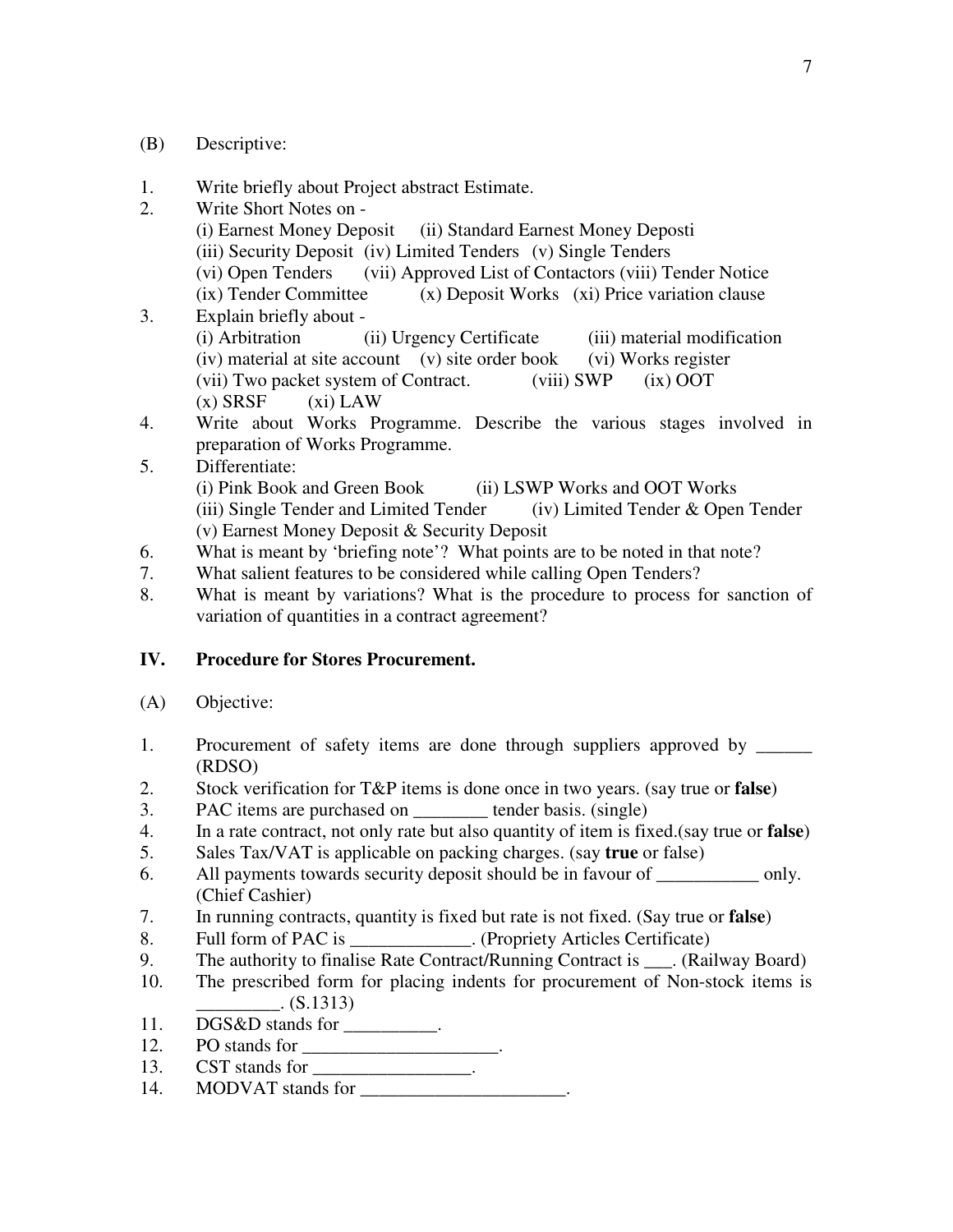(B) Descriptive:

1. Write briefly about Project abstract Estimate.
2. Write Short Notes on -
   (i) Earnest Money Deposit (ii) Standard Earnest Money Deposti
   (iii) Security Deposit (iv) Limited Tenders (v) Single Tenders
   (vi) Open Tenders (vii) Approved List of Contactors (viii) Tender Notice
   (ix) Tender Committee (x) Deposit Works (xi) Price variation clause
3. Explain briefly about -
   (i) Arbitration (ii) Urgency Certificate (iii) material modification
   (iv) material at site account (v) site order book (vi) Works register
   (vii) Two packet system of Contract. (viii) SWP (ix) OOT
   (x) SRSF (xi) LAW
4. Write about Works Programme. Describe the various stages involved in preparation of Works Programme.
5. Differentiate:
   (i) Pink Book and Green Book (ii) LSWP Works and OOT Works
   (iii) Single Tender and Limited Tender (iv) Limited Tender & Open Tender
   (v) Earnest Money Deposit & Security Deposit
6. What is meant by 'briefing note'? What points are to be noted in that note?
7. What salient features to be considered while calling Open Tenders?
8. What is meant by variations? What is the procedure to process for sanction of variation of quantities in a contract agreement?

## IV. Procedure for Stores Procurement.

(A) Objective:

1. Procurement of safety items are done through suppliers approved by ______ (RDSO)
2. Stock verification for T&P items is done once in two years. (say true or **false**)
3. PAC items are purchased on ________ tender basis. (single)
4. In a rate contract, not only rate but also quantity of item is fixed.(say true or **false**)
5. Sales Tax/VAT is applicable on packing charges. (say **true** or false)
6. All payments towards security deposit should be in favour of ___________ only. (Chief Cashier)
7. In running contracts, quantity is fixed but rate is not fixed. (Say true or **false**)
8. Full form of PAC is _____________. (Propriety Articles Certificate)
9. The authority to finalise Rate Contract/Running Contract is ___. (Railway Board)
10. The prescribed form for placing indents for procurement of Non-stock items is _________. (S.1313)
11. DGS&D stands for __________.
12. PO stands for _____________________.
13. CST stands for _________________.
14. MODVAT stands for ______________________.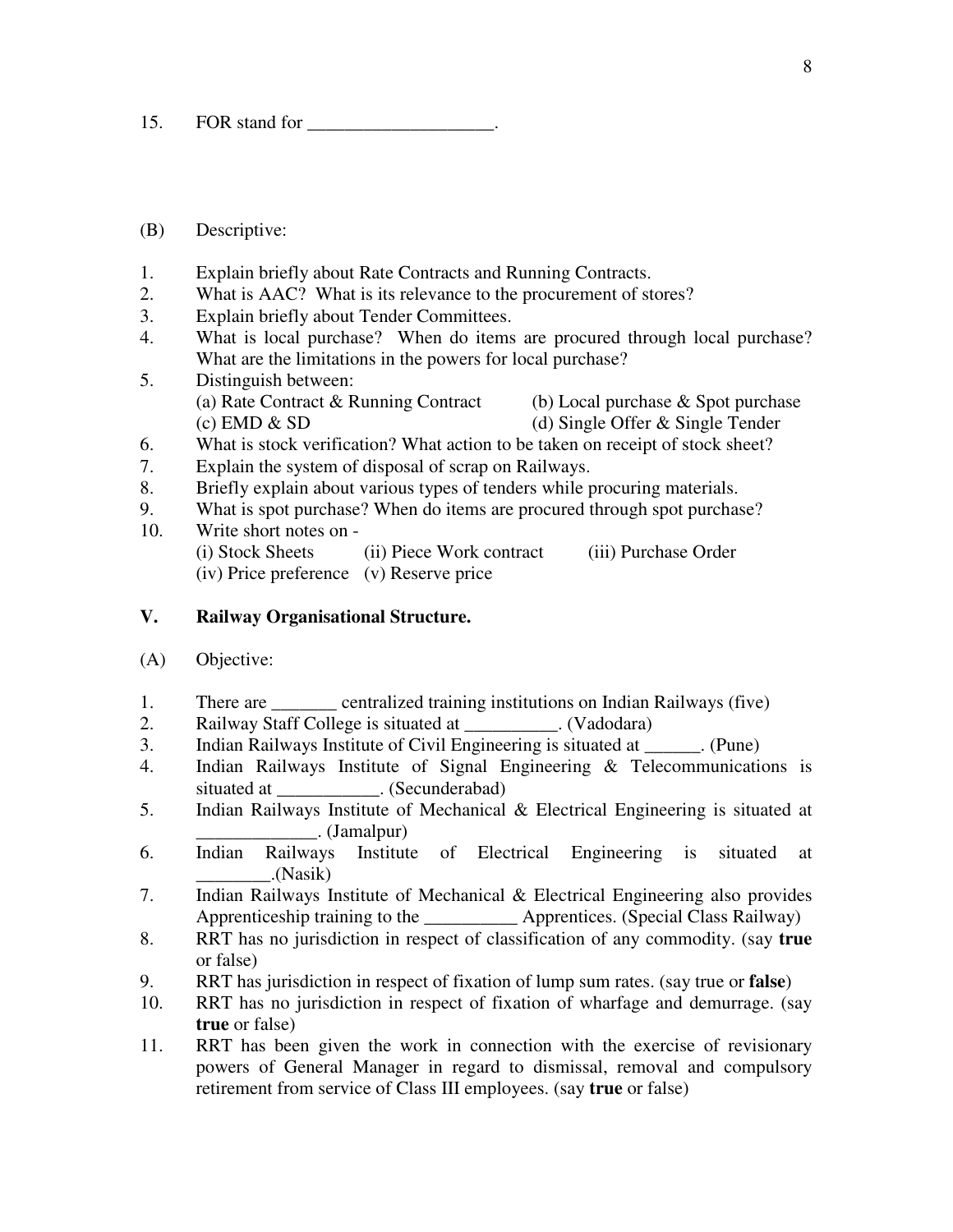15. FOR stand for ____________________.

(B) Descriptive:

1. Explain briefly about Rate Contracts and Running Contracts.
2. What is AAC? What is its relevance to the procurement of stores?
3. Explain briefly about Tender Committees.
4. What is local purchase? When do items are procured through local purchase? What are the limitations in the powers for local purchase?
5. Distinguish between:
   (a) Rate Contract & Running Contract
   (b) Local purchase & Spot purchase
   (c) EMD & SD
   (d) Single Offer & Single Tender
6. What is stock verification? What action to be taken on receipt of stock sheet?
7. Explain the system of disposal of scrap on Railways.
8. Briefly explain about various types of tenders while procuring materials.
9. What is spot purchase? When do items are procured through spot purchase?
10. Write short notes on -
    (i) Stock Sheets (ii) Piece Work contract (iii) Purchase Order
    (iv) Price preference (v) Reserve price

## V. Railway Organisational Structure.

(A) Objective:

1. There are _______ centralized training institutions on Indian Railways (five)
2. Railway Staff College is situated at __________. (Vadodara)
3. Indian Railways Institute of Civil Engineering is situated at ______. (Pune)
4. Indian Railways Institute of Signal Engineering & Telecommunications is situated at ___________. (Secunderabad)
5. Indian Railways Institute of Mechanical & Electrical Engineering is situated at _____________. (Jamalpur)
6. Indian Railways Institute of Electrical Engineering is situated at ________.(Nasik)
7. Indian Railways Institute of Mechanical & Electrical Engineering also provides Apprenticeship training to the __________ Apprentices. (Special Class Railway)
8. RRT has no jurisdiction in respect of classification of any commodity. (say **true** or false)
9. RRT has jurisdiction in respect of fixation of lump sum rates. (say true or **false**)
10. RRT has no jurisdiction in respect of fixation of wharfage and demurrage. (say **true** or false)
11. RRT has been given the work in connection with the exercise of revisionary powers of General Manager in regard to dismissal, removal and compulsory retirement from service of Class III employees. (say **true** or false)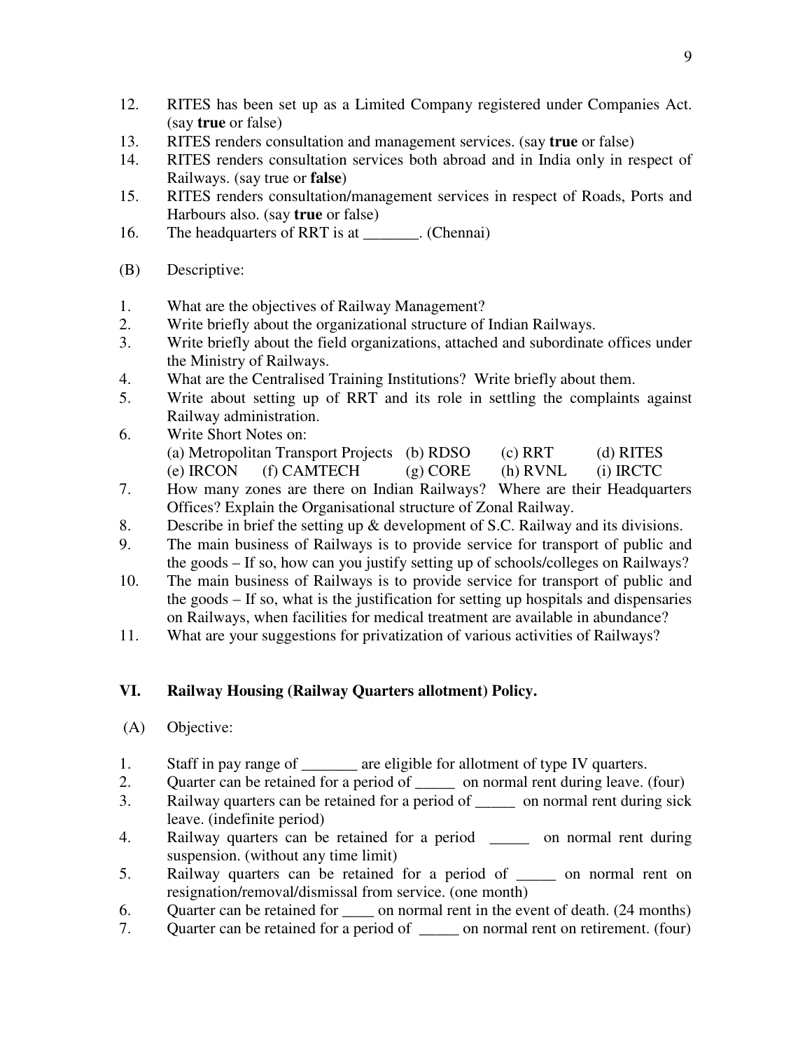12. RITES has been set up as a Limited Company registered under Companies Act. (say **true** or false)
13. RITES renders consultation and management services. (say **true** or false)
14. RITES renders consultation services both abroad and in India only in respect of Railways. (say true or **false**)
15. RITES renders consultation/management services in respect of Roads, Ports and Harbours also. (say **true** or false)
16. The headquarters of RRT is at _______. (Chennai)

(B) Descriptive:

1. What are the objectives of Railway Management?
2. Write briefly about the organizational structure of Indian Railways.
3. Write briefly about the field organizations, attached and subordinate offices under the Ministry of Railways.
4. What are the Centralised Training Institutions? Write briefly about them.
5. Write about setting up of RRT and its role in settling the complaints against Railway administration.
6. Write Short Notes on:
   (a) Metropolitan Transport Projects (b) RDSO (c) RRT (d) RITES
   (e) IRCON (f) CAMTECH (g) CORE (h) RVNL (i) IRCTC
7. How many zones are there on Indian Railways? Where are their Headquarters Offices? Explain the Organisational structure of Zonal Railway.
8. Describe in brief the setting up & development of S.C. Railway and its divisions.
9. The main business of Railways is to provide service for transport of public and the goods – If so, how can you justify setting up of schools/colleges on Railways?
10. The main business of Railways is to provide service for transport of public and the goods – If so, what is the justification for setting up hospitals and dispensaries on Railways, when facilities for medical treatment are available in abundance?
11. What are your suggestions for privatization of various activities of Railways?

## VI. Railway Housing (Railway Quarters allotment) Policy.

(A) Objective:

1. Staff in pay range of _______ are eligible for allotment of type IV quarters.
2. Quarter can be retained for a period of _____ on normal rent during leave. (four)
3. Railway quarters can be retained for a period of _____ on normal rent during sick leave. (indefinite period)
4. Railway quarters can be retained for a period _____ on normal rent during suspension. (without any time limit)
5. Railway quarters can be retained for a period of _____ on normal rent on resignation/removal/dismissal from service. (one month)
6. Quarter can be retained for ____ on normal rent in the event of death. (24 months)
7. Quarter can be retained for a period of _____ on normal rent on retirement. (four)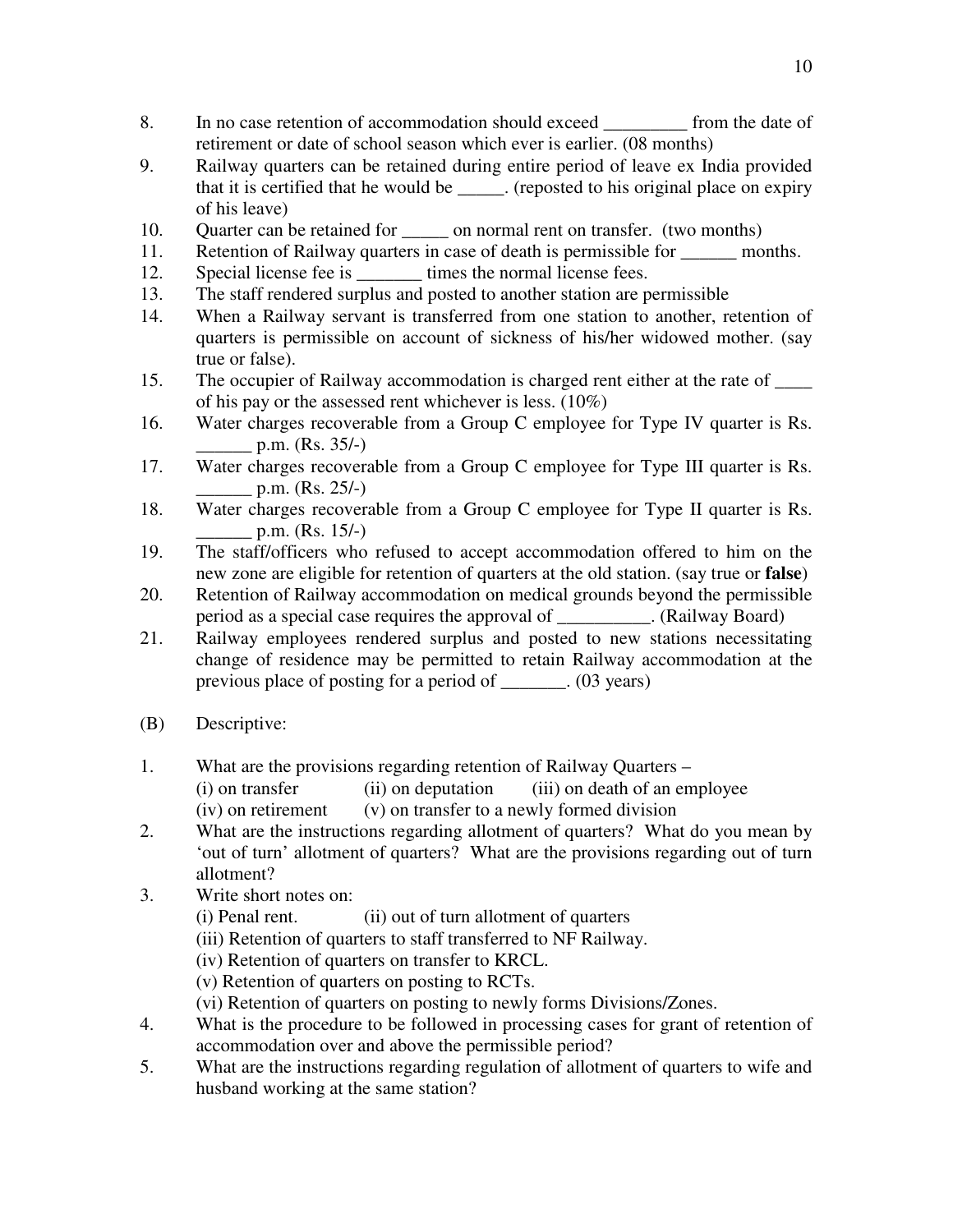8. In no case retention of accommodation should exceed _________ from the date of retirement or date of school season which ever is earlier. (08 months)
9. Railway quarters can be retained during entire period of leave ex India provided that it is certified that he would be _____. (reposted to his original place on expiry of his leave)
10. Quarter can be retained for _____ on normal rent on transfer. (two months)
11. Retention of Railway quarters in case of death is permissible for ______ months.
12. Special license fee is _______ times the normal license fees.
13. The staff rendered surplus and posted to another station are permissible
14. When a Railway servant is transferred from one station to another, retention of quarters is permissible on account of sickness of his/her widowed mother. (say true or false).
15. The occupier of Railway accommodation is charged rent either at the rate of ____ of his pay or the assessed rent whichever is less. (10%)
16. Water charges recoverable from a Group C employee for Type IV quarter is Rs. ______ p.m. (Rs. 35/-)
17. Water charges recoverable from a Group C employee for Type III quarter is Rs. ______ p.m. (Rs. 25/-)
18. Water charges recoverable from a Group C employee for Type II quarter is Rs. ______ p.m. (Rs. 15/-)
19. The staff/officers who refused to accept accommodation offered to him on the new zone are eligible for retention of quarters at the old station. (say true or **false**)
20. Retention of Railway accommodation on medical grounds beyond the permissible period as a special case requires the approval of __________. (Railway Board)
21. Railway employees rendered surplus and posted to new stations necessitating change of residence may be permitted to retain Railway accommodation at the previous place of posting for a period of _______. (03 years)

(B) Descriptive:

1. What are the provisions regarding retention of Railway Quarters –
   (i) on transfer (ii) on deputation (iii) on death of an employee
   (iv) on retirement (v) on transfer to a newly formed division
2. What are the instructions regarding allotment of quarters? What do you mean by 'out of turn' allotment of quarters? What are the provisions regarding out of turn allotment?
3. Write short notes on:
   (i) Penal rent. (ii) out of turn allotment of quarters
   (iii) Retention of quarters to staff transferred to NF Railway.
   (iv) Retention of quarters on transfer to KRCL.
   (v) Retention of quarters on posting to RCTs.
   (vi) Retention of quarters on posting to newly forms Divisions/Zones.
4. What is the procedure to be followed in processing cases for grant of retention of accommodation over and above the permissible period?
5. What are the instructions regarding regulation of allotment of quarters to wife and husband working at the same station?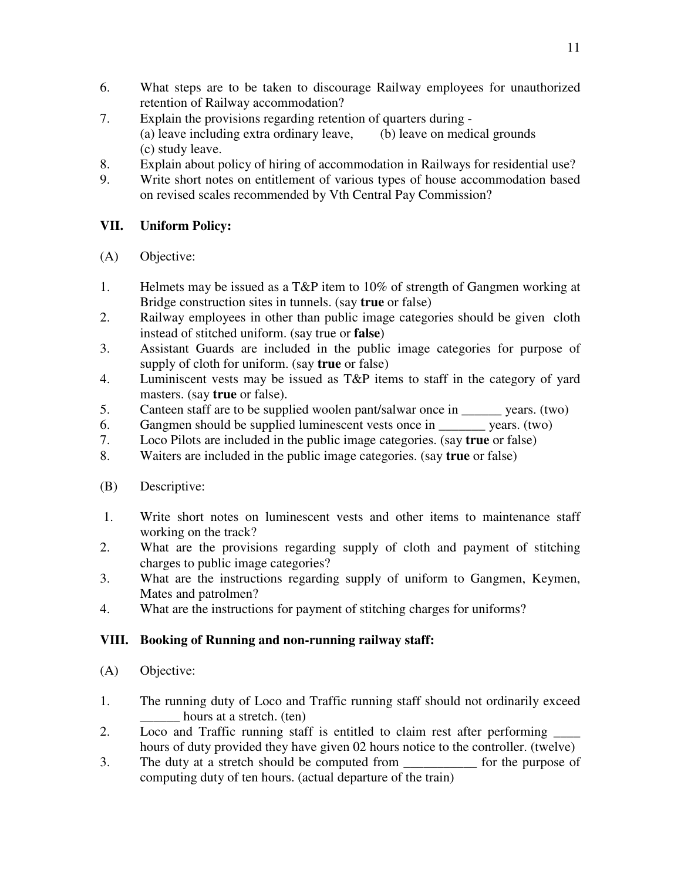6. What steps are to be taken to discourage Railway employees for unauthorized retention of Railway accommodation?
7. Explain the provisions regarding retention of quarters during -
   (a) leave including extra ordinary leave, (b) leave on medical grounds
   (c) study leave.
8. Explain about policy of hiring of accommodation in Railways for residential use?
9. Write short notes on entitlement of various types of house accommodation based on revised scales recommended by Vth Central Pay Commission?

## VII. Uniform Policy:

(A) Objective:

1. Helmets may be issued as a T&P item to 10% of strength of Gangmen working at Bridge construction sites in tunnels. (say **true** or false)
2. Railway employees in other than public image categories should be given cloth instead of stitched uniform. (say true or **false**)
3. Assistant Guards are included in the public image categories for purpose of supply of cloth for uniform. (say **true** or false)
4. Luminiscent vests may be issued as T&P items to staff in the category of yard masters. (say **true** or false).
5. Canteen staff are to be supplied woolen pant/salwar once in ______ years. (two)
6. Gangmen should be supplied luminescent vests once in _______ years. (two)
7. Loco Pilots are included in the public image categories. (say **true** or false)
8. Waiters are included in the public image categories. (say **true** or false)

(B) Descriptive:

1. Write short notes on luminescent vests and other items to maintenance staff working on the track?
2. What are the provisions regarding supply of cloth and payment of stitching charges to public image categories?
3. What are the instructions regarding supply of uniform to Gangmen, Keymen, Mates and patrolmen?
4. What are the instructions for payment of stitching charges for uniforms?

## VIII. Booking of Running and non-running railway staff:

(A) Objective:

1. The running duty of Loco and Traffic running staff should not ordinarily exceed ______ hours at a stretch. (ten)
2. Loco and Traffic running staff is entitled to claim rest after performing ____ hours of duty provided they have given 02 hours notice to the controller. (twelve)
3. The duty at a stretch should be computed from ___________ for the purpose of computing duty of ten hours. (actual departure of the train)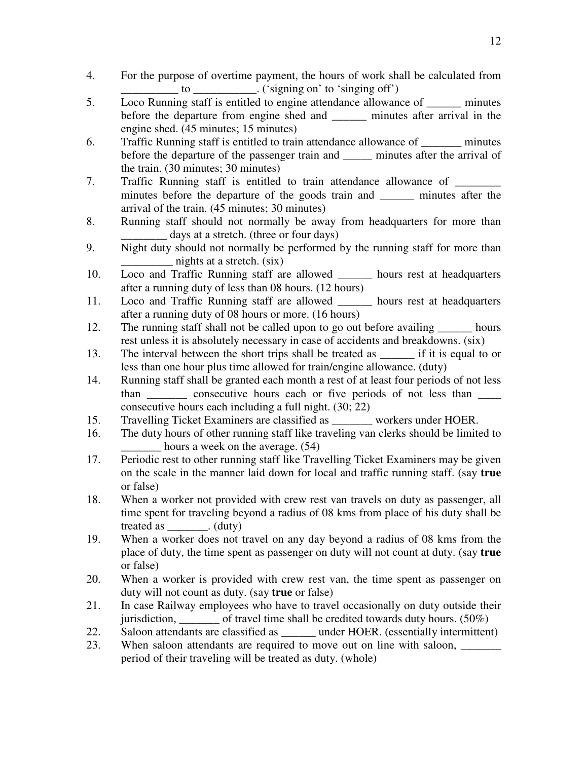4. For the purpose of overtime payment, the hours of work shall be calculated from __________ to ___________. ('signing on' to 'singing off')
5. Loco Running staff is entitled to engine attendance allowance of ______ minutes before the departure from engine shed and ______ minutes after arrival in the engine shed. (45 minutes; 15 minutes)
6. Traffic Running staff is entitled to train attendance allowance of _______ minutes before the departure of the passenger train and _____ minutes after the arrival of the train. (30 minutes; 30 minutes)
7. Traffic Running staff is entitled to train attendance allowance of ________ minutes before the departure of the goods train and ______ minutes after the arrival of the train. (45 minutes; 30 minutes)
8. Running staff should not normally be away from headquarters for more than ________ days at a stretch. (three or four days)
9. Night duty should not normally be performed by the running staff for more than _________ nights at a stretch. (six)
10. Loco and Traffic Running staff are allowed ______ hours rest at headquarters after a running duty of less than 08 hours. (12 hours)
11. Loco and Traffic Running staff are allowed ______ hours rest at headquarters after a running duty of 08 hours or more. (16 hours)
12. The running staff shall not be called upon to go out before availing ______ hours rest unless it is absolutely necessary in case of accidents and breakdowns. (six)
13. The interval between the short trips shall be treated as ______ if it is equal to or less than one hour plus time allowed for train/engine allowance. (duty)
14. Running staff shall be granted each month a rest of at least four periods of not less than _______ consecutive hours each or five periods of not less than ____ consecutive hours each including a full night. (30; 22)
15. Travelling Ticket Examiners are classified as _______ workers under HOER.
16. The duty hours of other running staff like traveling van clerks should be limited to _______ hours a week on the average. (54)
17. Periodic rest to other running staff like Travelling Ticket Examiners may be given on the scale in the manner laid down for local and traffic running staff. (say **true** or false)
18. When a worker not provided with crew rest van travels on duty as passenger, all time spent for traveling beyond a radius of 08 kms from place of his duty shall be treated as _______. (duty)
19. When a worker does not travel on any day beyond a radius of 08 kms from the place of duty, the time spent as passenger on duty will not count at duty. (say **true** or false)
20. When a worker is provided with crew rest van, the time spent as passenger on duty will not count as duty. (say **true** or false)
21. In case Railway employees who have to travel occasionally on duty outside their jurisdiction, _______ of travel time shall be credited towards duty hours. (50%)
22. Saloon attendants are classified as ______ under HOER. (essentially intermittent)
23. When saloon attendants are required to move out on line with saloon, _______ period of their traveling will be treated as duty. (whole)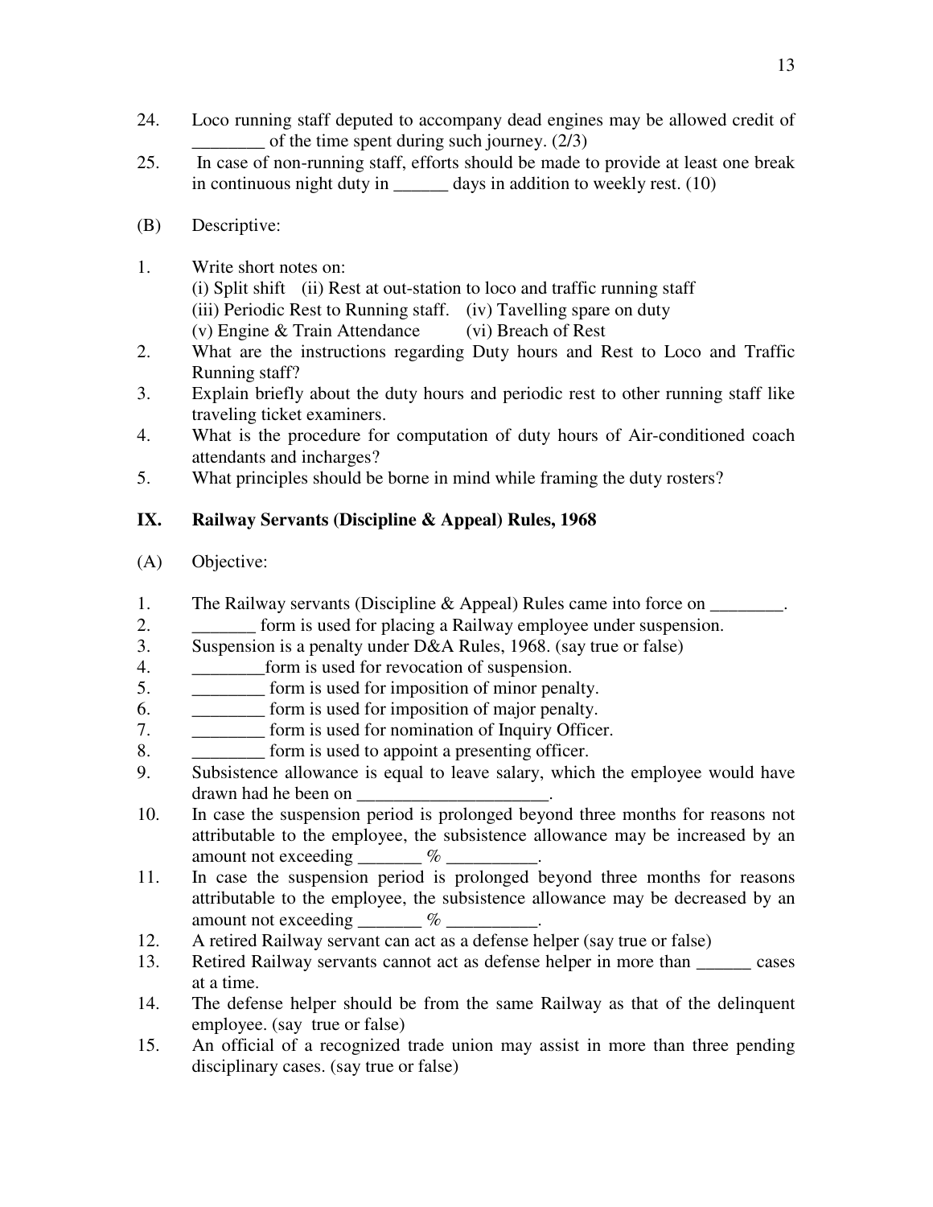24. Loco running staff deputed to accompany dead engines may be allowed credit of ________ of the time spent during such journey. (2/3)
25. In case of non-running staff, efforts should be made to provide at least one break in continuous night duty in ______ days in addition to weekly rest. (10)

(B) Descriptive:

1. Write short notes on:
   (i) Split shift (ii) Rest at out-station to loco and traffic running staff
   (iii) Periodic Rest to Running staff. (iv) Tavelling spare on duty
   (v) Engine & Train Attendance (vi) Breach of Rest
2. What are the instructions regarding Duty hours and Rest to Loco and Traffic Running staff?
3. Explain briefly about the duty hours and periodic rest to other running staff like traveling ticket examiners.
4. What is the procedure for computation of duty hours of Air-conditioned coach attendants and incharges?
5. What principles should be borne in mind while framing the duty rosters?

## IX. Railway Servants (Discipline & Appeal) Rules, 1968

(A) Objective:

1. The Railway servants (Discipline & Appeal) Rules came into force on ________.
2. _______ form is used for placing a Railway employee under suspension.
3. Suspension is a penalty under D&A Rules, 1968. (say true or false)
4. ________form is used for revocation of suspension.
5. ________ form is used for imposition of minor penalty.
6. ________ form is used for imposition of major penalty.
7. ________ form is used for nomination of Inquiry Officer.
8. ________ form is used to appoint a presenting officer.
9. Subsistence allowance is equal to leave salary, which the employee would have drawn had he been on _____________________.
10. In case the suspension period is prolonged beyond three months for reasons not attributable to the employee, the subsistence allowance may be increased by an amount not exceeding _______ % __________.
11. In case the suspension period is prolonged beyond three months for reasons attributable to the employee, the subsistence allowance may be decreased by an amount not exceeding _______ % __________.
12. A retired Railway servant can act as a defense helper (say true or false)
13. Retired Railway servants cannot act as defense helper in more than ______ cases at a time.
14. The defense helper should be from the same Railway as that of the delinquent employee. (say true or false)
15. An official of a recognized trade union may assist in more than three pending disciplinary cases. (say true or false)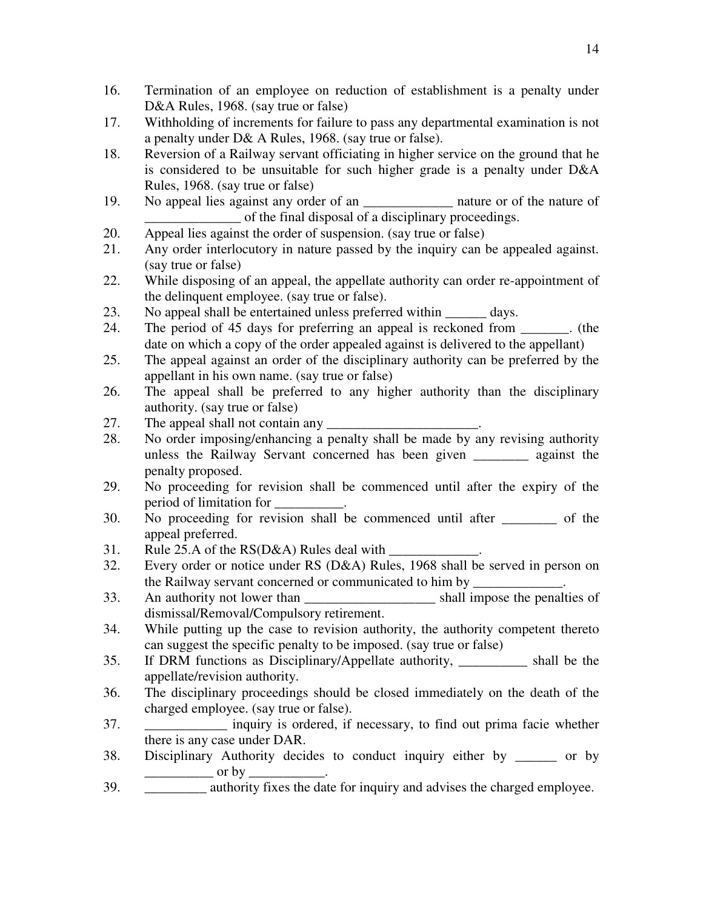16. Termination of an employee on reduction of establishment is a penalty under D&A Rules, 1968. (say true or false)
17. Withholding of increments for failure to pass any departmental examination is not a penalty under D& A Rules, 1968. (say true or false).
18. Reversion of a Railway servant officiating in higher service on the ground that he is considered to be unsuitable for such higher grade is a penalty under D&A Rules, 1968. (say true or false)
19. No appeal lies against any order of an _____________ nature or of the nature of ______________ of the final disposal of a disciplinary proceedings.
20. Appeal lies against the order of suspension. (say true or false)
21. Any order interlocutory in nature passed by the inquiry can be appealed against. (say true or false)
22. While disposing of an appeal, the appellate authority can order re-appointment of the delinquent employee. (say true or false).
23. No appeal shall be entertained unless preferred within ______ days.
24. The period of 45 days for preferring an appeal is reckoned from _______. (the date on which a copy of the order appealed against is delivered to the appellant)
25. The appeal against an order of the disciplinary authority can be preferred by the appellant in his own name. (say true or false)
26. The appeal shall be preferred to any higher authority than the disciplinary authority. (say true or false)
27. The appeal shall not contain any ______________________.
28. No order imposing/enhancing a penalty shall be made by any revising authority unless the Railway Servant concerned has been given ________ against the penalty proposed.
29. No proceeding for revision shall be commenced until after the expiry of the period of limitation for __________.
30. No proceeding for revision shall be commenced until after ________ of the appeal preferred.
31. Rule 25.A of the RS(D&A) Rules deal with _____________.
32. Every order or notice under RS (D&A) Rules, 1968 shall be served in person on the Railway servant concerned or communicated to him by _____________.
33. An authority not lower than ___________________ shall impose the penalties of dismissal/Removal/Compulsory retirement.
34. While putting up the case to revision authority, the authority competent thereto can suggest the specific penalty to be imposed. (say true or false)
35. If DRM functions as Disciplinary/Appellate authority, __________ shall be the appellate/revision authority.
36. The disciplinary proceedings should be closed immediately on the death of the charged employee. (say true or false).
37. ____________ inquiry is ordered, if necessary, to find out prima facie whether there is any case under DAR.
38. Disciplinary Authority decides to conduct inquiry either by ______ or by __________ or by ___________.
39. _________ authority fixes the date for inquiry and advises the charged employee.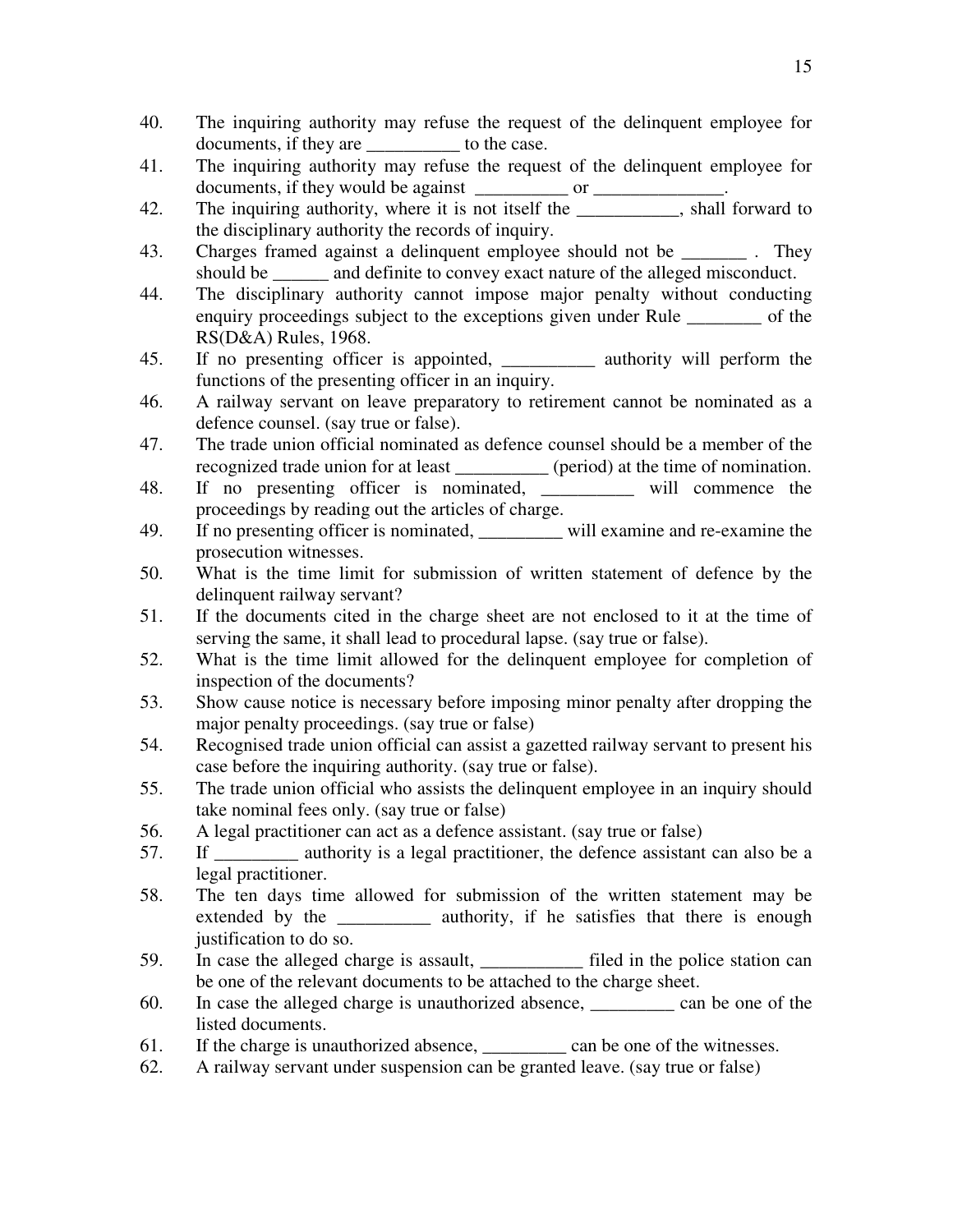40. The inquiring authority may refuse the request of the delinquent employee for documents, if they are __________ to the case.
41. The inquiring authority may refuse the request of the delinquent employee for documents, if they would be against __________ or ______________.
42. The inquiring authority, where it is not itself the ___________, shall forward to the disciplinary authority the records of inquiry.
43. Charges framed against a delinquent employee should not be _______ . They should be ______ and definite to convey exact nature of the alleged misconduct.
44. The disciplinary authority cannot impose major penalty without conducting enquiry proceedings subject to the exceptions given under Rule ________ of the RS(D&A) Rules, 1968.
45. If no presenting officer is appointed, __________ authority will perform the functions of the presenting officer in an inquiry.
46. A railway servant on leave preparatory to retirement cannot be nominated as a defence counsel. (say true or false).
47. The trade union official nominated as defence counsel should be a member of the recognized trade union for at least __________ (period) at the time of nomination.
48. If no presenting officer is nominated, __________ will commence the proceedings by reading out the articles of charge.
49. If no presenting officer is nominated, _________ will examine and re-examine the prosecution witnesses.
50. What is the time limit for submission of written statement of defence by the delinquent railway servant?
51. If the documents cited in the charge sheet are not enclosed to it at the time of serving the same, it shall lead to procedural lapse. (say true or false).
52. What is the time limit allowed for the delinquent employee for completion of inspection of the documents?
53. Show cause notice is necessary before imposing minor penalty after dropping the major penalty proceedings. (say true or false)
54. Recognised trade union official can assist a gazetted railway servant to present his case before the inquiring authority. (say true or false).
55. The trade union official who assists the delinquent employee in an inquiry should take nominal fees only. (say true or false)
56. A legal practitioner can act as a defence assistant. (say true or false)
57. If _________ authority is a legal practitioner, the defence assistant can also be a legal practitioner.
58. The ten days time allowed for submission of the written statement may be extended by the __________ authority, if he satisfies that there is enough justification to do so.
59. In case the alleged charge is assault, ___________ filed in the police station can be one of the relevant documents to be attached to the charge sheet.
60. In case the alleged charge is unauthorized absence, _________ can be one of the listed documents.
61. If the charge is unauthorized absence, _________ can be one of the witnesses.
62. A railway servant under suspension can be granted leave. (say true or false)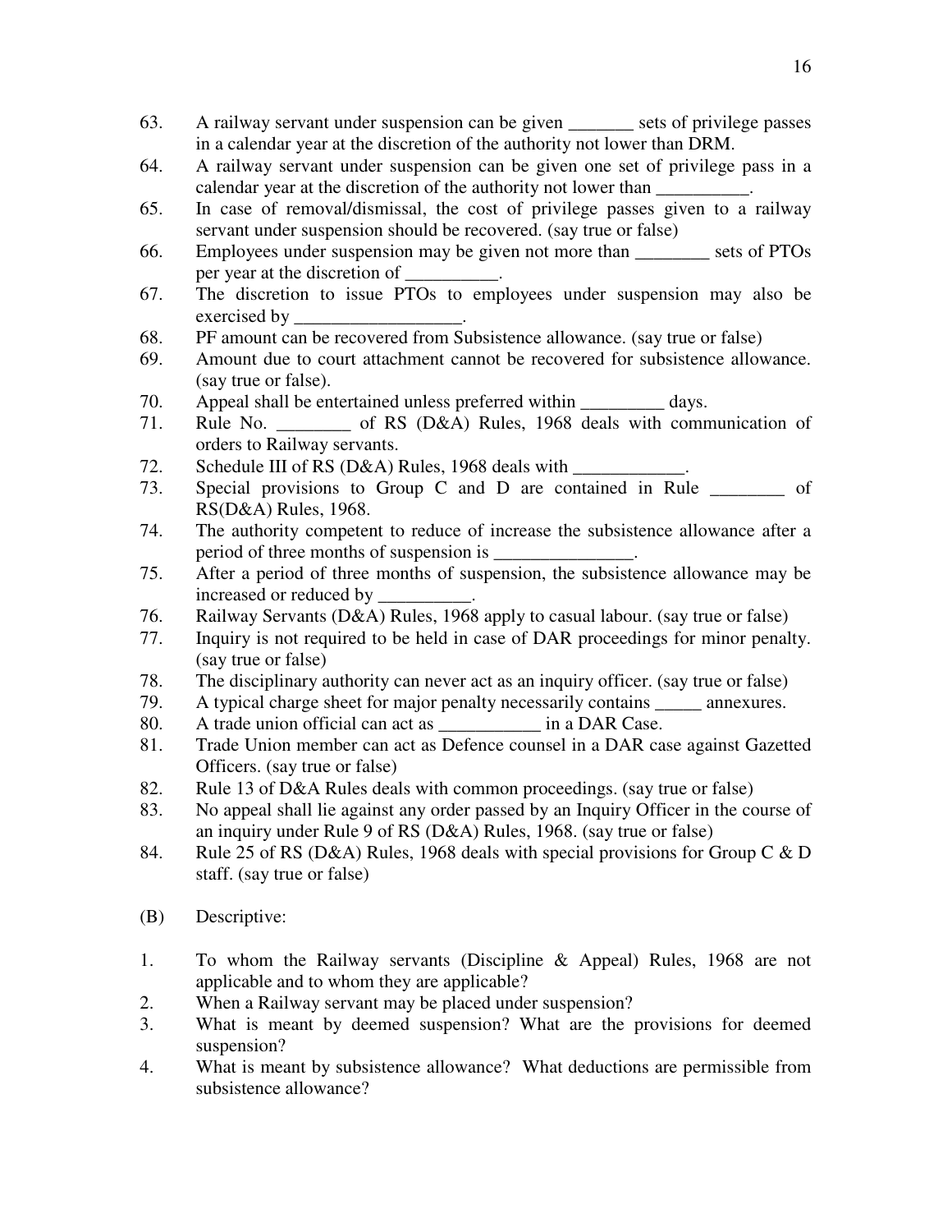63. A railway servant under suspension can be given _______ sets of privilege passes in a calendar year at the discretion of the authority not lower than DRM.
64. A railway servant under suspension can be given one set of privilege pass in a calendar year at the discretion of the authority not lower than __________.
65. In case of removal/dismissal, the cost of privilege passes given to a railway servant under suspension should be recovered. (say true or false)
66. Employees under suspension may be given not more than ________ sets of PTOs per year at the discretion of __________.
67. The discretion to issue PTOs to employees under suspension may also be exercised by __________________.
68. PF amount can be recovered from Subsistence allowance. (say true or false)
69. Amount due to court attachment cannot be recovered for subsistence allowance. (say true or false).
70. Appeal shall be entertained unless preferred within _________ days.
71. Rule No. ________ of RS (D&A) Rules, 1968 deals with communication of orders to Railway servants.
72. Schedule III of RS (D&A) Rules, 1968 deals with ____________.
73. Special provisions to Group C and D are contained in Rule ________ of RS(D&A) Rules, 1968.
74. The authority competent to reduce of increase the subsistence allowance after a period of three months of suspension is _______________.
75. After a period of three months of suspension, the subsistence allowance may be increased or reduced by __________.
76. Railway Servants (D&A) Rules, 1968 apply to casual labour. (say true or false)
77. Inquiry is not required to be held in case of DAR proceedings for minor penalty. (say true or false)
78. The disciplinary authority can never act as an inquiry officer. (say true or false)
79. A typical charge sheet for major penalty necessarily contains _____ annexures.
80. A trade union official can act as ___________ in a DAR Case.
81. Trade Union member can act as Defence counsel in a DAR case against Gazetted Officers. (say true or false)
82. Rule 13 of D&A Rules deals with common proceedings. (say true or false)
83. No appeal shall lie against any order passed by an Inquiry Officer in the course of an inquiry under Rule 9 of RS (D&A) Rules, 1968. (say true or false)
84. Rule 25 of RS (D&A) Rules, 1968 deals with special provisions for Group C & D staff. (say true or false)

(B) Descriptive:

1. To whom the Railway servants (Discipline & Appeal) Rules, 1968 are not applicable and to whom they are applicable?
2. When a Railway servant may be placed under suspension?
3. What is meant by deemed suspension? What are the provisions for deemed suspension?
4. What is meant by subsistence allowance? What deductions are permissible from subsistence allowance?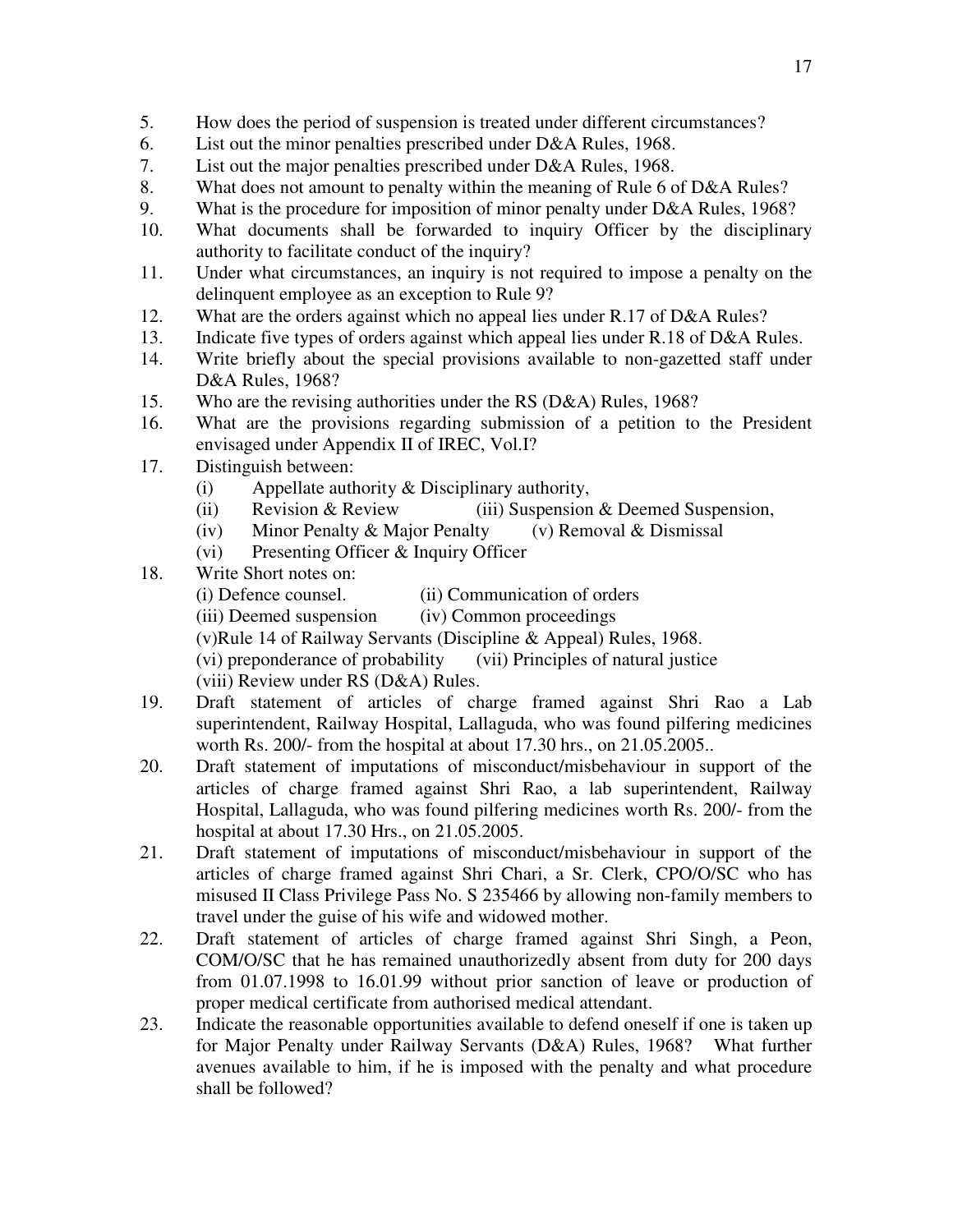5. How does the period of suspension is treated under different circumstances?
6. List out the minor penalties prescribed under D&A Rules, 1968.
7. List out the major penalties prescribed under D&A Rules, 1968.
8. What does not amount to penalty within the meaning of Rule 6 of D&A Rules?
9. What is the procedure for imposition of minor penalty under D&A Rules, 1968?
10. What documents shall be forwarded to inquiry Officer by the disciplinary authority to facilitate conduct of the inquiry?
11. Under what circumstances, an inquiry is not required to impose a penalty on the delinquent employee as an exception to Rule 9?
12. What are the orders against which no appeal lies under R.17 of D&A Rules?
13. Indicate five types of orders against which appeal lies under R.18 of D&A Rules.
14. Write briefly about the special provisions available to non-gazetted staff under D&A Rules, 1968?
15. Who are the revising authorities under the RS (D&A) Rules, 1968?
16. What are the provisions regarding submission of a petition to the President envisaged under Appendix II of IREC, Vol.I?
17. Distinguish between:
    (i) Appellate authority & Disciplinary authority,
    (ii) Revision & Review (iii) Suspension & Deemed Suspension,
    (iv) Minor Penalty & Major Penalty (v) Removal & Dismissal
    (vi) Presenting Officer & Inquiry Officer
18. Write Short notes on:
    (i) Defence counsel. (ii) Communication of orders
    (iii) Deemed suspension (iv) Common proceedings
    (v)Rule 14 of Railway Servants (Discipline & Appeal) Rules, 1968.
    (vi) preponderance of probability (vii) Principles of natural justice
    (viii) Review under RS (D&A) Rules.
19. Draft statement of articles of charge framed against Shri Rao a Lab superintendent, Railway Hospital, Lallaguda, who was found pilfering medicines worth Rs. 200/- from the hospital at about 17.30 hrs., on 21.05.2005..
20. Draft statement of imputations of misconduct/misbehaviour in support of the articles of charge framed against Shri Rao, a lab superintendent, Railway Hospital, Lallaguda, who was found pilfering medicines worth Rs. 200/- from the hospital at about 17.30 Hrs., on 21.05.2005.
21. Draft statement of imputations of misconduct/misbehaviour in support of the articles of charge framed against Shri Chari, a Sr. Clerk, CPO/O/SC who has misused II Class Privilege Pass No. S 235466 by allowing non-family members to travel under the guise of his wife and widowed mother.
22. Draft statement of articles of charge framed against Shri Singh, a Peon, COM/O/SC that he has remained unauthorizedly absent from duty for 200 days from 01.07.1998 to 16.01.99 without prior sanction of leave or production of proper medical certificate from authorised medical attendant.
23. Indicate the reasonable opportunities available to defend oneself if one is taken up for Major Penalty under Railway Servants (D&A) Rules, 1968? What further avenues available to him, if he is imposed with the penalty and what procedure shall be followed?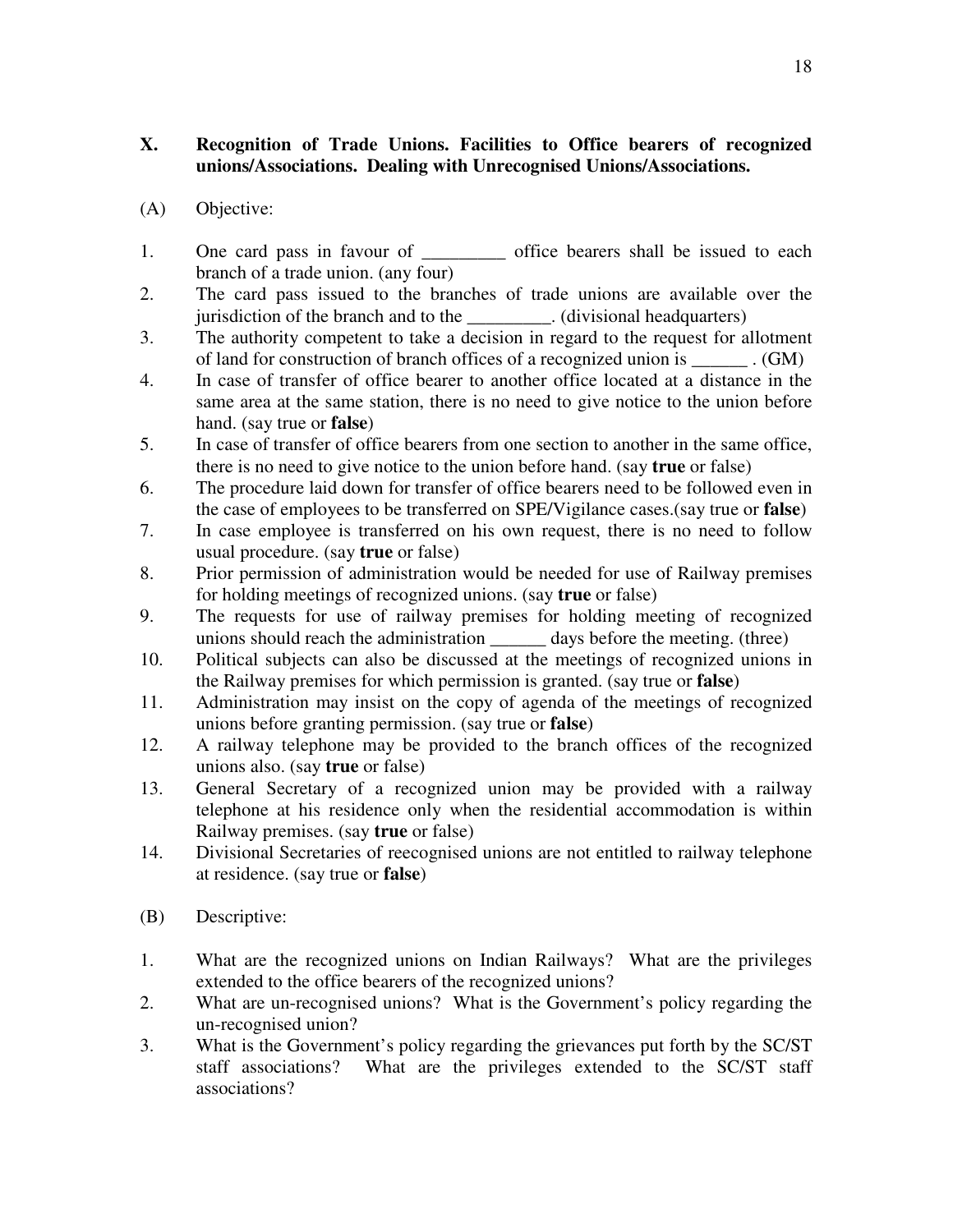## X. Recognition of Trade Unions. Facilities to Office bearers of recognized unions/Associations. Dealing with Unrecognised Unions/Associations.

(A) Objective:

1. One card pass in favour of _________ office bearers shall be issued to each branch of a trade union. (any four)
2. The card pass issued to the branches of trade unions are available over the jurisdiction of the branch and to the _________. (divisional headquarters)
3. The authority competent to take a decision in regard to the request for allotment of land for construction of branch offices of a recognized union is ______ . (GM)
4. In case of transfer of office bearer to another office located at a distance in the same area at the same station, there is no need to give notice to the union before hand. (say true or **false**)
5. In case of transfer of office bearers from one section to another in the same office, there is no need to give notice to the union before hand. (say **true** or false)
6. The procedure laid down for transfer of office bearers need to be followed even in the case of employees to be transferred on SPE/Vigilance cases.(say true or **false**)
7. In case employee is transferred on his own request, there is no need to follow usual procedure. (say **true** or false)
8. Prior permission of administration would be needed for use of Railway premises for holding meetings of recognized unions. (say **true** or false)
9. The requests for use of railway premises for holding meeting of recognized unions should reach the administration ______ days before the meeting. (three)
10. Political subjects can also be discussed at the meetings of recognized unions in the Railway premises for which permission is granted. (say true or **false**)
11. Administration may insist on the copy of agenda of the meetings of recognized unions before granting permission. (say true or **false**)
12. A railway telephone may be provided to the branch offices of the recognized unions also. (say **true** or false)
13. General Secretary of a recognized union may be provided with a railway telephone at his residence only when the residential accommodation is within Railway premises. (say **true** or false)
14. Divisional Secretaries of reecognised unions are not entitled to railway telephone at residence. (say true or **false**)

(B) Descriptive:

1. What are the recognized unions on Indian Railways? What are the privileges extended to the office bearers of the recognized unions?
2. What are un-recognised unions? What is the Government's policy regarding the un-recognised union?
3. What is the Government's policy regarding the grievances put forth by the SC/ST staff associations? What are the privileges extended to the SC/ST staff associations?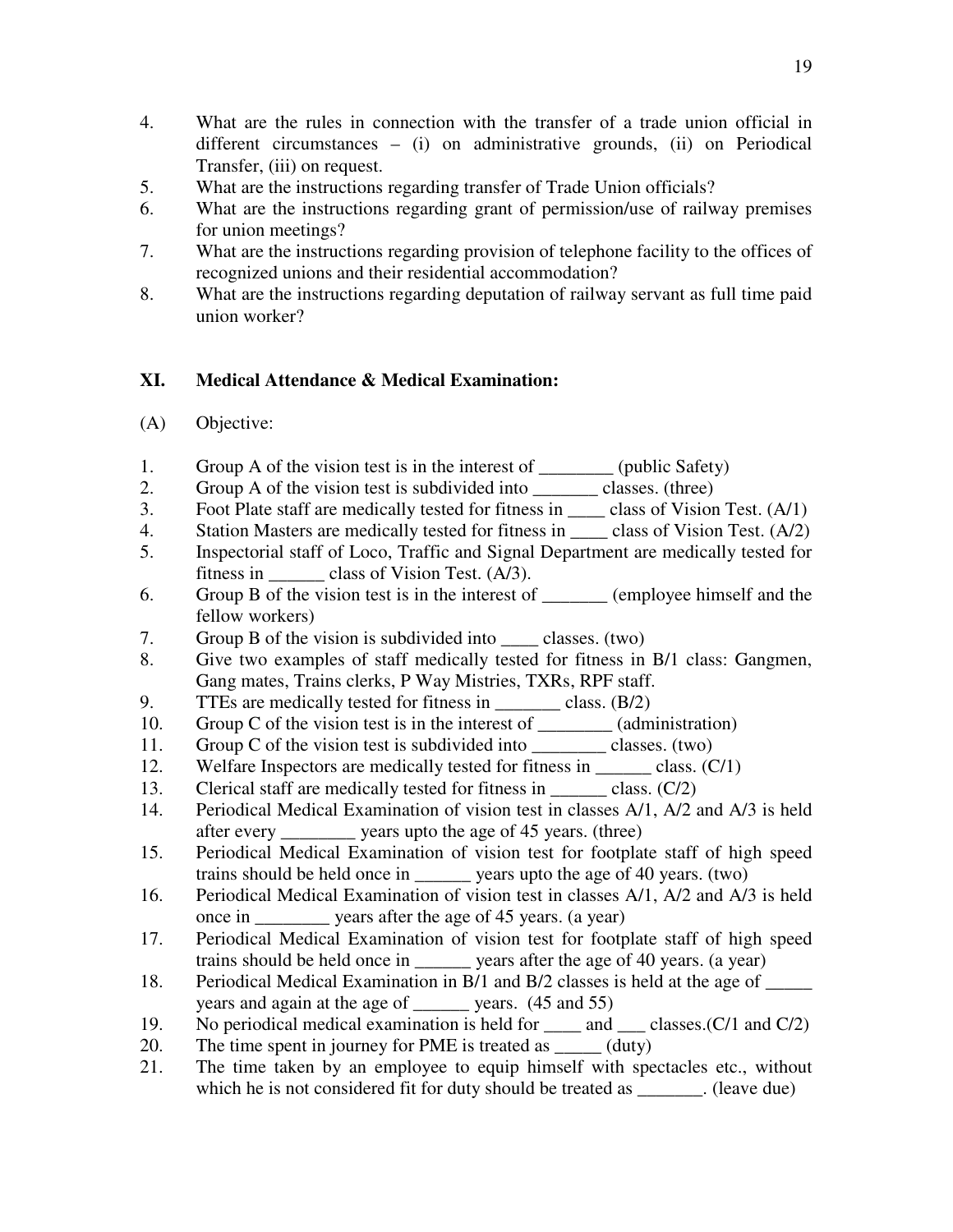4. What are the rules in connection with the transfer of a trade union official in different circumstances – (i) on administrative grounds, (ii) on Periodical Transfer, (iii) on request.
5. What are the instructions regarding transfer of Trade Union officials?
6. What are the instructions regarding grant of permission/use of railway premises for union meetings?
7. What are the instructions regarding provision of telephone facility to the offices of recognized unions and their residential accommodation?
8. What are the instructions regarding deputation of railway servant as full time paid union worker?

## XI. Medical Attendance & Medical Examination:

(A) Objective:

1. Group A of the vision test is in the interest of ________ (public Safety)
2. Group A of the vision test is subdivided into _______ classes. (three)
3. Foot Plate staff are medically tested for fitness in ____ class of Vision Test. (A/1)
4. Station Masters are medically tested for fitness in ____ class of Vision Test. (A/2)
5. Inspectorial staff of Loco, Traffic and Signal Department are medically tested for fitness in ______ class of Vision Test. (A/3).
6. Group B of the vision test is in the interest of _______ (employee himself and the fellow workers)
7. Group B of the vision is subdivided into ____ classes. (two)
8. Give two examples of staff medically tested for fitness in B/1 class: Gangmen, Gang mates, Trains clerks, P Way Mistries, TXRs, RPF staff.
9. TTEs are medically tested for fitness in _______ class. (B/2)
10. Group C of the vision test is in the interest of ________ (administration)
11. Group C of the vision test is subdivided into ________ classes. (two)
12. Welfare Inspectors are medically tested for fitness in ______ class. (C/1)
13. Clerical staff are medically tested for fitness in ______ class. (C/2)
14. Periodical Medical Examination of vision test in classes A/1, A/2 and A/3 is held after every ________ years upto the age of 45 years. (three)
15. Periodical Medical Examination of vision test for footplate staff of high speed trains should be held once in ______ years upto the age of 40 years. (two)
16. Periodical Medical Examination of vision test in classes A/1, A/2 and A/3 is held once in ________ years after the age of 45 years. (a year)
17. Periodical Medical Examination of vision test for footplate staff of high speed trains should be held once in ______ years after the age of 40 years. (a year)
18. Periodical Medical Examination in B/1 and B/2 classes is held at the age of _____ years and again at the age of ______ years. (45 and 55)
19. No periodical medical examination is held for ____ and ___ classes.(C/1 and C/2)
20. The time spent in journey for PME is treated as _____ (duty)
21. The time taken by an employee to equip himself with spectacles etc., without which he is not considered fit for duty should be treated as _______. (leave due)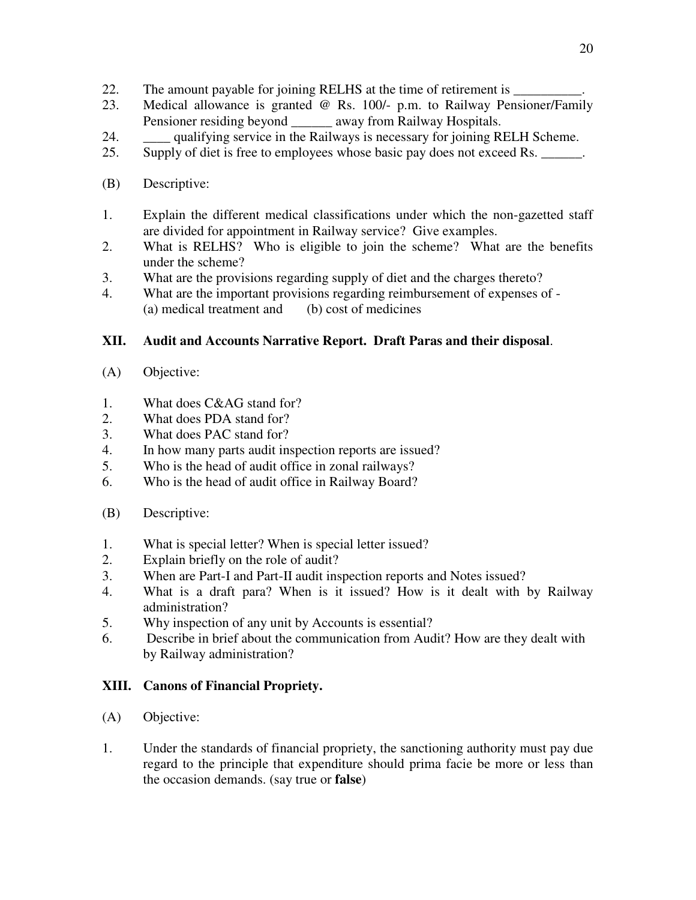22. The amount payable for joining RELHS at the time of retirement is __________.
23. Medical allowance is granted @ Rs. 100/- p.m. to Railway Pensioner/Family Pensioner residing beyond ______ away from Railway Hospitals.
24. ____ qualifying service in the Railways is necessary for joining RELH Scheme.
25. Supply of diet is free to employees whose basic pay does not exceed Rs. ______.

(B) Descriptive:

1. Explain the different medical classifications under which the non-gazetted staff are divided for appointment in Railway service? Give examples.
2. What is RELHS? Who is eligible to join the scheme? What are the benefits under the scheme?
3. What are the provisions regarding supply of diet and the charges thereto?
4. What are the important provisions regarding reimbursement of expenses of -
   (a) medical treatment and (b) cost of medicines

## XII. Audit and Accounts Narrative Report. Draft Paras and their disposal.

(A) Objective:

1. What does C&AG stand for?
2. What does PDA stand for?
3. What does PAC stand for?
4. In how many parts audit inspection reports are issued?
5. Who is the head of audit office in zonal railways?
6. Who is the head of audit office in Railway Board?

(B) Descriptive:

1. What is special letter? When is special letter issued?
2. Explain briefly on the role of audit?
3. When are Part-I and Part-II audit inspection reports and Notes issued?
4. What is a draft para? When is it issued? How is it dealt with by Railway administration?
5. Why inspection of any unit by Accounts is essential?
6. Describe in brief about the communication from Audit? How are they dealt with by Railway administration?

## XIII. Canons of Financial Propriety.

(A) Objective:

1. Under the standards of financial propriety, the sanctioning authority must pay due regard to the principle that expenditure should prima facie be more or less than the occasion demands. (say true or **false**)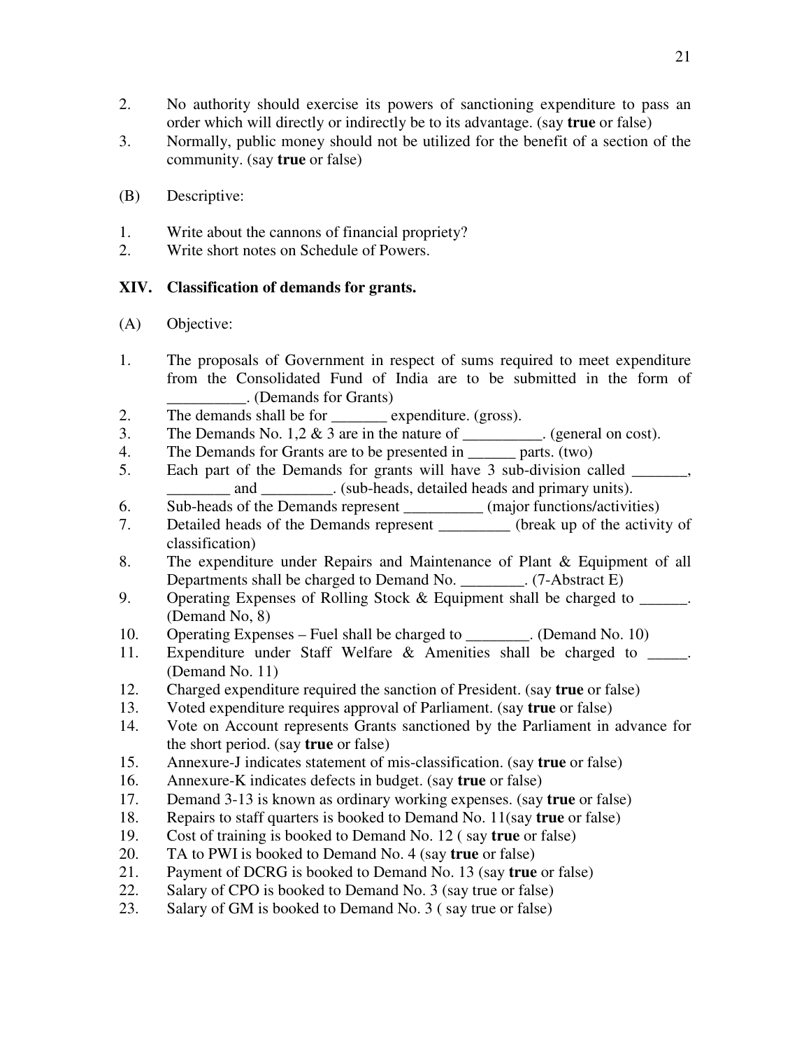2. No authority should exercise its powers of sanctioning expenditure to pass an order which will directly or indirectly be to its advantage. (say **true** or false)
3. Normally, public money should not be utilized for the benefit of a section of the community. (say **true** or false)

(B) Descriptive:

1. Write about the cannons of financial propriety?
2. Write short notes on Schedule of Powers.

## XIV. Classification of demands for grants.

(A) Objective:

1. The proposals of Government in respect of sums required to meet expenditure from the Consolidated Fund of India are to be submitted in the form of __________. (Demands for Grants)
2. The demands shall be for _______ expenditure. (gross).
3. The Demands No. 1,2 & 3 are in the nature of __________. (general on cost).
4. The Demands for Grants are to be presented in ______ parts. (two)
5. Each part of the Demands for grants will have 3 sub-division called _______, ________ and _________. (sub-heads, detailed heads and primary units).
6. Sub-heads of the Demands represent __________ (major functions/activities)
7. Detailed heads of the Demands represent _________ (break up of the activity of classification)
8. The expenditure under Repairs and Maintenance of Plant & Equipment of all Departments shall be charged to Demand No. ________. (7-Abstract E)
9. Operating Expenses of Rolling Stock & Equipment shall be charged to ______. (Demand No, 8)
10. Operating Expenses – Fuel shall be charged to ________. (Demand No. 10)
11. Expenditure under Staff Welfare & Amenities shall be charged to _____. (Demand No. 11)
12. Charged expenditure required the sanction of President. (say **true** or false)
13. Voted expenditure requires approval of Parliament. (say **true** or false)
14. Vote on Account represents Grants sanctioned by the Parliament in advance for the short period. (say **true** or false)
15. Annexure-J indicates statement of mis-classification. (say **true** or false)
16. Annexure-K indicates defects in budget. (say **true** or false)
17. Demand 3-13 is known as ordinary working expenses. (say **true** or false)
18. Repairs to staff quarters is booked to Demand No. 11(say **true** or false)
19. Cost of training is booked to Demand No. 12 ( say **true** or false)
20. TA to PWI is booked to Demand No. 4 (say **true** or false)
21. Payment of DCRG is booked to Demand No. 13 (say **true** or false)
22. Salary of CPO is booked to Demand No. 3 (say true or false)
23. Salary of GM is booked to Demand No. 3 ( say true or false)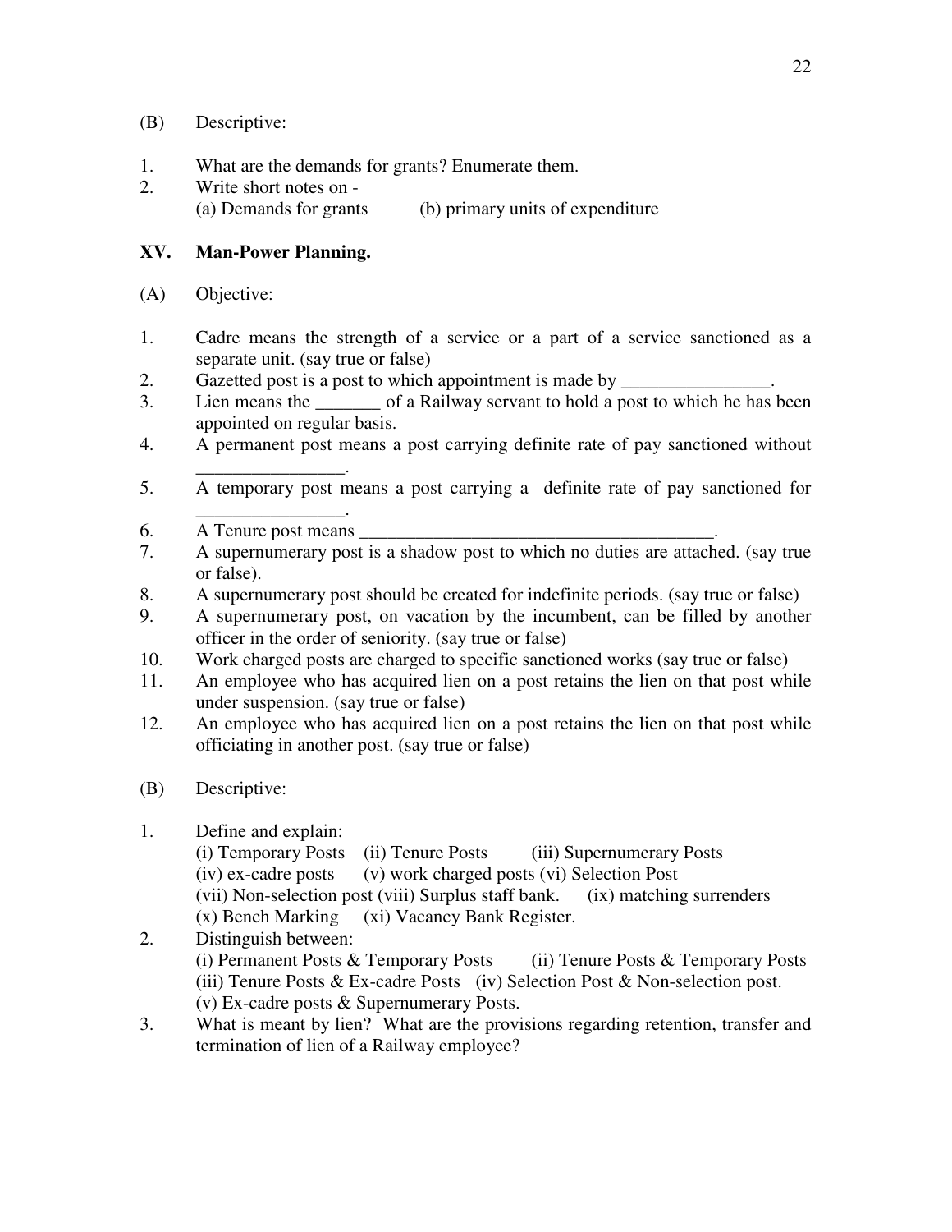(B) Descriptive:

1. What are the demands for grants? Enumerate them.
2. Write short notes on -
   (a) Demands for grants (b) primary units of expenditure

## XV. Man-Power Planning.

(A) Objective:

1. Cadre means the strength of a service or a part of a service sanctioned as a separate unit. (say true or false)
2. Gazetted post is a post to which appointment is made by ________________.
3. Lien means the _______ of a Railway servant to hold a post to which he has been appointed on regular basis.
4. A permanent post means a post carrying definite rate of pay sanctioned without ________________.
5. A temporary post means a post carrying a definite rate of pay sanctioned for ________________.
6. A Tenure post means ______________________________________.
7. A supernumerary post is a shadow post to which no duties are attached. (say true or false).
8. A supernumerary post should be created for indefinite periods. (say true or false)
9. A supernumerary post, on vacation by the incumbent, can be filled by another officer in the order of seniority. (say true or false)
10. Work charged posts are charged to specific sanctioned works (say true or false)
11. An employee who has acquired lien on a post retains the lien on that post while under suspension. (say true or false)
12. An employee who has acquired lien on a post retains the lien on that post while officiating in another post. (say true or false)

(B) Descriptive:

1. Define and explain:
   (i) Temporary Posts (ii) Tenure Posts (iii) Supernumerary Posts
   (iv) ex-cadre posts (v) work charged posts (vi) Selection Post
   (vii) Non-selection post (viii) Surplus staff bank. (ix) matching surrenders
   (x) Bench Marking (xi) Vacancy Bank Register.
2. Distinguish between:
   (i) Permanent Posts & Temporary Posts (ii) Tenure Posts & Temporary Posts
   (iii) Tenure Posts & Ex-cadre Posts (iv) Selection Post & Non-selection post.
   (v) Ex-cadre posts & Supernumerary Posts.
3. What is meant by lien? What are the provisions regarding retention, transfer and termination of lien of a Railway employee?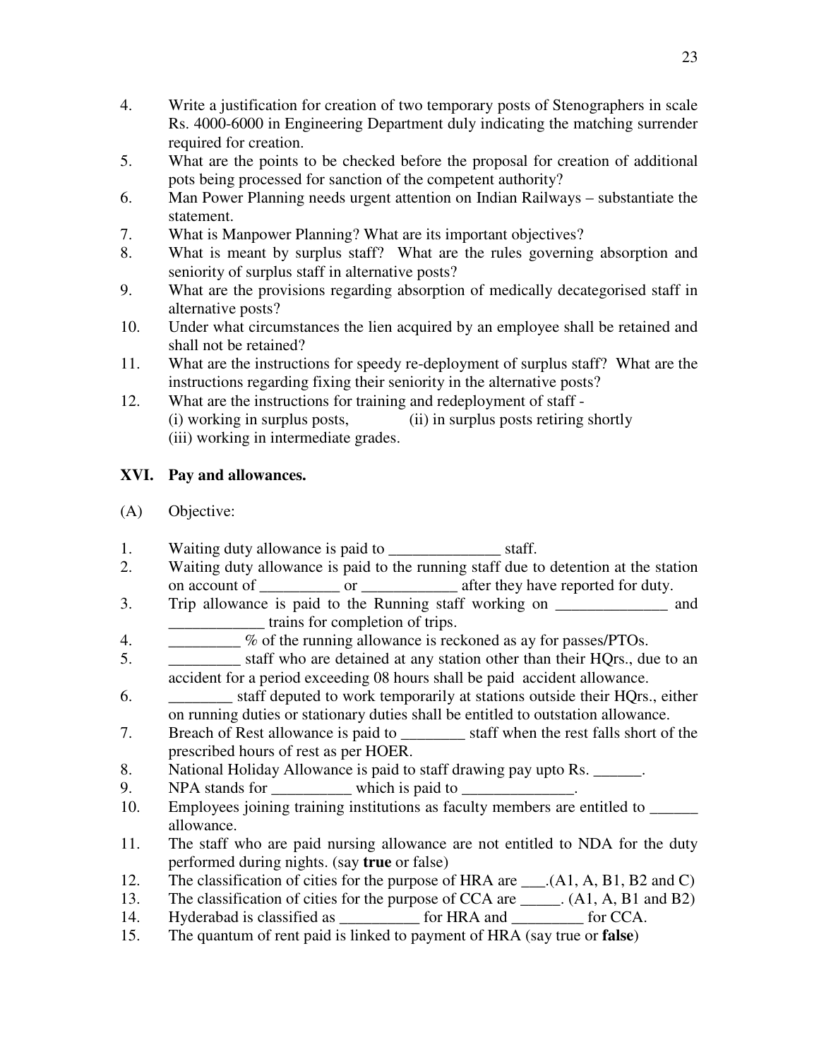4. Write a justification for creation of two temporary posts of Stenographers in scale Rs. 4000-6000 in Engineering Department duly indicating the matching surrender required for creation.
5. What are the points to be checked before the proposal for creation of additional pots being processed for sanction of the competent authority?
6. Man Power Planning needs urgent attention on Indian Railways – substantiate the statement.
7. What is Manpower Planning? What are its important objectives?
8. What is meant by surplus staff? What are the rules governing absorption and seniority of surplus staff in alternative posts?
9. What are the provisions regarding absorption of medically decategorised staff in alternative posts?
10. Under what circumstances the lien acquired by an employee shall be retained and shall not be retained?
11. What are the instructions for speedy re-deployment of surplus staff? What are the instructions regarding fixing their seniority in the alternative posts?
12. What are the instructions for training and redeployment of staff -
    (i) working in surplus posts, (ii) in surplus posts retiring shortly
    (iii) working in intermediate grades.

## XVI. Pay and allowances.

(A) Objective:

1. Waiting duty allowance is paid to ______________ staff.
2. Waiting duty allowance is paid to the running staff due to detention at the station on account of __________ or ____________ after they have reported for duty.
3. Trip allowance is paid to the Running staff working on ______________ and ____________ trains for completion of trips.
4. _________ % of the running allowance is reckoned as ay for passes/PTOs.
5. _________ staff who are detained at any station other than their HQrs., due to an accident for a period exceeding 08 hours shall be paid accident allowance.
6. ________ staff deputed to work temporarily at stations outside their HQrs., either on running duties or stationary duties shall be entitled to outstation allowance.
7. Breach of Rest allowance is paid to ________ staff when the rest falls short of the prescribed hours of rest as per HOER.
8. National Holiday Allowance is paid to staff drawing pay upto Rs. ______.
9. NPA stands for __________ which is paid to ______________.
10. Employees joining training institutions as faculty members are entitled to ______ allowance.
11. The staff who are paid nursing allowance are not entitled to NDA for the duty performed during nights. (say **true** or false)
12. The classification of cities for the purpose of HRA are ___.(A1, A, B1, B2 and C)
13. The classification of cities for the purpose of CCA are _____. (A1, A, B1 and B2)
14. Hyderabad is classified as __________ for HRA and _________ for CCA.
15. The quantum of rent paid is linked to payment of HRA (say true or **false**)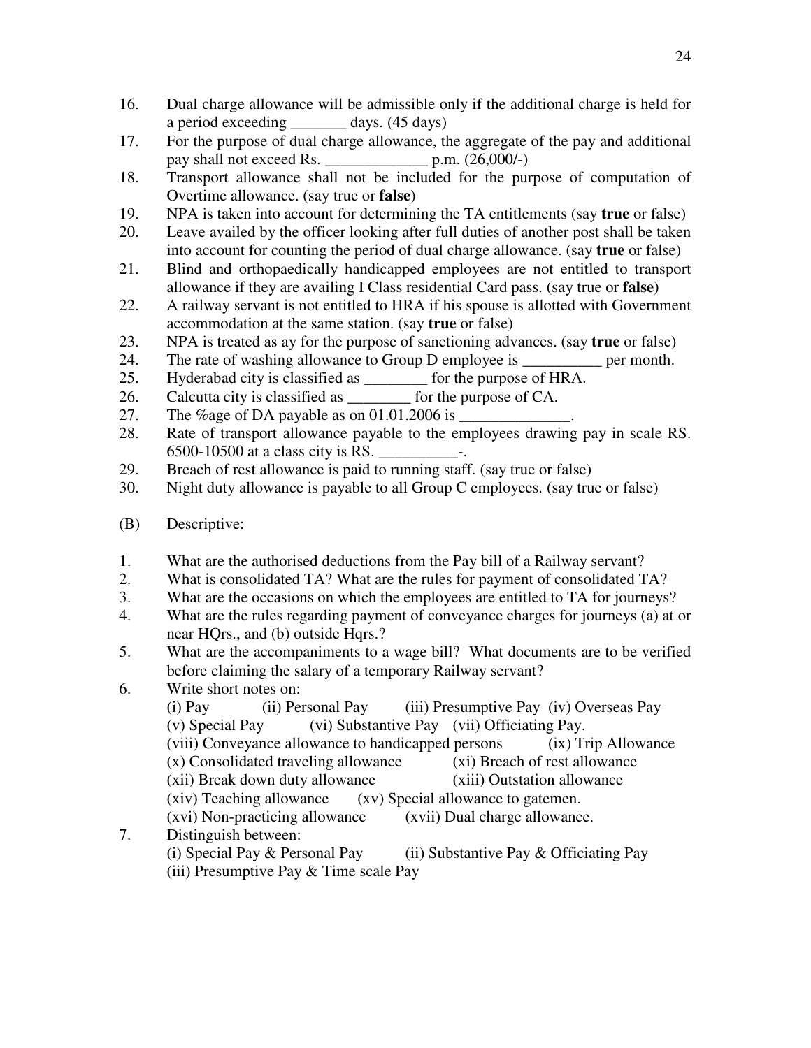16. Dual charge allowance will be admissible only if the additional charge is held for a period exceeding _______ days. (45 days)
17. For the purpose of dual charge allowance, the aggregate of the pay and additional pay shall not exceed Rs. _____________ p.m. (26,000/-)
18. Transport allowance shall not be included for the purpose of computation of Overtime allowance. (say true or **false**)
19. NPA is taken into account for determining the TA entitlements (say **true** or false)
20. Leave availed by the officer looking after full duties of another post shall be taken into account for counting the period of dual charge allowance. (say **true** or false)
21. Blind and orthopaedically handicapped employees are not entitled to transport allowance if they are availing I Class residential Card pass. (say true or **false**)
22. A railway servant is not entitled to HRA if his spouse is allotted with Government accommodation at the same station. (say **true** or false)
23. NPA is treated as ay for the purpose of sanctioning advances. (say **true** or false)
24. The rate of washing allowance to Group D employee is __________ per month.
25. Hyderabad city is classified as ________ for the purpose of HRA.
26. Calcutta city is classified as ________ for the purpose of CA.
27. The %age of DA payable as on 01.01.2006 is ______________.
28. Rate of transport allowance payable to the employees drawing pay in scale RS. 6500-10500 at a class city is RS. __________-.
29. Breach of rest allowance is paid to running staff. (say true or false)
30. Night duty allowance is payable to all Group C employees. (say true or false)

(B) Descriptive:

1. What are the authorised deductions from the Pay bill of a Railway servant?
2. What is consolidated TA? What are the rules for payment of consolidated TA?
3. What are the occasions on which the employees are entitled to TA for journeys?
4. What are the rules regarding payment of conveyance charges for journeys (a) at or near HQrs., and (b) outside Hqrs.?
5. What are the accompaniments to a wage bill? What documents are to be verified before claiming the salary of a temporary Railway servant?
6. Write short notes on:
   (i) Pay (ii) Personal Pay (iii) Presumptive Pay (iv) Overseas Pay
   (v) Special Pay (vi) Substantive Pay (vii) Officiating Pay.
   (viii) Conveyance allowance to handicapped persons (ix) Trip Allowance
   (x) Consolidated traveling allowance (xi) Breach of rest allowance
   (xii) Break down duty allowance (xiii) Outstation allowance
   (xiv) Teaching allowance (xv) Special allowance to gatemen.
   (xvi) Non-practicing allowance (xvii) Dual charge allowance.
7. Distinguish between:
   (i) Special Pay & Personal Pay (ii) Substantive Pay & Officiating Pay
   (iii) Presumptive Pay & Time scale Pay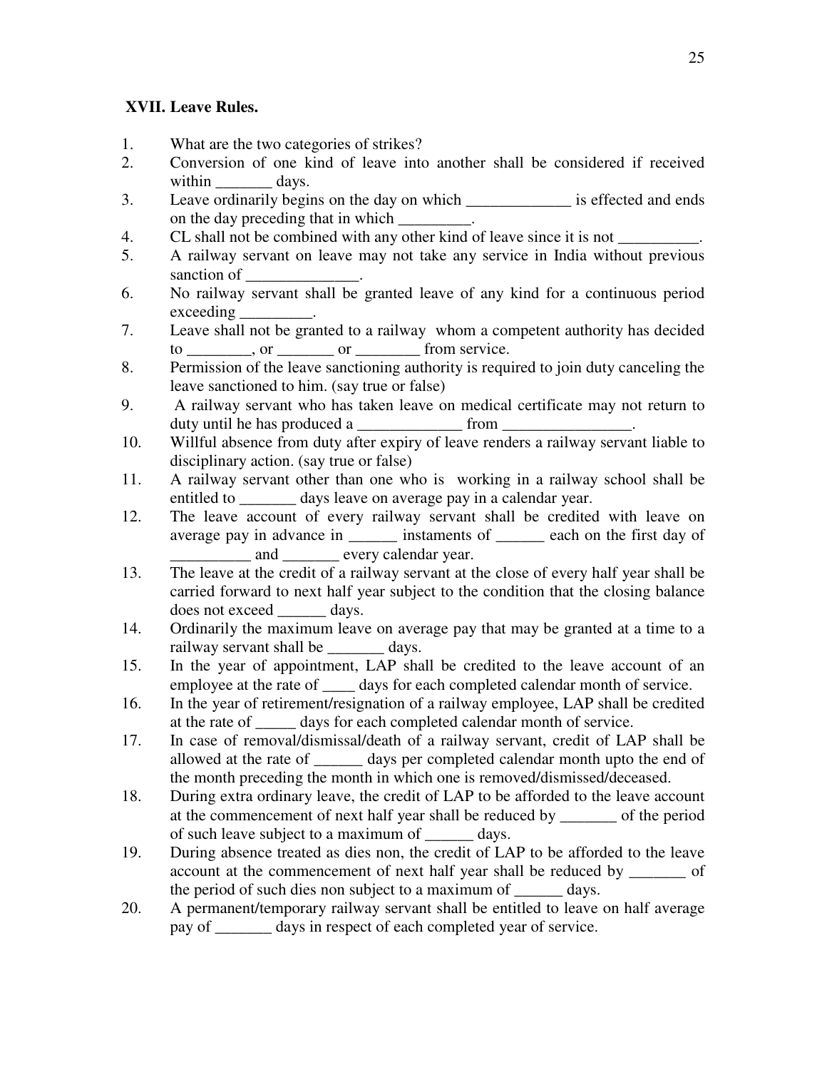### XVII. Leave Rules.

1. What are the two categories of strikes?
2. Conversion of one kind of leave into another shall be considered if received within _______ days.
3. Leave ordinarily begins on the day on which _____________ is effected and ends on the day preceding that in which _________.
4. CL shall not be combined with any other kind of leave since it is not __________.
5. A railway servant on leave may not take any service in India without previous sanction of ______________.
6. No railway servant shall be granted leave of any kind for a continuous period exceeding _________.
7. Leave shall not be granted to a railway whom a competent authority has decided to ________, or _______ or ________ from service.
8. Permission of the leave sanctioning authority is required to join duty canceling the leave sanctioned to him. (say true or false)
9. A railway servant who has taken leave on medical certificate may not return to duty until he has produced a _____________ from ________________.
10. Willful absence from duty after expiry of leave renders a railway servant liable to disciplinary action. (say true or false)
11. A railway servant other than one who is working in a railway school shall be entitled to _______ days leave on average pay in a calendar year.
12. The leave account of every railway servant shall be credited with leave on average pay in advance in ______ instaments of ______ each on the first day of __________ and _______ every calendar year.
13. The leave at the credit of a railway servant at the close of every half year shall be carried forward to next half year subject to the condition that the closing balance does not exceed ______ days.
14. Ordinarily the maximum leave on average pay that may be granted at a time to a railway servant shall be _______ days.
15. In the year of appointment, LAP shall be credited to the leave account of an employee at the rate of ____ days for each completed calendar month of service.
16. In the year of retirement/resignation of a railway employee, LAP shall be credited at the rate of _____ days for each completed calendar month of service.
17. In case of removal/dismissal/death of a railway servant, credit of LAP shall be allowed at the rate of ______ days per completed calendar month upto the end of the month preceding the month in which one is removed/dismissed/deceased.
18. During extra ordinary leave, the credit of LAP to be afforded to the leave account at the commencement of next half year shall be reduced by _______ of the period of such leave subject to a maximum of ______ days.
19. During absence treated as dies non, the credit of LAP to be afforded to the leave account at the commencement of next half year shall be reduced by _______ of the period of such dies non subject to a maximum of ______ days.
20. A permanent/temporary railway servant shall be entitled to leave on half average pay of _______ days in respect of each completed year of service.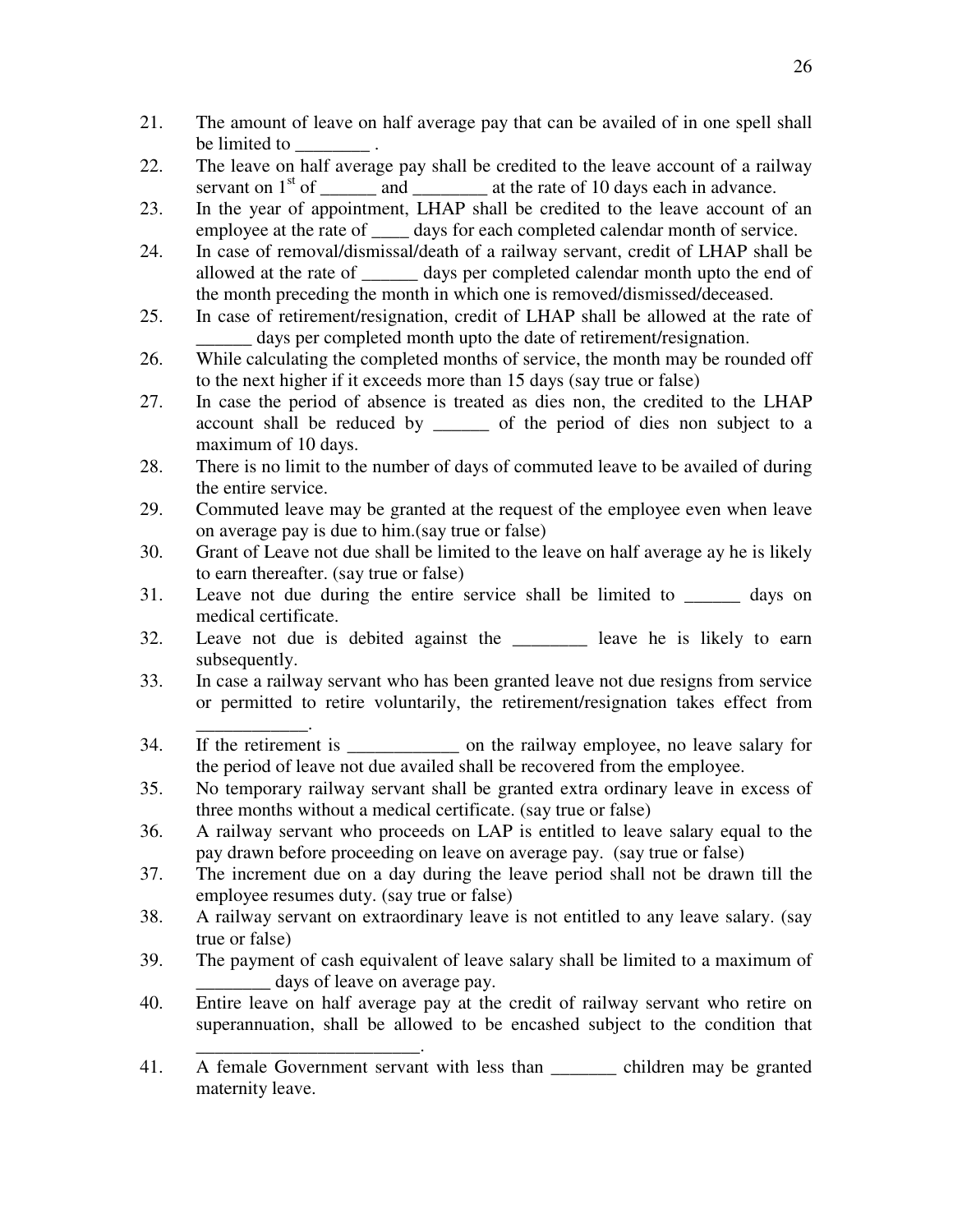21. The amount of leave on half average pay that can be availed of in one spell shall be limited to ________ .
22. The leave on half average pay shall be credited to the leave account of a railway servant on 1st of ______ and ________ at the rate of 10 days each in advance.
23. In the year of appointment, LHAP shall be credited to the leave account of an employee at the rate of ____ days for each completed calendar month of service.
24. In case of removal/dismissal/death of a railway servant, credit of LHAP shall be allowed at the rate of ______ days per completed calendar month upto the end of the month preceding the month in which one is removed/dismissed/deceased.
25. In case of retirement/resignation, credit of LHAP shall be allowed at the rate of ______ days per completed month upto the date of retirement/resignation.
26. While calculating the completed months of service, the month may be rounded off to the next higher if it exceeds more than 15 days (say true or false)
27. In case the period of absence is treated as dies non, the credited to the LHAP account shall be reduced by ______ of the period of dies non subject to a maximum of 10 days.
28. There is no limit to the number of days of commuted leave to be availed of during the entire service.
29. Commuted leave may be granted at the request of the employee even when leave on average pay is due to him.(say true or false)
30. Grant of Leave not due shall be limited to the leave on half average ay he is likely to earn thereafter. (say true or false)
31. Leave not due during the entire service shall be limited to ______ days on medical certificate.
32. Leave not due is debited against the ________ leave he is likely to earn subsequently.
33. In case a railway servant who has been granted leave not due resigns from service or permitted to retire voluntarily, the retirement/resignation takes effect from ____________.
34. If the retirement is ____________ on the railway employee, no leave salary for the period of leave not due availed shall be recovered from the employee.
35. No temporary railway servant shall be granted extra ordinary leave in excess of three months without a medical certificate. (say true or false)
36. A railway servant who proceeds on LAP is entitled to leave salary equal to the pay drawn before proceeding on leave on average pay. (say true or false)
37. The increment due on a day during the leave period shall not be drawn till the employee resumes duty. (say true or false)
38. A railway servant on extraordinary leave is not entitled to any leave salary. (say true or false)
39. The payment of cash equivalent of leave salary shall be limited to a maximum of ________ days of leave on average pay.
40. Entire leave on half average pay at the credit of railway servant who retire on superannuation, shall be allowed to be encashed subject to the condition that ________________________.
41. A female Government servant with less than _______ children may be granted maternity leave.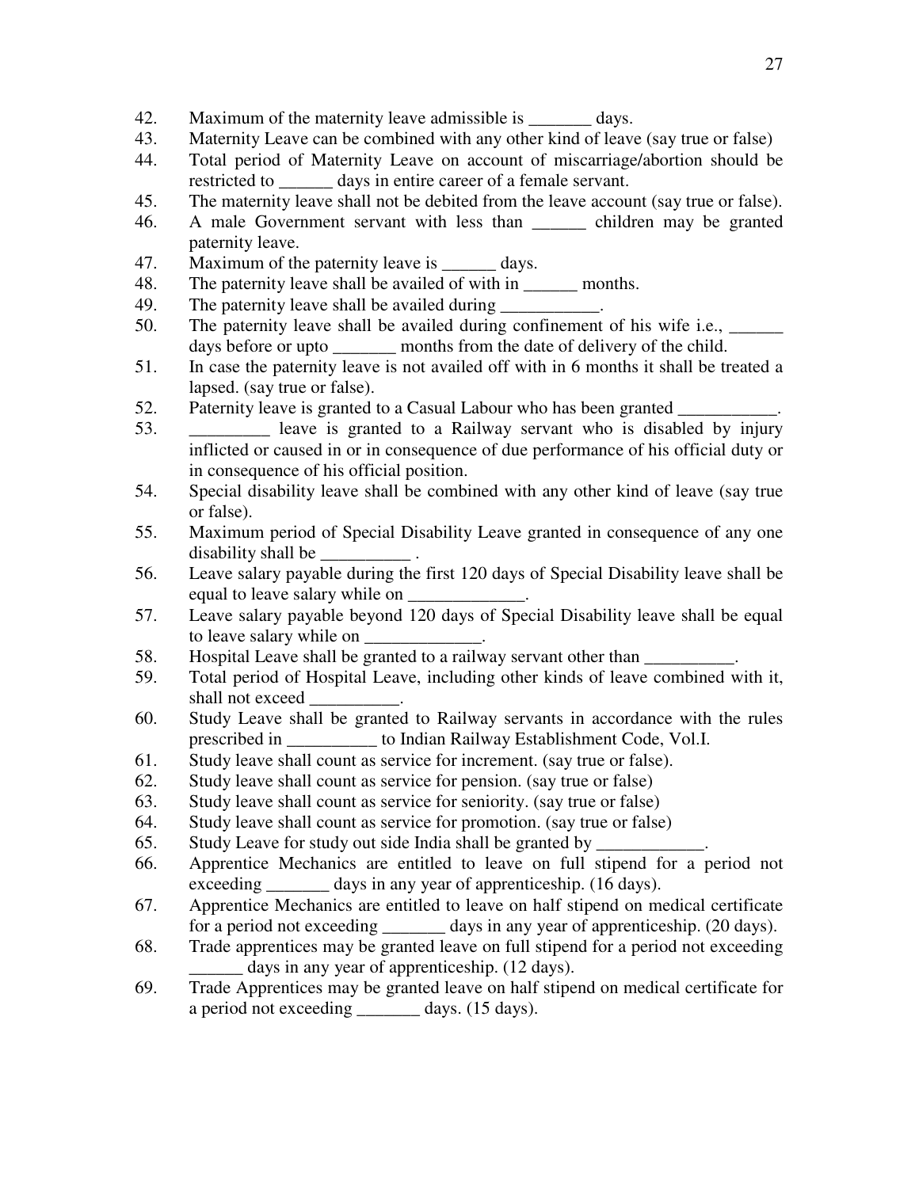42. Maximum of the maternity leave admissible is _______ days.
43. Maternity Leave can be combined with any other kind of leave (say true or false)
44. Total period of Maternity Leave on account of miscarriage/abortion should be restricted to ______ days in entire career of a female servant.
45. The maternity leave shall not be debited from the leave account (say true or false).
46. A male Government servant with less than ______ children may be granted paternity leave.
47. Maximum of the paternity leave is ______ days.
48. The paternity leave shall be availed of with in ______ months.
49. The paternity leave shall be availed during ___________.
50. The paternity leave shall be availed during confinement of his wife i.e., ______ days before or upto _______ months from the date of delivery of the child.
51. In case the paternity leave is not availed off with in 6 months it shall be treated a lapsed. (say true or false).
52. Paternity leave is granted to a Casual Labour who has been granted ___________.
53. _________ leave is granted to a Railway servant who is disabled by injury inflicted or caused in or in consequence of due performance of his official duty or in consequence of his official position.
54. Special disability leave shall be combined with any other kind of leave (say true or false).
55. Maximum period of Special Disability Leave granted in consequence of any one disability shall be __________ .
56. Leave salary payable during the first 120 days of Special Disability leave shall be equal to leave salary while on _____________.
57. Leave salary payable beyond 120 days of Special Disability leave shall be equal to leave salary while on _____________.
58. Hospital Leave shall be granted to a railway servant other than __________.
59. Total period of Hospital Leave, including other kinds of leave combined with it, shall not exceed __________.
60. Study Leave shall be granted to Railway servants in accordance with the rules prescribed in __________ to Indian Railway Establishment Code, Vol.I.
61. Study leave shall count as service for increment. (say true or false).
62. Study leave shall count as service for pension. (say true or false)
63. Study leave shall count as service for seniority. (say true or false)
64. Study leave shall count as service for promotion. (say true or false)
65. Study Leave for study out side India shall be granted by ____________.
66. Apprentice Mechanics are entitled to leave on full stipend for a period not exceeding _______ days in any year of apprenticeship. (16 days).
67. Apprentice Mechanics are entitled to leave on half stipend on medical certificate for a period not exceeding _______ days in any year of apprenticeship. (20 days).
68. Trade apprentices may be granted leave on full stipend for a period not exceeding ______ days in any year of apprenticeship. (12 days).
69. Trade Apprentices may be granted leave on half stipend on medical certificate for a period not exceeding _______ days. (15 days).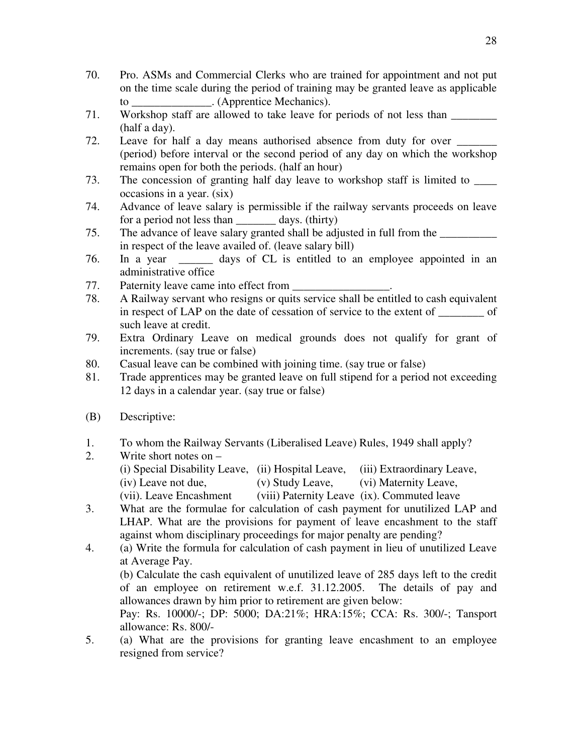70. Pro. ASMs and Commercial Clerks who are trained for appointment and not put on the time scale during the period of training may be granted leave as applicable to ______________. (Apprentice Mechanics).
71. Workshop staff are allowed to take leave for periods of not less than ________ (half a day).
72. Leave for half a day means authorised absence from duty for over _______ (period) before interval or the second period of any day on which the workshop remains open for both the periods. (half an hour)
73. The concession of granting half day leave to workshop staff is limited to ____ occasions in a year. (six)
74. Advance of leave salary is permissible if the railway servants proceeds on leave for a period not less than _______ days. (thirty)
75. The advance of leave salary granted shall be adjusted in full from the __________ in respect of the leave availed of. (leave salary bill)
76. In a year ______ days of CL is entitled to an employee appointed in an administrative office
77. Paternity leave came into effect from _________________.
78. A Railway servant who resigns or quits service shall be entitled to cash equivalent in respect of LAP on the date of cessation of service to the extent of ________ of such leave at credit.
79. Extra Ordinary Leave on medical grounds does not qualify for grant of increments. (say true or false)
80. Casual leave can be combined with joining time. (say true or false)
81. Trade apprentices may be granted leave on full stipend for a period not exceeding 12 days in a calendar year. (say true or false)

(B) Descriptive:

1. To whom the Railway Servants (Liberalised Leave) Rules, 1949 shall apply?
2. Write short notes on –
   (i) Special Disability Leave, (ii) Hospital Leave, (iii) Extraordinary Leave, (iv) Leave not due, (v) Study Leave, (vi) Maternity Leave, (vii). Leave Encashment (viii) Paternity Leave (ix). Commuted leave
3. What are the formulae for calculation of cash payment for unutilized LAP and LHAP. What are the provisions for payment of leave encashment to the staff against whom disciplinary proceedings for major penalty are pending?
4. (a) Write the formula for calculation of cash payment in lieu of unutilized Leave at Average Pay.
   (b) Calculate the cash equivalent of unutilized leave of 285 days left to the credit of an employee on retirement w.e.f. 31.12.2005. The details of pay and allowances drawn by him prior to retirement are given below:
   Pay: Rs. 10000/-; DP: 5000; DA:21%; HRA:15%; CCA: Rs. 300/-; Tansport allowance: Rs. 800/-
5. (a) What are the provisions for granting leave encashment to an employee resigned from service?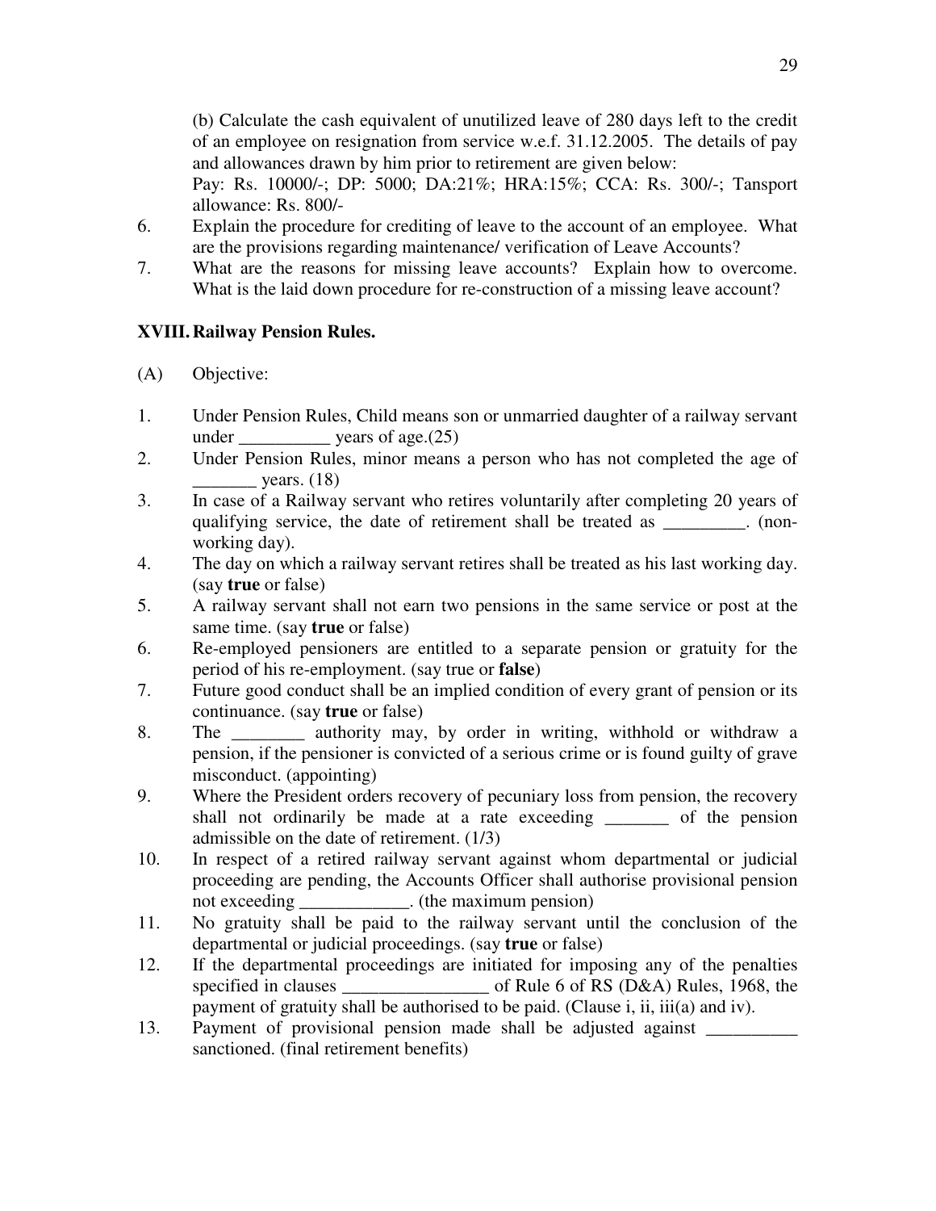(b) Calculate the cash equivalent of unutilized leave of 280 days left to the credit of an employee on resignation from service w.e.f. 31.12.2005. The details of pay and allowances drawn by him prior to retirement are given below:
Pay: Rs. 10000/-; DP: 5000; DA:21%; HRA:15%; CCA: Rs. 300/-; Tansport allowance: Rs. 800/-

6. Explain the procedure for crediting of leave to the account of an employee. What are the provisions regarding maintenance/ verification of Leave Accounts?
7. What are the reasons for missing leave accounts? Explain how to overcome. What is the laid down procedure for re-construction of a missing leave account?

## XVIII. Railway Pension Rules.

(A) Objective:

1. Under Pension Rules, Child means son or unmarried daughter of a railway servant under __________ years of age.(25)
2. Under Pension Rules, minor means a person who has not completed the age of _______ years. (18)
3. In case of a Railway servant who retires voluntarily after completing 20 years of qualifying service, the date of retirement shall be treated as _________. (non-working day).
4. The day on which a railway servant retires shall be treated as his last working day. (say **true** or false)
5. A railway servant shall not earn two pensions in the same service or post at the same time. (say **true** or false)
6. Re-employed pensioners are entitled to a separate pension or gratuity for the period of his re-employment. (say true or **false**)
7. Future good conduct shall be an implied condition of every grant of pension or its continuance. (say **true** or false)
8. The ________ authority may, by order in writing, withhold or withdraw a pension, if the pensioner is convicted of a serious crime or is found guilty of grave misconduct. (appointing)
9. Where the President orders recovery of pecuniary loss from pension, the recovery shall not ordinarily be made at a rate exceeding _______ of the pension admissible on the date of retirement. (1/3)
10. In respect of a retired railway servant against whom departmental or judicial proceeding are pending, the Accounts Officer shall authorise provisional pension not exceeding ____________. (the maximum pension)
11. No gratuity shall be paid to the railway servant until the conclusion of the departmental or judicial proceedings. (say **true** or false)
12. If the departmental proceedings are initiated for imposing any of the penalties specified in clauses ________________ of Rule 6 of RS (D&A) Rules, 1968, the payment of gratuity shall be authorised to be paid. (Clause i, ii, iii(a) and iv).
13. Payment of provisional pension made shall be adjusted against __________ sanctioned. (final retirement benefits)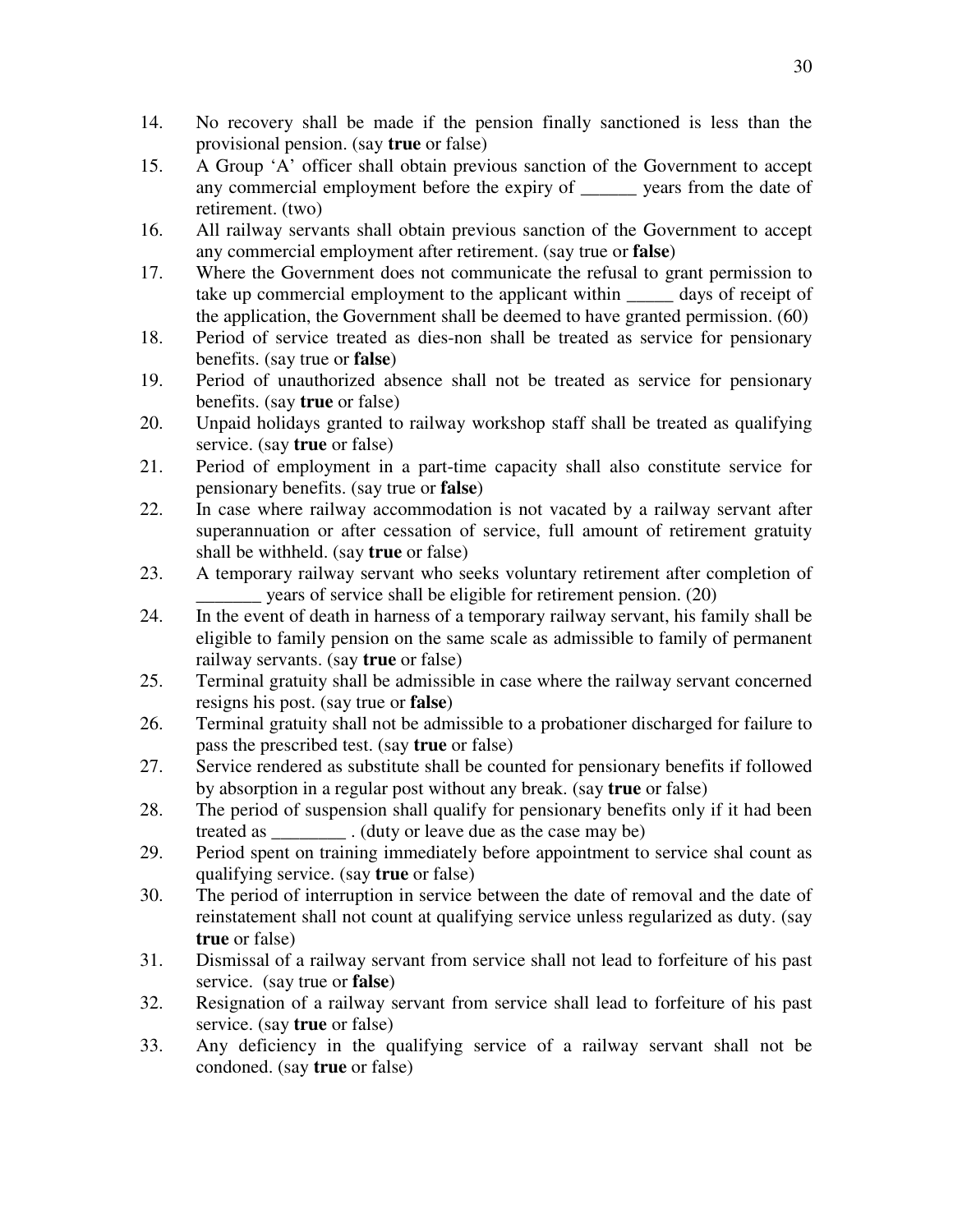14. No recovery shall be made if the pension finally sanctioned is less than the provisional pension. (say **true** or false)
15. A Group 'A' officer shall obtain previous sanction of the Government to accept any commercial employment before the expiry of ______ years from the date of retirement. (two)
16. All railway servants shall obtain previous sanction of the Government to accept any commercial employment after retirement. (say true or **false**)
17. Where the Government does not communicate the refusal to grant permission to take up commercial employment to the applicant within _____ days of receipt of the application, the Government shall be deemed to have granted permission. (60)
18. Period of service treated as dies-non shall be treated as service for pensionary benefits. (say true or **false**)
19. Period of unauthorized absence shall not be treated as service for pensionary benefits. (say **true** or false)
20. Unpaid holidays granted to railway workshop staff shall be treated as qualifying service. (say **true** or false)
21. Period of employment in a part-time capacity shall also constitute service for pensionary benefits. (say true or **false**)
22. In case where railway accommodation is not vacated by a railway servant after superannuation or after cessation of service, full amount of retirement gratuity shall be withheld. (say **true** or false)
23. A temporary railway servant who seeks voluntary retirement after completion of _______ years of service shall be eligible for retirement pension. (20)
24. In the event of death in harness of a temporary railway servant, his family shall be eligible to family pension on the same scale as admissible to family of permanent railway servants. (say **true** or false)
25. Terminal gratuity shall be admissible in case where the railway servant concerned resigns his post. (say true or **false**)
26. Terminal gratuity shall not be admissible to a probationer discharged for failure to pass the prescribed test. (say **true** or false)
27. Service rendered as substitute shall be counted for pensionary benefits if followed by absorption in a regular post without any break. (say **true** or false)
28. The period of suspension shall qualify for pensionary benefits only if it had been treated as ________ . (duty or leave due as the case may be)
29. Period spent on training immediately before appointment to service shal count as qualifying service. (say **true** or false)
30. The period of interruption in service between the date of removal and the date of reinstatement shall not count at qualifying service unless regularized as duty. (say **true** or false)
31. Dismissal of a railway servant from service shall not lead to forfeiture of his past service. (say true or **false**)
32. Resignation of a railway servant from service shall lead to forfeiture of his past service. (say **true** or false)
33. Any deficiency in the qualifying service of a railway servant shall not be condoned. (say **true** or false)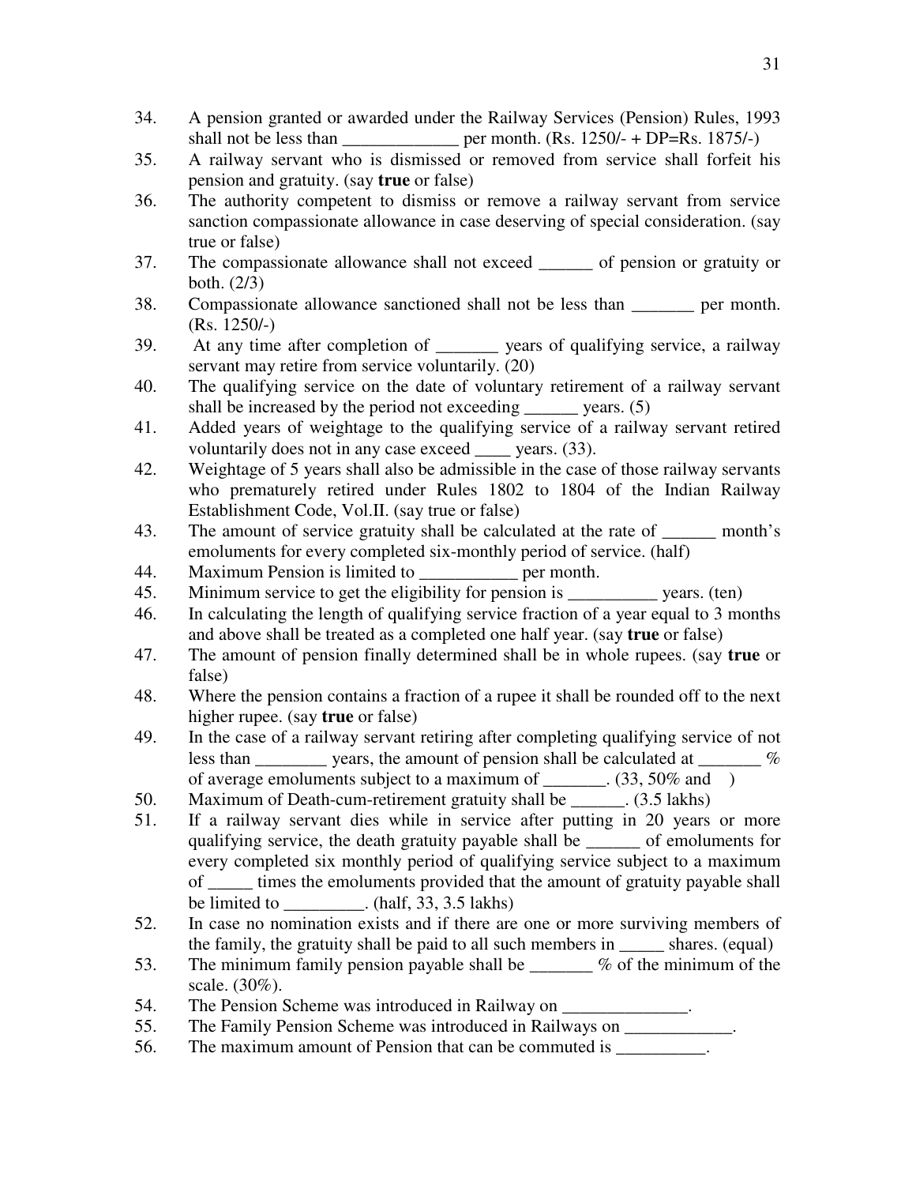34. A pension granted or awarded under the Railway Services (Pension) Rules, 1993 shall not be less than _____________ per month. (Rs. 1250/- + DP=Rs. 1875/-)
35. A railway servant who is dismissed or removed from service shall forfeit his pension and gratuity. (say **true** or false)
36. The authority competent to dismiss or remove a railway servant from service sanction compassionate allowance in case deserving of special consideration. (say true or false)
37. The compassionate allowance shall not exceed ______ of pension or gratuity or both. (2/3)
38. Compassionate allowance sanctioned shall not be less than _______ per month. (Rs. 1250/-)
39. At any time after completion of _______ years of qualifying service, a railway servant may retire from service voluntarily. (20)
40. The qualifying service on the date of voluntary retirement of a railway servant shall be increased by the period not exceeding ______ years. (5)
41. Added years of weightage to the qualifying service of a railway servant retired voluntarily does not in any case exceed ____ years. (33).
42. Weightage of 5 years shall also be admissible in the case of those railway servants who prematurely retired under Rules 1802 to 1804 of the Indian Railway Establishment Code, Vol.II. (say true or false)
43. The amount of service gratuity shall be calculated at the rate of ______ month's emoluments for every completed six-monthly period of service. (half)
44. Maximum Pension is limited to ___________ per month.
45. Minimum service to get the eligibility for pension is __________ years. (ten)
46. In calculating the length of qualifying service fraction of a year equal to 3 months and above shall be treated as a completed one half year. (say **true** or false)
47. The amount of pension finally determined shall be in whole rupees. (say **true** or false)
48. Where the pension contains a fraction of a rupee it shall be rounded off to the next higher rupee. (say **true** or false)
49. In the case of a railway servant retiring after completing qualifying service of not less than ________ years, the amount of pension shall be calculated at _______ % of average emoluments subject to a maximum of _______. (33, 50% and )
50. Maximum of Death-cum-retirement gratuity shall be ______. (3.5 lakhs)
51. If a railway servant dies while in service after putting in 20 years or more qualifying service, the death gratuity payable shall be ______ of emoluments for every completed six monthly period of qualifying service subject to a maximum of _____ times the emoluments provided that the amount of gratuity payable shall be limited to _________. (half, 33, 3.5 lakhs)
52. In case no nomination exists and if there are one or more surviving members of the family, the gratuity shall be paid to all such members in _____ shares. (equal)
53. The minimum family pension payable shall be _______ % of the minimum of the scale. (30%).
54. The Pension Scheme was introduced in Railway on ______________.
55. The Family Pension Scheme was introduced in Railways on ____________.
56. The maximum amount of Pension that can be commuted is __________.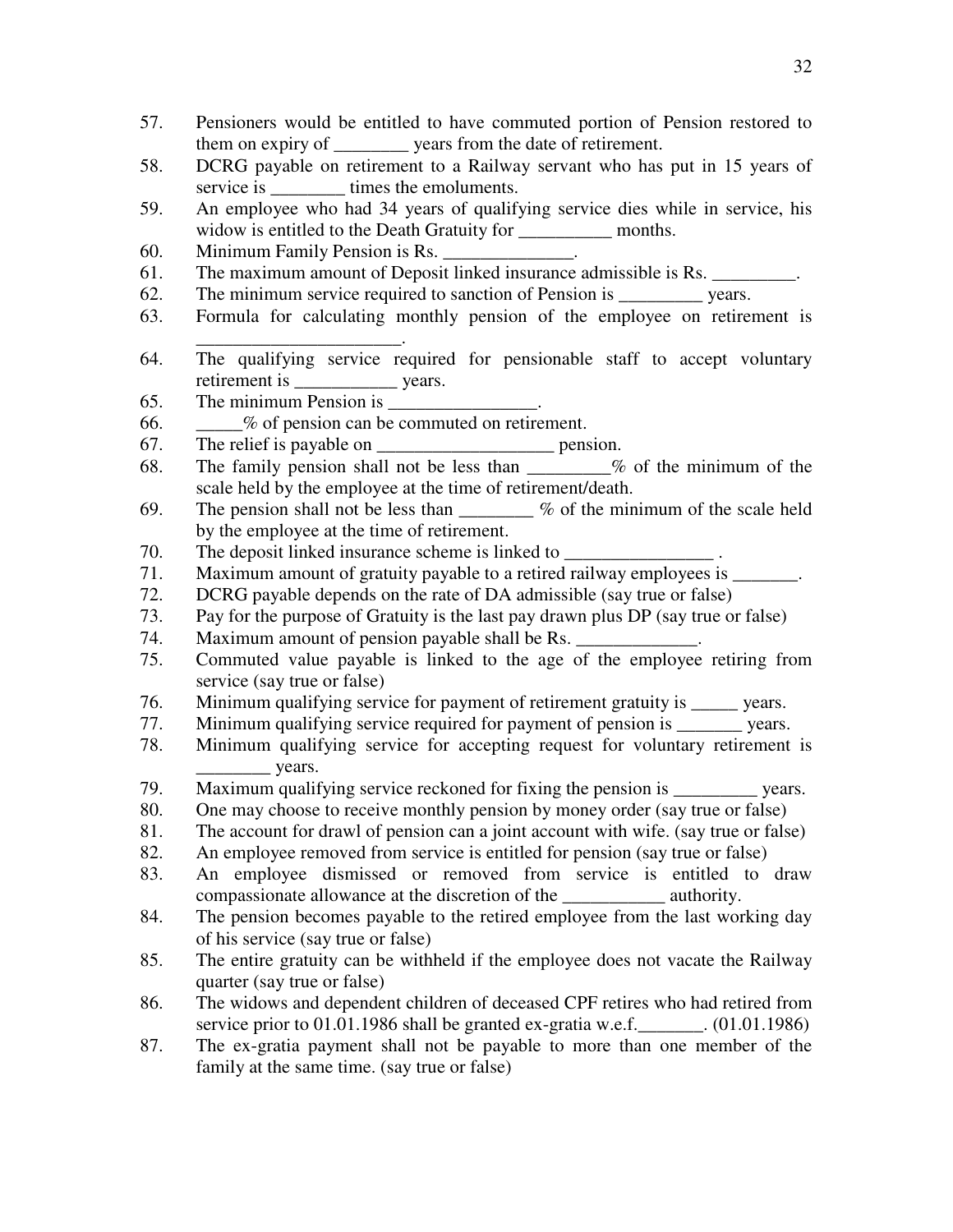57. Pensioners would be entitled to have commuted portion of Pension restored to them on expiry of ________ years from the date of retirement.
58. DCRG payable on retirement to a Railway servant who has put in 15 years of service is ________ times the emoluments.
59. An employee who had 34 years of qualifying service dies while in service, his widow is entitled to the Death Gratuity for __________ months.
60. Minimum Family Pension is Rs. ______________.
61. The maximum amount of Deposit linked insurance admissible is Rs. _________.
62. The minimum service required to sanction of Pension is _________ years.
63. Formula for calculating monthly pension of the employee on retirement is ______________________.
64. The qualifying service required for pensionable staff to accept voluntary retirement is ___________ years.
65. The minimum Pension is ________________.
66. _____% of pension can be commuted on retirement.
67. The relief is payable on ___________________ pension.
68. The family pension shall not be less than _________% of the minimum of the scale held by the employee at the time of retirement/death.
69. The pension shall not be less than ________ % of the minimum of the scale held by the employee at the time of retirement.
70. The deposit linked insurance scheme is linked to ________________ .
71. Maximum amount of gratuity payable to a retired railway employees is _______.
72. DCRG payable depends on the rate of DA admissible (say true or false)
73. Pay for the purpose of Gratuity is the last pay drawn plus DP (say true or false)
74. Maximum amount of pension payable shall be Rs. _____________.
75. Commuted value payable is linked to the age of the employee retiring from service (say true or false)
76. Minimum qualifying service for payment of retirement gratuity is _____ years.
77. Minimum qualifying service required for payment of pension is _______ years.
78. Minimum qualifying service for accepting request for voluntary retirement is ________ years.
79. Maximum qualifying service reckoned for fixing the pension is _________ years.
80. One may choose to receive monthly pension by money order (say true or false)
81. The account for drawl of pension can a joint account with wife. (say true or false)
82. An employee removed from service is entitled for pension (say true or false)
83. An employee dismissed or removed from service is entitled to draw compassionate allowance at the discretion of the ___________ authority.
84. The pension becomes payable to the retired employee from the last working day of his service (say true or false)
85. The entire gratuity can be withheld if the employee does not vacate the Railway quarter (say true or false)
86. The widows and dependent children of deceased CPF retires who had retired from service prior to 01.01.1986 shall be granted ex-gratia w.e.f._______. (01.01.1986)
87. The ex-gratia payment shall not be payable to more than one member of the family at the same time. (say true or false)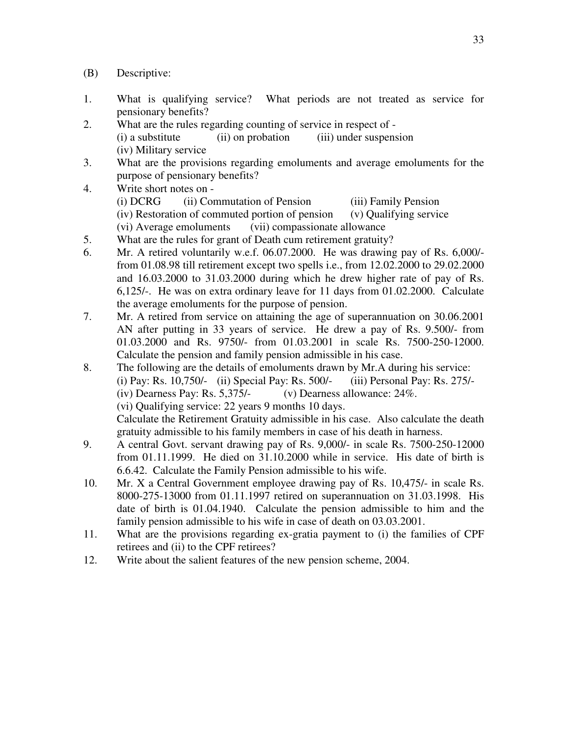(B) Descriptive:

1. What is qualifying service? What periods are not treated as service for pensionary benefits?
2. What are the rules regarding counting of service in respect of -
   (i) a substitute (ii) on probation (iii) under suspension
   (iv) Military service
3. What are the provisions regarding emoluments and average emoluments for the purpose of pensionary benefits?
4. Write short notes on -
   (i) DCRG (ii) Commutation of Pension (iii) Family Pension
   (iv) Restoration of commuted portion of pension (v) Qualifying service
   (vi) Average emoluments (vii) compassionate allowance
5. What are the rules for grant of Death cum retirement gratuity?
6. Mr. A retired voluntarily w.e.f. 06.07.2000. He was drawing pay of Rs. 6,000/- from 01.08.98 till retirement except two spells i.e., from 12.02.2000 to 29.02.2000 and 16.03.2000 to 31.03.2000 during which he drew higher rate of pay of Rs. 6,125/-. He was on extra ordinary leave for 11 days from 01.02.2000. Calculate the average emoluments for the purpose of pension.
7. Mr. A retired from service on attaining the age of superannuation on 30.06.2001 AN after putting in 33 years of service. He drew a pay of Rs. 9.500/- from 01.03.2000 and Rs. 9750/- from 01.03.2001 in scale Rs. 7500-250-12000. Calculate the pension and family pension admissible in his case.
8. The following are the details of emoluments drawn by Mr.A during his service:
   (i) Pay: Rs. 10,750/- (ii) Special Pay: Rs. 500/- (iii) Personal Pay: Rs. 275/-
   (iv) Dearness Pay: Rs. 5,375/- (v) Dearness allowance: 24%.
   (vi) Qualifying service: 22 years 9 months 10 days.
   Calculate the Retirement Gratuity admissible in his case. Also calculate the death gratuity admissible to his family members in case of his death in harness.
9. A central Govt. servant drawing pay of Rs. 9,000/- in scale Rs. 7500-250-12000 from 01.11.1999. He died on 31.10.2000 while in service. His date of birth is 6.6.42. Calculate the Family Pension admissible to his wife.
10. Mr. X a Central Government employee drawing pay of Rs. 10,475/- in scale Rs. 8000-275-13000 from 01.11.1997 retired on superannuation on 31.03.1998. His date of birth is 01.04.1940. Calculate the pension admissible to him and the family pension admissible to his wife in case of death on 03.03.2001.
11. What are the provisions regarding ex-gratia payment to (i) the families of CPF retirees and (ii) to the CPF retirees?
12. Write about the salient features of the new pension scheme, 2004.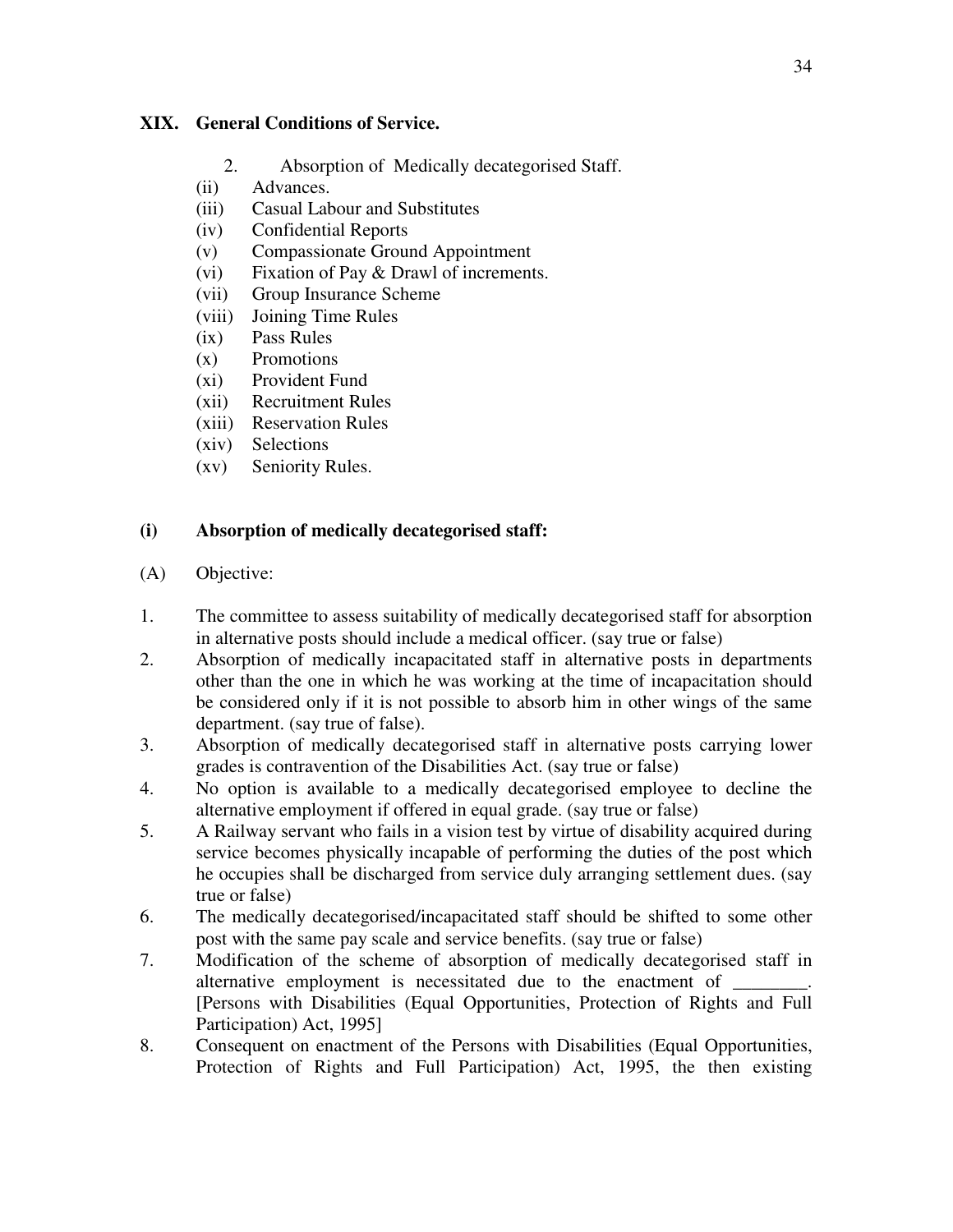### XIX. General Conditions of Service.

2. Absorption of Medically decategorised Staff.
(ii) Advances.
(iii) Casual Labour and Substitutes
(iv) Confidential Reports
(v) Compassionate Ground Appointment
(vi) Fixation of Pay & Drawl of increments.
(vii) Group Insurance Scheme
(viii) Joining Time Rules
(ix) Pass Rules
(x) Promotions
(xi) Provident Fund
(xii) Recruitment Rules
(xiii) Reservation Rules
(xiv) Selections
(xv) Seniority Rules.

**(i) Absorption of medically decategorised staff:**

(A) Objective:

1. The committee to assess suitability of medically decategorised staff for absorption in alternative posts should include a medical officer. (say true or false)
2. Absorption of medically incapacitated staff in alternative posts in departments other than the one in which he was working at the time of incapacitation should be considered only if it is not possible to absorb him in other wings of the same department. (say true of false).
3. Absorption of medically decategorised staff in alternative posts carrying lower grades is contravention of the Disabilities Act. (say true or false)
4. No option is available to a medically decategorised employee to decline the alternative employment if offered in equal grade. (say true or false)
5. A Railway servant who fails in a vision test by virtue of disability acquired during service becomes physically incapable of performing the duties of the post which he occupies shall be discharged from service duly arranging settlement dues. (say true or false)
6. The medically decategorised/incapacitated staff should be shifted to some other post with the same pay scale and service benefits. (say true or false)
7. Modification of the scheme of absorption of medically decategorised staff in alternative employment is necessitated due to the enactment of ________. [Persons with Disabilities (Equal Opportunities, Protection of Rights and Full Participation) Act, 1995]
8. Consequent on enactment of the Persons with Disabilities (Equal Opportunities, Protection of Rights and Full Participation) Act, 1995, the then existing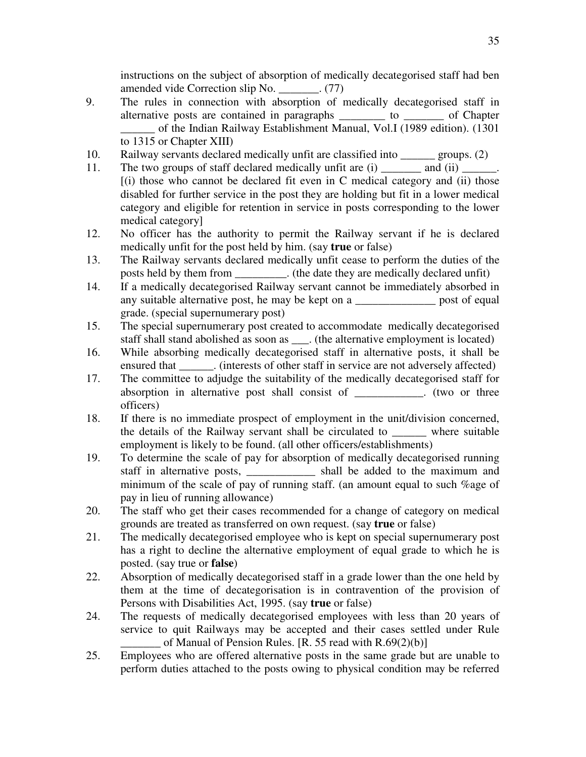instructions on the subject of absorption of medically decategorised staff had ben amended vide Correction slip No. _______. (77)

9. The rules in connection with absorption of medically decategorised staff in alternative posts are contained in paragraphs ________ to _______ of Chapter ______ of the Indian Railway Establishment Manual, Vol.I (1989 edition). (1301 to 1315 or Chapter XIII)
10. Railway servants declared medically unfit are classified into ______ groups. (2)
11. The two groups of staff declared medically unfit are (i) _______ and (ii) ______. [(i) those who cannot be declared fit even in C medical category and (ii) those disabled for further service in the post they are holding but fit in a lower medical category and eligible for retention in service in posts corresponding to the lower medical category]
12. No officer has the authority to permit the Railway servant if he is declared medically unfit for the post held by him. (say **true** or false)
13. The Railway servants declared medically unfit cease to perform the duties of the posts held by them from _________. (the date they are medically declared unfit)
14. If a medically decategorised Railway servant cannot be immediately absorbed in any suitable alternative post, he may be kept on a ______________ post of equal grade. (special supernumerary post)
15. The special supernumerary post created to accommodate medically decategorised staff shall stand abolished as soon as ___. (the alternative employment is located)
16. While absorbing medically decategorised staff in alternative posts, it shall be ensured that ______. (interests of other staff in service are not adversely affected)
17. The committee to adjudge the suitability of the medically decategorised staff for absorption in alternative post shall consist of ____________. (two or three officers)
18. If there is no immediate prospect of employment in the unit/division concerned, the details of the Railway servant shall be circulated to ______ where suitable employment is likely to be found. (all other officers/establishments)
19. To determine the scale of pay for absorption of medically decategorised running staff in alternative posts, ____________ shall be added to the maximum and minimum of the scale of pay of running staff. (an amount equal to such %age of pay in lieu of running allowance)
20. The staff who get their cases recommended for a change of category on medical grounds are treated as transferred on own request. (say **true** or false)
21. The medically decategorised employee who is kept on special supernumerary post has a right to decline the alternative employment of equal grade to which he is posted. (say true or **false**)
22. Absorption of medically decategorised staff in a grade lower than the one held by them at the time of decategorisation is in contravention of the provision of Persons with Disabilities Act, 1995. (say **true** or false)
24. The requests of medically decategorised employees with less than 20 years of service to quit Railways may be accepted and their cases settled under Rule _______ of Manual of Pension Rules. [R. 55 read with R.69(2)(b)]
25. Employees who are offered alternative posts in the same grade but are unable to perform duties attached to the posts owing to physical condition may be referred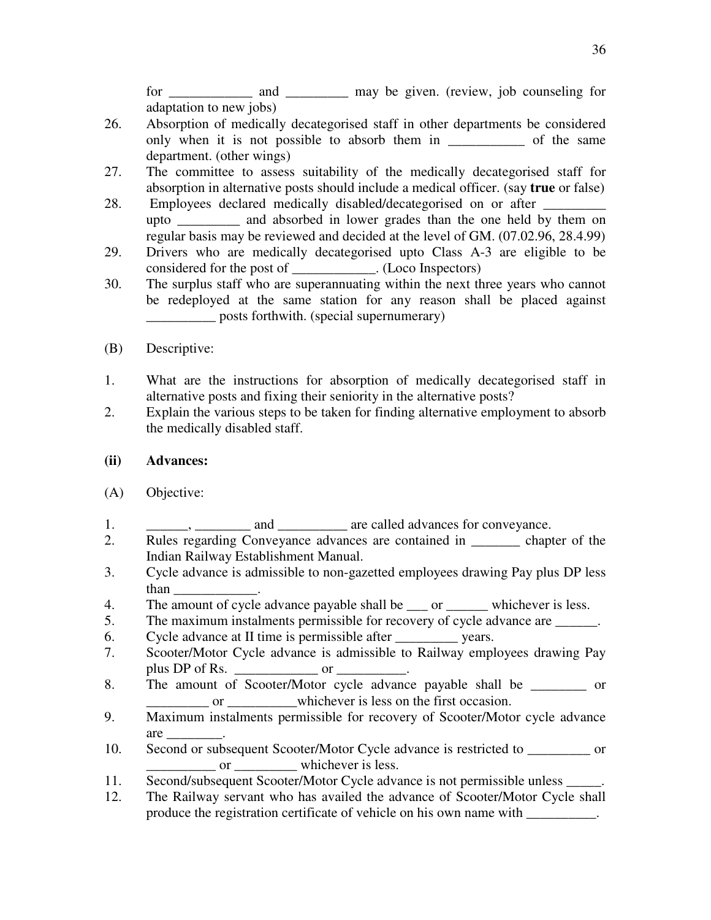for ____________ and _________ may be given. (review, job counseling for adaptation to new jobs)

26. Absorption of medically decategorised staff in other departments be considered only when it is not possible to absorb them in ___________ of the same department. (other wings)
27. The committee to assess suitability of the medically decategorised staff for absorption in alternative posts should include a medical officer. (say **true** or false)
28. Employees declared medically disabled/decategorised on or after _________ upto _________ and absorbed in lower grades than the one held by them on regular basis may be reviewed and decided at the level of GM. (07.02.96, 28.4.99)
29. Drivers who are medically decategorised upto Class A-3 are eligible to be considered for the post of ____________. (Loco Inspectors)
30. The surplus staff who are superannuating within the next three years who cannot be redeployed at the same station for any reason shall be placed against __________ posts forthwith. (special supernumerary)

(B) Descriptive:

1. What are the instructions for absorption of medically decategorised staff in alternative posts and fixing their seniority in the alternative posts?
2. Explain the various steps to be taken for finding alternative employment to absorb the medically disabled staff.

**(ii) Advances:**

(A) Objective:

1. ______, ________ and __________ are called advances for conveyance.
2. Rules regarding Conveyance advances are contained in _______ chapter of the Indian Railway Establishment Manual.
3. Cycle advance is admissible to non-gazetted employees drawing Pay plus DP less than ____________.
4. The amount of cycle advance payable shall be ___ or ______ whichever is less.
5. The maximum instalments permissible for recovery of cycle advance are ______.
6. Cycle advance at II time is permissible after _________ years.
7. Scooter/Motor Cycle advance is admissible to Railway employees drawing Pay plus DP of Rs. ____________ or __________.
8. The amount of Scooter/Motor cycle advance payable shall be ________ or _________ or __________whichever is less on the first occasion.
9. Maximum instalments permissible for recovery of Scooter/Motor cycle advance are ________.
10. Second or subsequent Scooter/Motor Cycle advance is restricted to _________ or __________ or _________ whichever is less.
11. Second/subsequent Scooter/Motor Cycle advance is not permissible unless _____.
12. The Railway servant who has availed the advance of Scooter/Motor Cycle shall produce the registration certificate of vehicle on his own name with __________.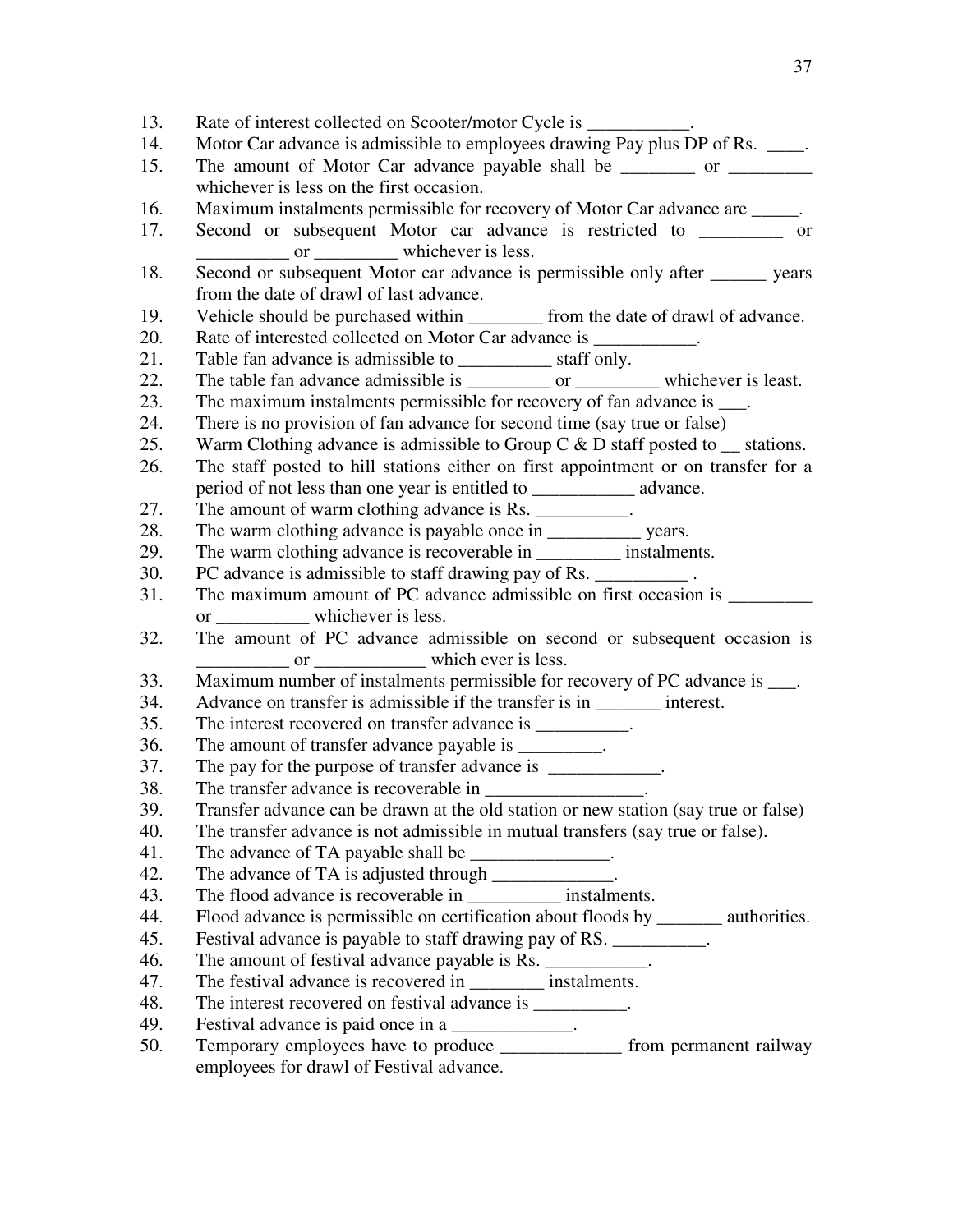13. Rate of interest collected on Scooter/motor Cycle is ___________.
14. Motor Car advance is admissible to employees drawing Pay plus DP of Rs. ____.
15. The amount of Motor Car advance payable shall be ________ or _________ whichever is less on the first occasion.
16. Maximum instalments permissible for recovery of Motor Car advance are _____.
17. Second or subsequent Motor car advance is restricted to _________ or __________ or _________ whichever is less.
18. Second or subsequent Motor car advance is permissible only after ______ years from the date of drawl of last advance.
19. Vehicle should be purchased within ________ from the date of drawl of advance.
20. Rate of interested collected on Motor Car advance is ___________.
21. Table fan advance is admissible to __________ staff only.
22. The table fan advance admissible is _________ or _________ whichever is least.
23. The maximum instalments permissible for recovery of fan advance is ___.
24. There is no provision of fan advance for second time (say true or false)
25. Warm Clothing advance is admissible to Group C & D staff posted to __ stations.
26. The staff posted to hill stations either on first appointment or on transfer for a period of not less than one year is entitled to ___________ advance.
27. The amount of warm clothing advance is Rs. __________.
28. The warm clothing advance is payable once in __________ years.
29. The warm clothing advance is recoverable in _________ instalments.
30. PC advance is admissible to staff drawing pay of Rs. __________ .
31. The maximum amount of PC advance admissible on first occasion is _________ or __________ whichever is less.
32. The amount of PC advance admissible on second or subsequent occasion is __________ or ____________ which ever is less.
33. Maximum number of instalments permissible for recovery of PC advance is ___.
34. Advance on transfer is admissible if the transfer is in _______ interest.
35. The interest recovered on transfer advance is __________.
36. The amount of transfer advance payable is _________.
37. The pay for the purpose of transfer advance is ____________.
38. The transfer advance is recoverable in _________________.
39. Transfer advance can be drawn at the old station or new station (say true or false)
40. The transfer advance is not admissible in mutual transfers (say true or false).
41. The advance of TA payable shall be _______________.
42. The advance of TA is adjusted through _____________.
43. The flood advance is recoverable in __________ instalments.
44. Flood advance is permissible on certification about floods by _______ authorities.
45. Festival advance is payable to staff drawing pay of RS. __________.
46. The amount of festival advance payable is Rs. ___________.
47. The festival advance is recovered in ________ instalments.
48. The interest recovered on festival advance is __________.
49. Festival advance is paid once in a _____________.
50. Temporary employees have to produce _____________ from permanent railway employees for drawl of Festival advance.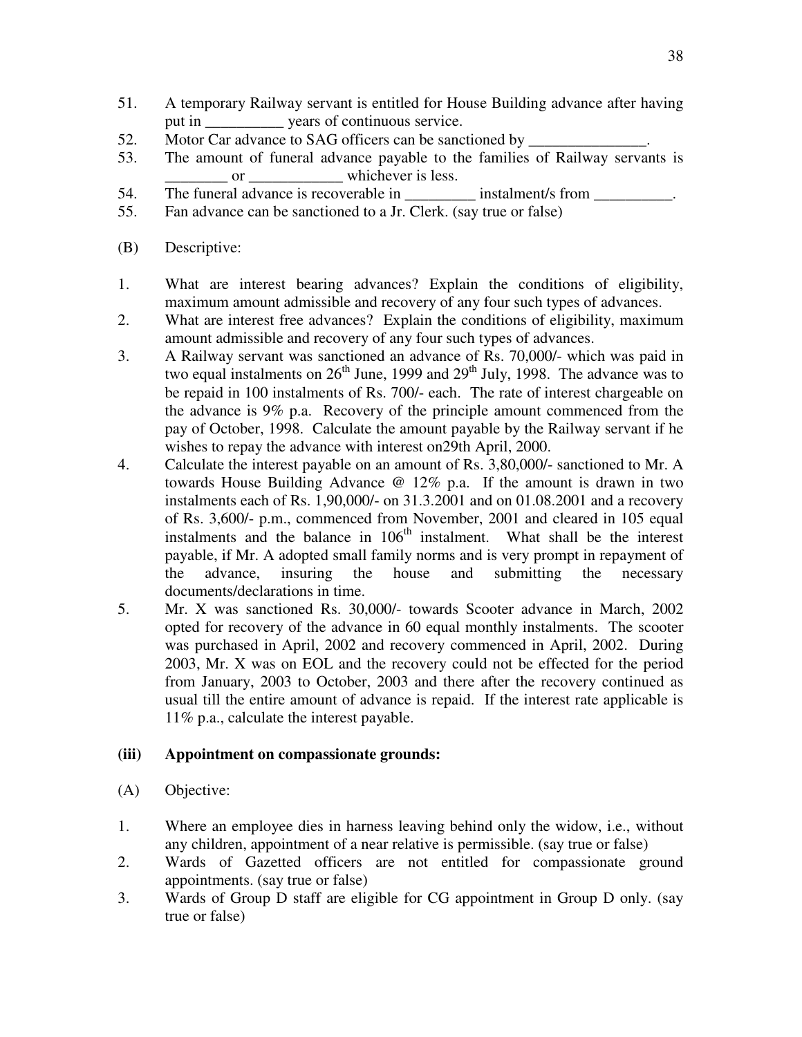51. A temporary Railway servant is entitled for House Building advance after having put in __________ years of continuous service.
52. Motor Car advance to SAG officers can be sanctioned by _______________.
53. The amount of funeral advance payable to the families of Railway servants is ________ or ____________ whichever is less.
54. The funeral advance is recoverable in _________ instalment/s from __________.
55. Fan advance can be sanctioned to a Jr. Clerk. (say true or false)

(B) Descriptive:

1. What are interest bearing advances? Explain the conditions of eligibility, maximum amount admissible and recovery of any four such types of advances.
2. What are interest free advances? Explain the conditions of eligibility, maximum amount admissible and recovery of any four such types of advances.
3. A Railway servant was sanctioned an advance of Rs. 70,000/- which was paid in two equal instalments on 26th June, 1999 and 29th July, 1998. The advance was to be repaid in 100 instalments of Rs. 700/- each. The rate of interest chargeable on the advance is 9% p.a. Recovery of the principle amount commenced from the pay of October, 1998. Calculate the amount payable by the Railway servant if he wishes to repay the advance with interest on29th April, 2000.
4. Calculate the interest payable on an amount of Rs. 3,80,000/- sanctioned to Mr. A towards House Building Advance @ 12% p.a. If the amount is drawn in two instalments each of Rs. 1,90,000/- on 31.3.2001 and on 01.08.2001 and a recovery of Rs. 3,600/- p.m., commenced from November, 2001 and cleared in 105 equal instalments and the balance in 106th instalment. What shall be the interest payable, if Mr. A adopted small family norms and is very prompt in repayment of the advance, insuring the house and submitting the necessary documents/declarations in time.
5. Mr. X was sanctioned Rs. 30,000/- towards Scooter advance in March, 2002 opted for recovery of the advance in 60 equal monthly instalments. The scooter was purchased in April, 2002 and recovery commenced in April, 2002. During 2003, Mr. X was on EOL and the recovery could not be effected for the period from January, 2003 to October, 2003 and there after the recovery continued as usual till the entire amount of advance is repaid. If the interest rate applicable is 11% p.a., calculate the interest payable.

### (iii) Appointment on compassionate grounds:

(A) Objective:

1. Where an employee dies in harness leaving behind only the widow, i.e., without any children, appointment of a near relative is permissible. (say true or false)
2. Wards of Gazetted officers are not entitled for compassionate ground appointments. (say true or false)
3. Wards of Group D staff are eligible for CG appointment in Group D only. (say true or false)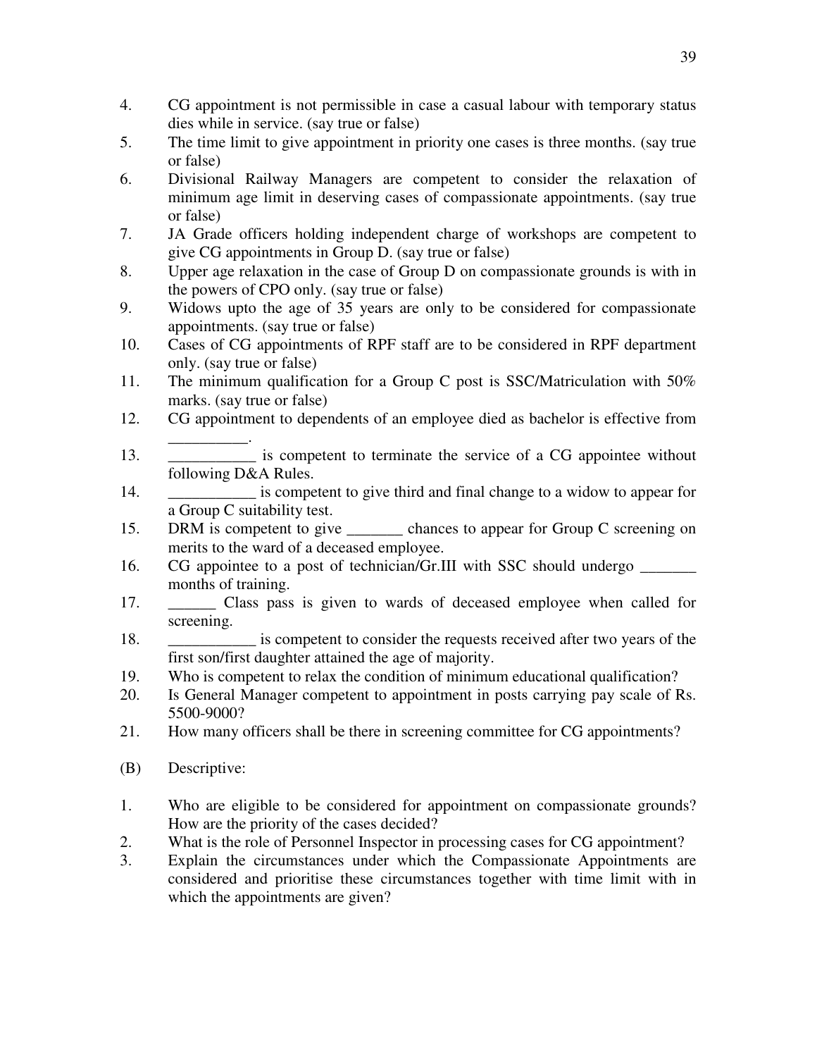4. CG appointment is not permissible in case a casual labour with temporary status dies while in service. (say true or false)
5. The time limit to give appointment in priority one cases is three months. (say true or false)
6. Divisional Railway Managers are competent to consider the relaxation of minimum age limit in deserving cases of compassionate appointments. (say true or false)
7. JA Grade officers holding independent charge of workshops are competent to give CG appointments in Group D. (say true or false)
8. Upper age relaxation in the case of Group D on compassionate grounds is with in the powers of CPO only. (say true or false)
9. Widows upto the age of 35 years are only to be considered for compassionate appointments. (say true or false)
10. Cases of CG appointments of RPF staff are to be considered in RPF department only. (say true or false)
11. The minimum qualification for a Group C post is SSC/Matriculation with 50% marks. (say true or false)
12. CG appointment to dependents of an employee died as bachelor is effective from __________.
13. ___________ is competent to terminate the service of a CG appointee without following D&A Rules.
14. ___________ is competent to give third and final change to a widow to appear for a Group C suitability test.
15. DRM is competent to give _______ chances to appear for Group C screening on merits to the ward of a deceased employee.
16. CG appointee to a post of technician/Gr.III with SSC should undergo _______ months of training.
17. ______ Class pass is given to wards of deceased employee when called for screening.
18. ___________ is competent to consider the requests received after two years of the first son/first daughter attained the age of majority.
19. Who is competent to relax the condition of minimum educational qualification?
20. Is General Manager competent to appointment in posts carrying pay scale of Rs. 5500-9000?
21. How many officers shall be there in screening committee for CG appointments?

(B) Descriptive:

1. Who are eligible to be considered for appointment on compassionate grounds? How are the priority of the cases decided?
2. What is the role of Personnel Inspector in processing cases for CG appointment?
3. Explain the circumstances under which the Compassionate Appointments are considered and prioritise these circumstances together with time limit with in which the appointments are given?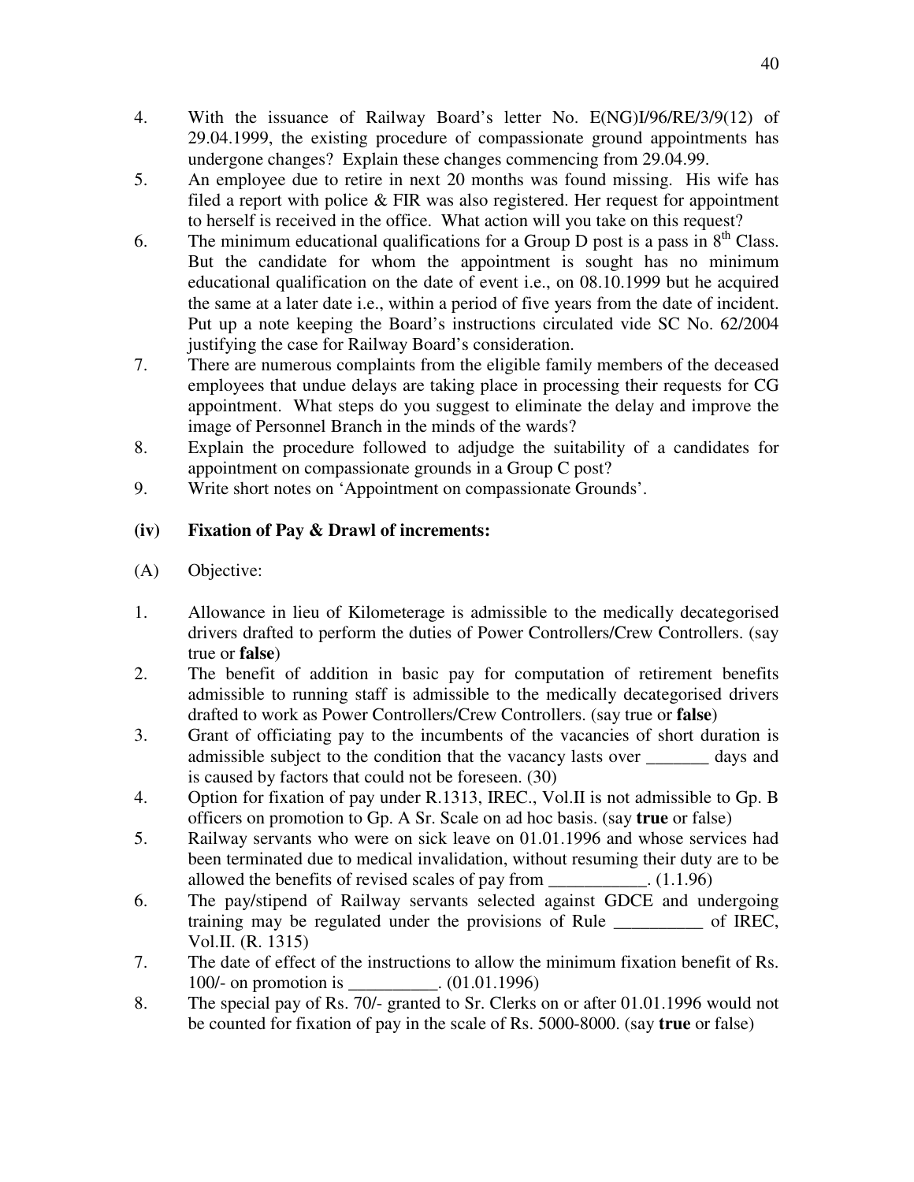4. With the issuance of Railway Board's letter No. E(NG)I/96/RE/3/9(12) of 29.04.1999, the existing procedure of compassionate ground appointments has undergone changes? Explain these changes commencing from 29.04.99.
5. An employee due to retire in next 20 months was found missing. His wife has filed a report with police & FIR was also registered. Her request for appointment to herself is received in the office. What action will you take on this request?
6. The minimum educational qualifications for a Group D post is a pass in 8th Class. But the candidate for whom the appointment is sought has no minimum educational qualification on the date of event i.e., on 08.10.1999 but he acquired the same at a later date i.e., within a period of five years from the date of incident. Put up a note keeping the Board's instructions circulated vide SC No. 62/2004 justifying the case for Railway Board's consideration.
7. There are numerous complaints from the eligible family members of the deceased employees that undue delays are taking place in processing their requests for CG appointment. What steps do you suggest to eliminate the delay and improve the image of Personnel Branch in the minds of the wards?
8. Explain the procedure followed to adjudge the suitability of a candidates for appointment on compassionate grounds in a Group C post?
9. Write short notes on 'Appointment on compassionate Grounds'.

### (iv) Fixation of Pay & Drawl of increments:

(A) Objective:

1. Allowance in lieu of Kilometerage is admissible to the medically decategorised drivers drafted to perform the duties of Power Controllers/Crew Controllers. (say true or **false**)
2. The benefit of addition in basic pay for computation of retirement benefits admissible to running staff is admissible to the medically decategorised drivers drafted to work as Power Controllers/Crew Controllers. (say true or **false**)
3. Grant of officiating pay to the incumbents of the vacancies of short duration is admissible subject to the condition that the vacancy lasts over _______ days and is caused by factors that could not be foreseen. (30)
4. Option for fixation of pay under R.1313, IREC., Vol.II is not admissible to Gp. B officers on promotion to Gp. A Sr. Scale on ad hoc basis. (say **true** or false)
5. Railway servants who were on sick leave on 01.01.1996 and whose services had been terminated due to medical invalidation, without resuming their duty are to be allowed the benefits of revised scales of pay from ___________. (1.1.96)
6. The pay/stipend of Railway servants selected against GDCE and undergoing training may be regulated under the provisions of Rule __________ of IREC, Vol.II. (R. 1315)
7. The date of effect of the instructions to allow the minimum fixation benefit of Rs. 100/- on promotion is __________. (01.01.1996)
8. The special pay of Rs. 70/- granted to Sr. Clerks on or after 01.01.1996 would not be counted for fixation of pay in the scale of Rs. 5000-8000. (say **true** or false)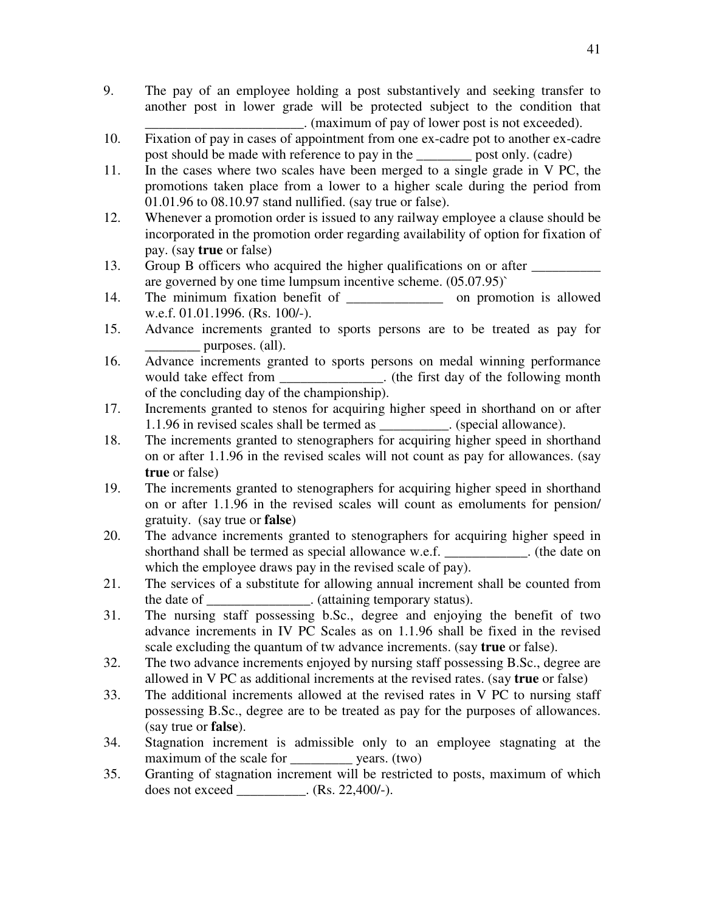9. The pay of an employee holding a post substantively and seeking transfer to another post in lower grade will be protected subject to the condition that _______________________. (maximum of pay of lower post is not exceeded).
10. Fixation of pay in cases of appointment from one ex-cadre pot to another ex-cadre post should be made with reference to pay in the ________ post only. (cadre)
11. In the cases where two scales have been merged to a single grade in V PC, the promotions taken place from a lower to a higher scale during the period from 01.01.96 to 08.10.97 stand nullified. (say true or false).
12. Whenever a promotion order is issued to any railway employee a clause should be incorporated in the promotion order regarding availability of option for fixation of pay. (say **true** or false)
13. Group B officers who acquired the higher qualifications on or after __________ are governed by one time lumpsum incentive scheme. (05.07.95)`
14. The minimum fixation benefit of ______________ on promotion is allowed w.e.f. 01.01.1996. (Rs. 100/-).
15. Advance increments granted to sports persons are to be treated as pay for ________ purposes. (all).
16. Advance increments granted to sports persons on medal winning performance would take effect from _______________. (the first day of the following month of the concluding day of the championship).
17. Increments granted to stenos for acquiring higher speed in shorthand on or after 1.1.96 in revised scales shall be termed as __________. (special allowance).
18. The increments granted to stenographers for acquiring higher speed in shorthand on or after 1.1.96 in the revised scales will not count as pay for allowances. (say **true** or false)
19. The increments granted to stenographers for acquiring higher speed in shorthand on or after 1.1.96 in the revised scales will count as emoluments for pension/ gratuity. (say true or **false**)
20. The advance increments granted to stenographers for acquiring higher speed in shorthand shall be termed as special allowance w.e.f. ____________. (the date on which the employee draws pay in the revised scale of pay).
21. The services of a substitute for allowing annual increment shall be counted from the date of _______________. (attaining temporary status).
31. The nursing staff possessing b.Sc., degree and enjoying the benefit of two advance increments in IV PC Scales as on 1.1.96 shall be fixed in the revised scale excluding the quantum of tw advance increments. (say **true** or false).
32. The two advance increments enjoyed by nursing staff possessing B.Sc., degree are allowed in V PC as additional increments at the revised rates. (say **true** or false)
33. The additional increments allowed at the revised rates in V PC to nursing staff possessing B.Sc., degree are to be treated as pay for the purposes of allowances. (say true or **false**).
34. Stagnation increment is admissible only to an employee stagnating at the maximum of the scale for _________ years. (two)
35. Granting of stagnation increment will be restricted to posts, maximum of which does not exceed __________. (Rs. 22,400/-).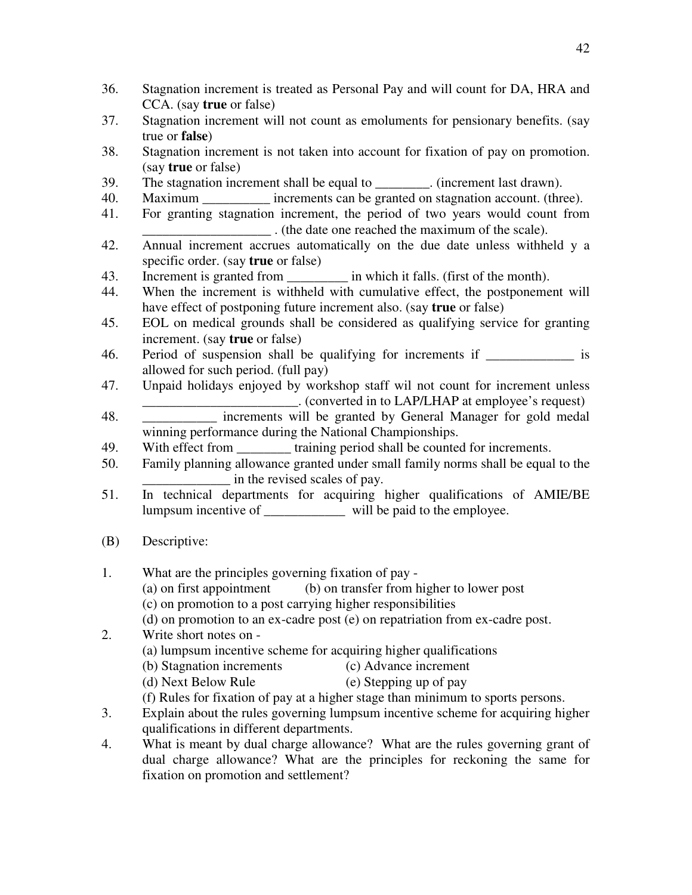36. Stagnation increment is treated as Personal Pay and will count for DA, HRA and CCA. (say **true** or false)
37. Stagnation increment will not count as emoluments for pensionary benefits. (say true or **false**)
38. Stagnation increment is not taken into account for fixation of pay on promotion. (say **true** or false)
39. The stagnation increment shall be equal to ________. (increment last drawn).
40. Maximum __________ increments can be granted on stagnation account. (three).
41. For granting stagnation increment, the period of two years would count from ___________________ . (the date one reached the maximum of the scale).
42. Annual increment accrues automatically on the due date unless withheld y a specific order. (say **true** or false)
43. Increment is granted from _________ in which it falls. (first of the month).
44. When the increment is withheld with cumulative effect, the postponement will have effect of postponing future increment also. (say **true** or false)
45. EOL on medical grounds shall be considered as qualifying service for granting increment. (say **true** or false)
46. Period of suspension shall be qualifying for increments if _____________ is allowed for such period. (full pay)
47. Unpaid holidays enjoyed by workshop staff wil not count for increment unless _______________________. (converted in to LAP/LHAP at employee's request)
48. ___________ increments will be granted by General Manager for gold medal winning performance during the National Championships.
49. With effect from ________ training period shall be counted for increments.
50. Family planning allowance granted under small family norms shall be equal to the _____________ in the revised scales of pay.
51. In technical departments for acquiring higher qualifications of AMIE/BE lumpsum incentive of ____________ will be paid to the employee.

(B) Descriptive:

1. What are the principles governing fixation of pay -
   (a) on first appointment (b) on transfer from higher to lower post
   (c) on promotion to a post carrying higher responsibilities
   (d) on promotion to an ex-cadre post (e) on repatriation from ex-cadre post.
2. Write short notes on -
   (a) lumpsum incentive scheme for acquiring higher qualifications
   (b) Stagnation increments (c) Advance increment
   (d) Next Below Rule (e) Stepping up of pay
   (f) Rules for fixation of pay at a higher stage than minimum to sports persons.
3. Explain about the rules governing lumpsum incentive scheme for acquiring higher qualifications in different departments.
4. What is meant by dual charge allowance? What are the rules governing grant of dual charge allowance? What are the principles for reckoning the same for fixation on promotion and settlement?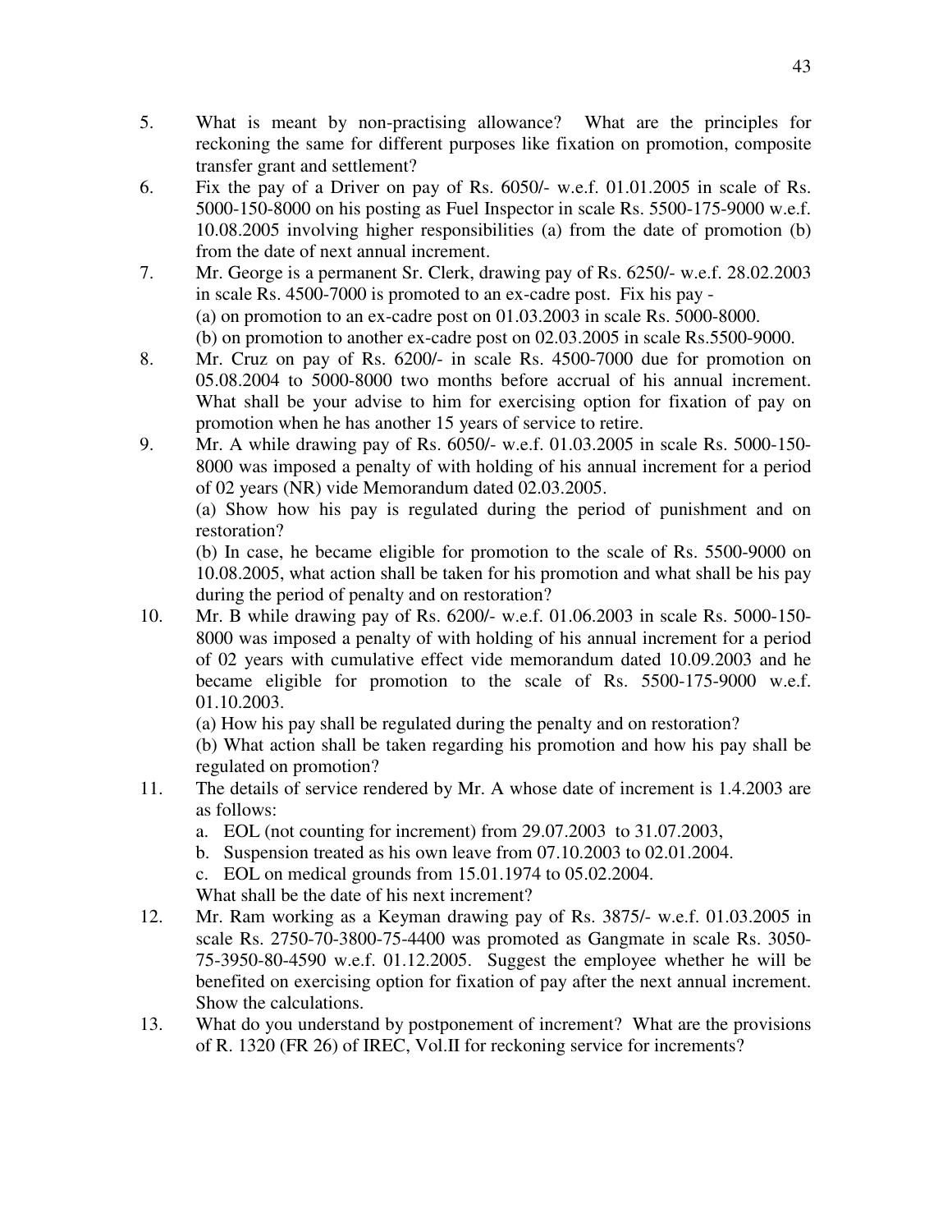5. What is meant by non-practising allowance? What are the principles for reckoning the same for different purposes like fixation on promotion, composite transfer grant and settlement?
6. Fix the pay of a Driver on pay of Rs. 6050/- w.e.f. 01.01.2005 in scale of Rs. 5000-150-8000 on his posting as Fuel Inspector in scale Rs. 5500-175-9000 w.e.f. 10.08.2005 involving higher responsibilities (a) from the date of promotion (b) from the date of next annual increment.
7. Mr. George is a permanent Sr. Clerk, drawing pay of Rs. 6250/- w.e.f. 28.02.2003 in scale Rs. 4500-7000 is promoted to an ex-cadre post. Fix his pay -
   (a) on promotion to an ex-cadre post on 01.03.2003 in scale Rs. 5000-8000.
   (b) on promotion to another ex-cadre post on 02.03.2005 in scale Rs.5500-9000.
8. Mr. Cruz on pay of Rs. 6200/- in scale Rs. 4500-7000 due for promotion on 05.08.2004 to 5000-8000 two months before accrual of his annual increment. What shall be your advise to him for exercising option for fixation of pay on promotion when he has another 15 years of service to retire.
9. Mr. A while drawing pay of Rs. 6050/- w.e.f. 01.03.2005 in scale Rs. 5000-150-8000 was imposed a penalty of with holding of his annual increment for a period of 02 years (NR) vide Memorandum dated 02.03.2005.
   (a) Show how his pay is regulated during the period of punishment and on restoration?
   (b) In case, he became eligible for promotion to the scale of Rs. 5500-9000 on 10.08.2005, what action shall be taken for his promotion and what shall be his pay during the period of penalty and on restoration?
10. Mr. B while drawing pay of Rs. 6200/- w.e.f. 01.06.2003 in scale Rs. 5000-150-8000 was imposed a penalty of with holding of his annual increment for a period of 02 years with cumulative effect vide memorandum dated 10.09.2003 and he became eligible for promotion to the scale of Rs. 5500-175-9000 w.e.f. 01.10.2003.
    (a) How his pay shall be regulated during the penalty and on restoration?
    (b) What action shall be taken regarding his promotion and how his pay shall be regulated on promotion?
11. The details of service rendered by Mr. A whose date of increment is 1.4.2003 are as follows:
    a. EOL (not counting for increment) from 29.07.2003 to 31.07.2003,
    b. Suspension treated as his own leave from 07.10.2003 to 02.01.2004.
    c. EOL on medical grounds from 15.01.1974 to 05.02.2004.

    What shall be the date of his next increment?
12. Mr. Ram working as a Keyman drawing pay of Rs. 3875/- w.e.f. 01.03.2005 in scale Rs. 2750-70-3800-75-4400 was promoted as Gangmate in scale Rs. 3050-75-3950-80-4590 w.e.f. 01.12.2005. Suggest the employee whether he will be benefited on exercising option for fixation of pay after the next annual increment. Show the calculations.
13. What do you understand by postponement of increment? What are the provisions of R. 1320 (FR 26) of IREC, Vol.II for reckoning service for increments?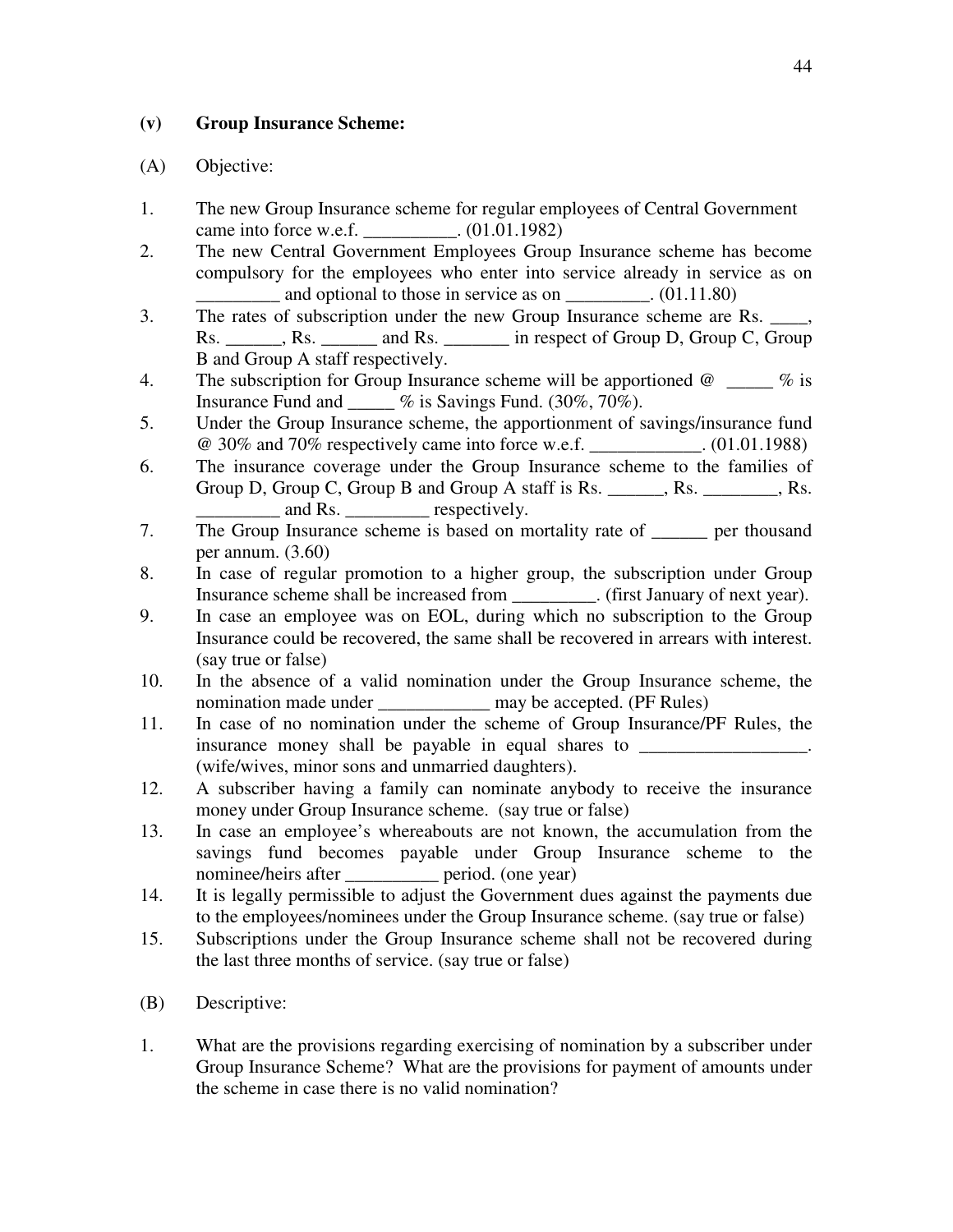**(v) Group Insurance Scheme:**

(A) Objective:

1. The new Group Insurance scheme for regular employees of Central Government came into force w.e.f. __________. (01.01.1982)
2. The new Central Government Employees Group Insurance scheme has become compulsory for the employees who enter into service already in service as on _________ and optional to those in service as on _________. (01.11.80)
3. The rates of subscription under the new Group Insurance scheme are Rs. ____, Rs. ______, Rs. ______ and Rs. _______ in respect of Group D, Group C, Group B and Group A staff respectively.
4. The subscription for Group Insurance scheme will be apportioned @ _____ % is Insurance Fund and _____ % is Savings Fund. (30%, 70%).
5. Under the Group Insurance scheme, the apportionment of savings/insurance fund @ 30% and 70% respectively came into force w.e.f. ____________. (01.01.1988)
6. The insurance coverage under the Group Insurance scheme to the families of Group D, Group C, Group B and Group A staff is Rs. ______, Rs. ________, Rs. _________ and Rs. _________ respectively.
7. The Group Insurance scheme is based on mortality rate of ______ per thousand per annum. (3.60)
8. In case of regular promotion to a higher group, the subscription under Group Insurance scheme shall be increased from _________. (first January of next year).
9. In case an employee was on EOL, during which no subscription to the Group Insurance could be recovered, the same shall be recovered in arrears with interest. (say true or false)
10. In the absence of a valid nomination under the Group Insurance scheme, the nomination made under ____________ may be accepted. (PF Rules)
11. In case of no nomination under the scheme of Group Insurance/PF Rules, the insurance money shall be payable in equal shares to __________________. (wife/wives, minor sons and unmarried daughters).
12. A subscriber having a family can nominate anybody to receive the insurance money under Group Insurance scheme. (say true or false)
13. In case an employee's whereabouts are not known, the accumulation from the savings fund becomes payable under Group Insurance scheme to the nominee/heirs after __________ period. (one year)
14. It is legally permissible to adjust the Government dues against the payments due to the employees/nominees under the Group Insurance scheme. (say true or false)
15. Subscriptions under the Group Insurance scheme shall not be recovered during the last three months of service. (say true or false)

(B) Descriptive:

1. What are the provisions regarding exercising of nomination by a subscriber under Group Insurance Scheme? What are the provisions for payment of amounts under the scheme in case there is no valid nomination?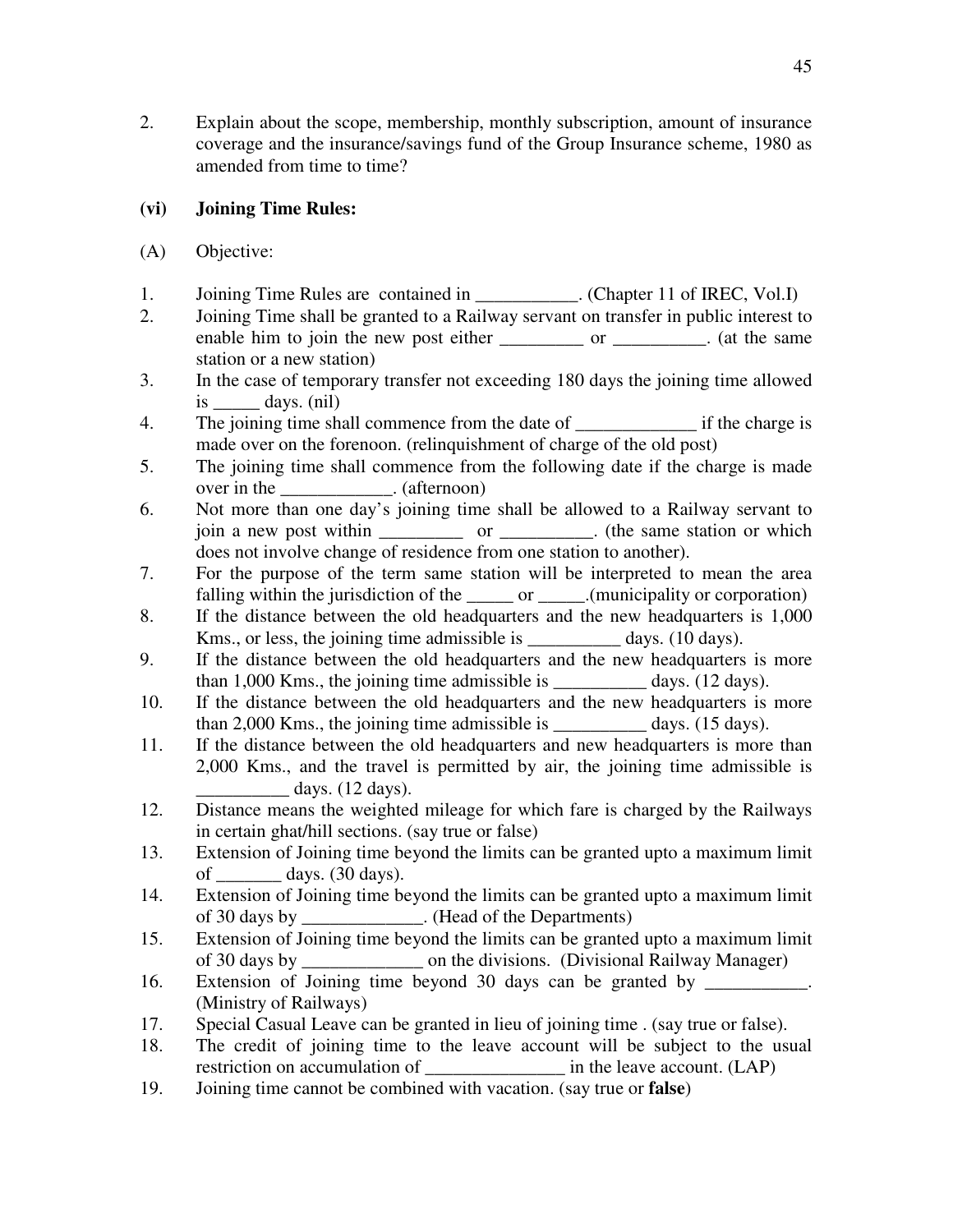2. Explain about the scope, membership, monthly subscription, amount of insurance coverage and the insurance/savings fund of the Group Insurance scheme, 1980 as amended from time to time?

**(vi) Joining Time Rules:**

(A) Objective:

1. Joining Time Rules are contained in ___________. (Chapter 11 of IREC, Vol.I)
2. Joining Time shall be granted to a Railway servant on transfer in public interest to enable him to join the new post either _________ or __________. (at the same station or a new station)
3. In the case of temporary transfer not exceeding 180 days the joining time allowed is _____ days. (nil)
4. The joining time shall commence from the date of _____________ if the charge is made over on the forenoon. (relinquishment of charge of the old post)
5. The joining time shall commence from the following date if the charge is made over in the ____________. (afternoon)
6. Not more than one day's joining time shall be allowed to a Railway servant to join a new post within _________ or __________. (the same station or which does not involve change of residence from one station to another).
7. For the purpose of the term same station will be interpreted to mean the area falling within the jurisdiction of the _____ or _____.(municipality or corporation)
8. If the distance between the old headquarters and the new headquarters is 1,000 Kms., or less, the joining time admissible is __________ days. (10 days).
9. If the distance between the old headquarters and the new headquarters is more than 1,000 Kms., the joining time admissible is __________ days. (12 days).
10. If the distance between the old headquarters and the new headquarters is more than 2,000 Kms., the joining time admissible is __________ days. (15 days).
11. If the distance between the old headquarters and new headquarters is more than 2,000 Kms., and the travel is permitted by air, the joining time admissible is __________ days. (12 days).
12. Distance means the weighted mileage for which fare is charged by the Railways in certain ghat/hill sections. (say true or false)
13. Extension of Joining time beyond the limits can be granted upto a maximum limit of _______ days. (30 days).
14. Extension of Joining time beyond the limits can be granted upto a maximum limit of 30 days by _____________. (Head of the Departments)
15. Extension of Joining time beyond the limits can be granted upto a maximum limit of 30 days by _____________ on the divisions. (Divisional Railway Manager)
16. Extension of Joining time beyond 30 days can be granted by ___________. (Ministry of Railways)
17. Special Casual Leave can be granted in lieu of joining time . (say true or false).
18. The credit of joining time to the leave account will be subject to the usual restriction on accumulation of _______________ in the leave account. (LAP)
19. Joining time cannot be combined with vacation. (say true or **false**)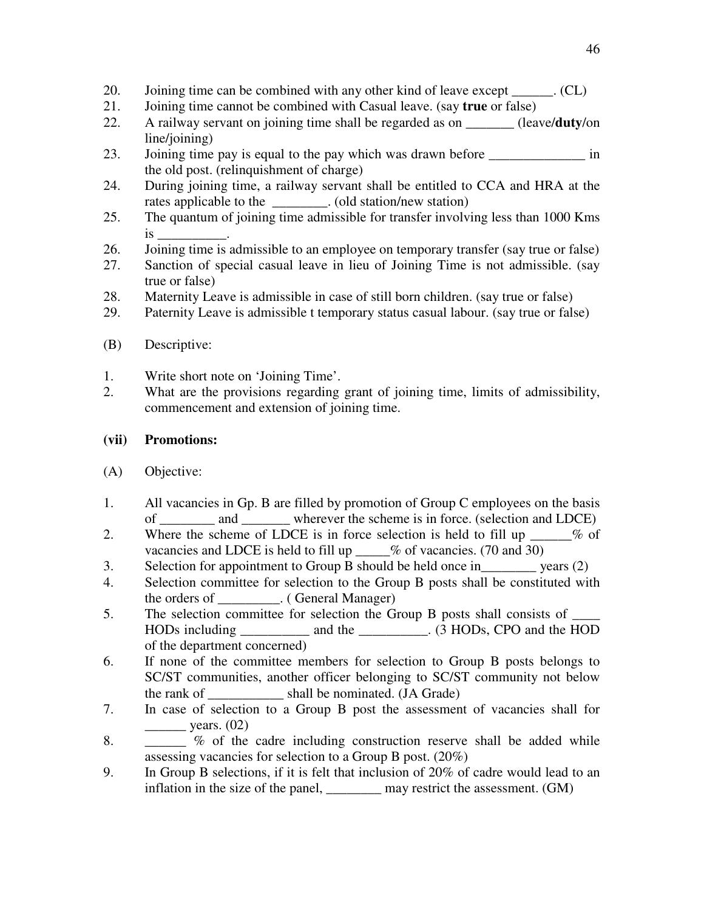20. Joining time can be combined with any other kind of leave except ______. (CL)
21. Joining time cannot be combined with Casual leave. (say **true** or false)
22. A railway servant on joining time shall be regarded as on _______ (leave/**duty**/on line/joining)
23. Joining time pay is equal to the pay which was drawn before ______________ in the old post. (relinquishment of charge)
24. During joining time, a railway servant shall be entitled to CCA and HRA at the rates applicable to the ________. (old station/new station)
25. The quantum of joining time admissible for transfer involving less than 1000 Kms is __________.
26. Joining time is admissible to an employee on temporary transfer (say true or false)
27. Sanction of special casual leave in lieu of Joining Time is not admissible. (say true or false)
28. Maternity Leave is admissible in case of still born children. (say true or false)
29. Paternity Leave is admissible t temporary status casual labour. (say true or false)

(B) Descriptive:

1. Write short note on 'Joining Time'.
2. What are the provisions regarding grant of joining time, limits of admissibility, commencement and extension of joining time.

**(vii) Promotions:**

(A) Objective:

1. All vacancies in Gp. B are filled by promotion of Group C employees on the basis of ________ and _______ wherever the scheme is in force. (selection and LDCE)
2. Where the scheme of LDCE is in force selection is held to fill up ______% of vacancies and LDCE is held to fill up _____% of vacancies. (70 and 30)
3. Selection for appointment to Group B should be held once in________ years (2)
4. Selection committee for selection to the Group B posts shall be constituted with the orders of _________. ( General Manager)
5. The selection committee for selection the Group B posts shall consists of ____ HODs including __________ and the __________. (3 HODs, CPO and the HOD of the department concerned)
6. If none of the committee members for selection to Group B posts belongs to SC/ST communities, another officer belonging to SC/ST community not below the rank of ___________ shall be nominated. (JA Grade)
7. In case of selection to a Group B post the assessment of vacancies shall for ______ years. (02)
8. ______ % of the cadre including construction reserve shall be added while assessing vacancies for selection to a Group B post. (20%)
9. In Group B selections, if it is felt that inclusion of 20% of cadre would lead to an inflation in the size of the panel, ________ may restrict the assessment. (GM)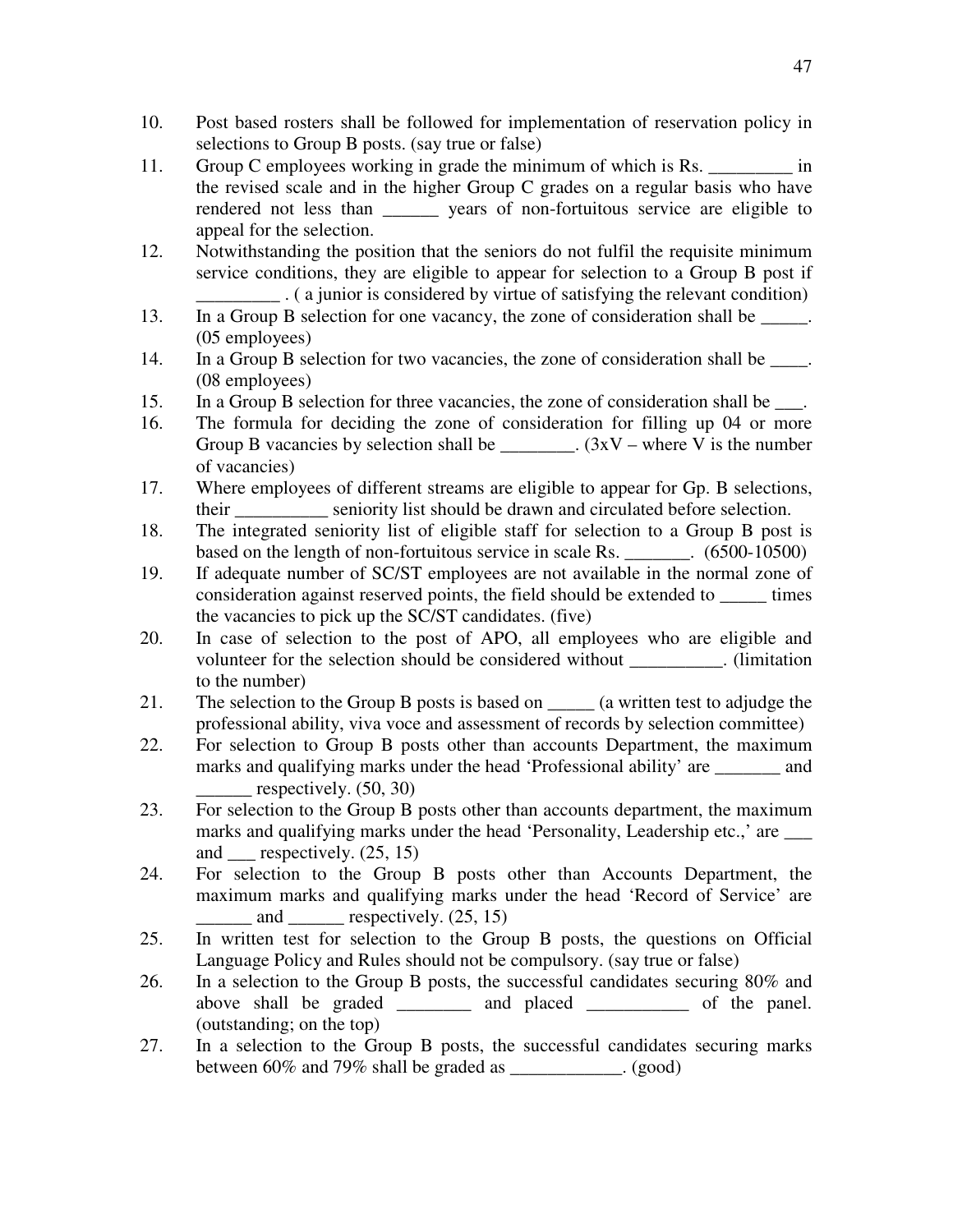10. Post based rosters shall be followed for implementation of reservation policy in selections to Group B posts. (say true or false)
11. Group C employees working in grade the minimum of which is Rs. _________ in the revised scale and in the higher Group C grades on a regular basis who have rendered not less than ______ years of non-fortuitous service are eligible to appeal for the selection.
12. Notwithstanding the position that the seniors do not fulfil the requisite minimum service conditions, they are eligible to appear for selection to a Group B post if _________ . ( a junior is considered by virtue of satisfying the relevant condition)
13. In a Group B selection for one vacancy, the zone of consideration shall be _____. (05 employees)
14. In a Group B selection for two vacancies, the zone of consideration shall be ____. (08 employees)
15. In a Group B selection for three vacancies, the zone of consideration shall be ___.
16. The formula for deciding the zone of consideration for filling up 04 or more Group B vacancies by selection shall be ________. (3xV – where V is the number of vacancies)
17. Where employees of different streams are eligible to appear for Gp. B selections, their __________ seniority list should be drawn and circulated before selection.
18. The integrated seniority list of eligible staff for selection to a Group B post is based on the length of non-fortuitous service in scale Rs. _______. (6500-10500)
19. If adequate number of SC/ST employees are not available in the normal zone of consideration against reserved points, the field should be extended to _____ times the vacancies to pick up the SC/ST candidates. (five)
20. In case of selection to the post of APO, all employees who are eligible and volunteer for the selection should be considered without __________. (limitation to the number)
21. The selection to the Group B posts is based on _____ (a written test to adjudge the professional ability, viva voce and assessment of records by selection committee)
22. For selection to Group B posts other than accounts Department, the maximum marks and qualifying marks under the head 'Professional ability' are _______ and ______ respectively. (50, 30)
23. For selection to the Group B posts other than accounts department, the maximum marks and qualifying marks under the head 'Personality, Leadership etc.,' are ___ and ___ respectively. (25, 15)
24. For selection to the Group B posts other than Accounts Department, the maximum marks and qualifying marks under the head 'Record of Service' are ______ and ______ respectively. (25, 15)
25. In written test for selection to the Group B posts, the questions on Official Language Policy and Rules should not be compulsory. (say true or false)
26. In a selection to the Group B posts, the successful candidates securing 80% and above shall be graded ________ and placed ___________ of the panel. (outstanding; on the top)
27. In a selection to the Group B posts, the successful candidates securing marks between 60% and 79% shall be graded as ____________. (good)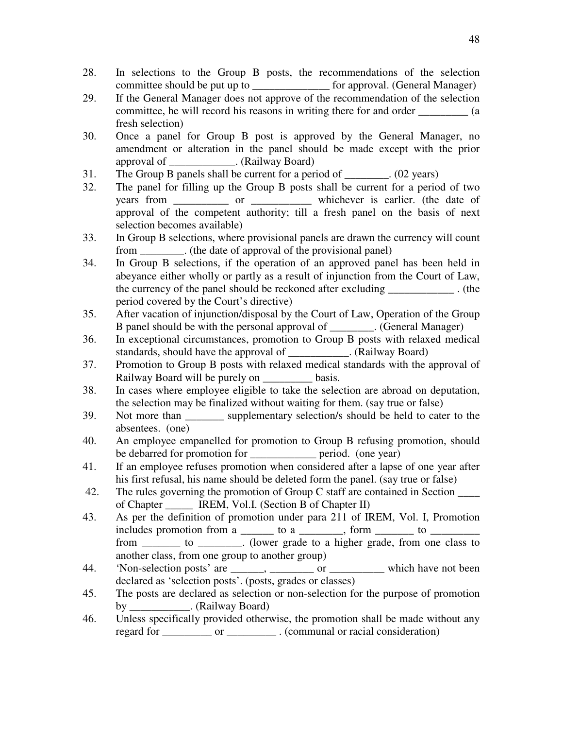28. In selections to the Group B posts, the recommendations of the selection committee should be put up to ______________ for approval. (General Manager)
29. If the General Manager does not approve of the recommendation of the selection committee, he will record his reasons in writing there for and order _________ (a fresh selection)
30. Once a panel for Group B post is approved by the General Manager, no amendment or alteration in the panel should be made except with the prior approval of ____________. (Railway Board)
31. The Group B panels shall be current for a period of ________. (02 years)
32. The panel for filling up the Group B posts shall be current for a period of two years from __________ or ___________ whichever is earlier. (the date of approval of the competent authority; till a fresh panel on the basis of next selection becomes available)
33. In Group B selections, where provisional panels are drawn the currency will count from ________. (the date of approval of the provisional panel)
34. In Group B selections, if the operation of an approved panel has been held in abeyance either wholly or partly as a result of injunction from the Court of Law, the currency of the panel should be reckoned after excluding ____________ . (the period covered by the Court's directive)
35. After vacation of injunction/disposal by the Court of Law, Operation of the Group B panel should be with the personal approval of ________. (General Manager)
36. In exceptional circumstances, promotion to Group B posts with relaxed medical standards, should have the approval of ___________. (Railway Board)
37. Promotion to Group B posts with relaxed medical standards with the approval of Railway Board will be purely on _________ basis.
38. In cases where employee eligible to take the selection are abroad on deputation, the selection may be finalized without waiting for them. (say true or false)
39. Not more than _______ supplementary selection/s should be held to cater to the absentees. (one)
40. An employee empanelled for promotion to Group B refusing promotion, should be debarred for promotion for ____________ period. (one year)
41. If an employee refuses promotion when considered after a lapse of one year after his first refusal, his name should be deleted form the panel. (say true or false)
42. The rules governing the promotion of Group C staff are contained in Section ____ of Chapter _____ IREM, Vol.I. (Section B of Chapter II)
43. As per the definition of promotion under para 211 of IREM, Vol. I, Promotion includes promotion from a ______ to a ________, form _______ to _________ from _______ to ________. (lower grade to a higher grade, from one class to another class, from one group to another group)
44. 'Non-selection posts' are ______, ________ or __________ which have not been declared as 'selection posts'. (posts, grades or classes)
45. The posts are declared as selection or non-selection for the purpose of promotion by ___________. (Railway Board)
46. Unless specifically provided otherwise, the promotion shall be made without any regard for _________ or _________ . (communal or racial consideration)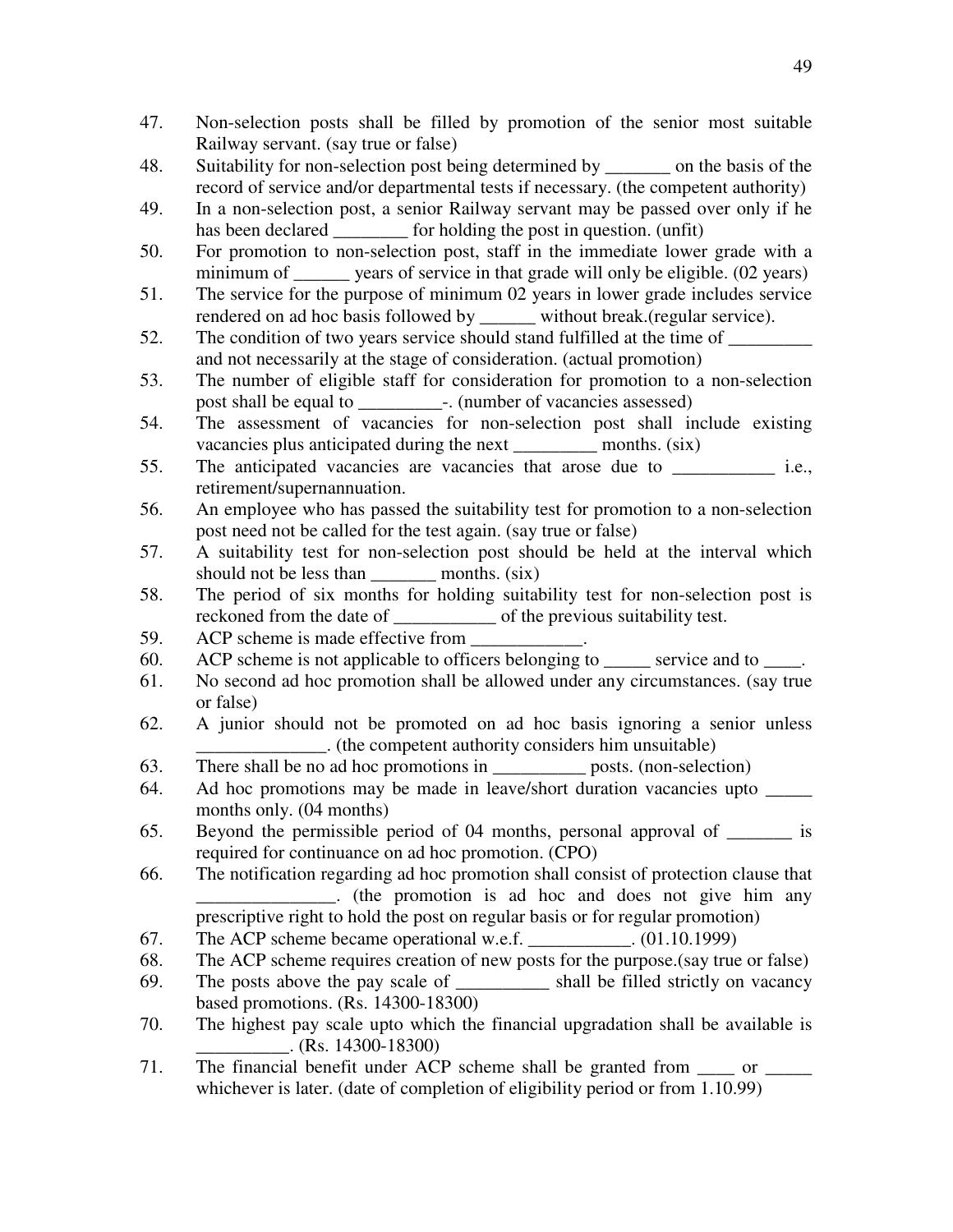47. Non-selection posts shall be filled by promotion of the senior most suitable Railway servant. (say true or false)
48. Suitability for non-selection post being determined by _______ on the basis of the record of service and/or departmental tests if necessary. (the competent authority)
49. In a non-selection post, a senior Railway servant may be passed over only if he has been declared ________ for holding the post in question. (unfit)
50. For promotion to non-selection post, staff in the immediate lower grade with a minimum of ______ years of service in that grade will only be eligible. (02 years)
51. The service for the purpose of minimum 02 years in lower grade includes service rendered on ad hoc basis followed by ______ without break.(regular service).
52. The condition of two years service should stand fulfilled at the time of _________ and not necessarily at the stage of consideration. (actual promotion)
53. The number of eligible staff for consideration for promotion to a non-selection post shall be equal to _________-. (number of vacancies assessed)
54. The assessment of vacancies for non-selection post shall include existing vacancies plus anticipated during the next _________ months. (six)
55. The anticipated vacancies are vacancies that arose due to ___________ i.e., retirement/supernannuation.
56. An employee who has passed the suitability test for promotion to a non-selection post need not be called for the test again. (say true or false)
57. A suitability test for non-selection post should be held at the interval which should not be less than _______ months. (six)
58. The period of six months for holding suitability test for non-selection post is reckoned from the date of ___________ of the previous suitability test.
59. ACP scheme is made effective from ____________.
60. ACP scheme is not applicable to officers belonging to _____ service and to ____.
61. No second ad hoc promotion shall be allowed under any circumstances. (say true or false)
62. A junior should not be promoted on ad hoc basis ignoring a senior unless ______________. (the competent authority considers him unsuitable)
63. There shall be no ad hoc promotions in __________ posts. (non-selection)
64. Ad hoc promotions may be made in leave/short duration vacancies upto _____ months only. (04 months)
65. Beyond the permissible period of 04 months, personal approval of _______ is required for continuance on ad hoc promotion. (CPO)
66. The notification regarding ad hoc promotion shall consist of protection clause that _______________. (the promotion is ad hoc and does not give him any prescriptive right to hold the post on regular basis or for regular promotion)
67. The ACP scheme became operational w.e.f. ___________. (01.10.1999)
68. The ACP scheme requires creation of new posts for the purpose.(say true or false)
69. The posts above the pay scale of __________ shall be filled strictly on vacancy based promotions. (Rs. 14300-18300)
70. The highest pay scale upto which the financial upgradation shall be available is __________. (Rs. 14300-18300)
71. The financial benefit under ACP scheme shall be granted from ____ or _____ whichever is later. (date of completion of eligibility period or from 1.10.99)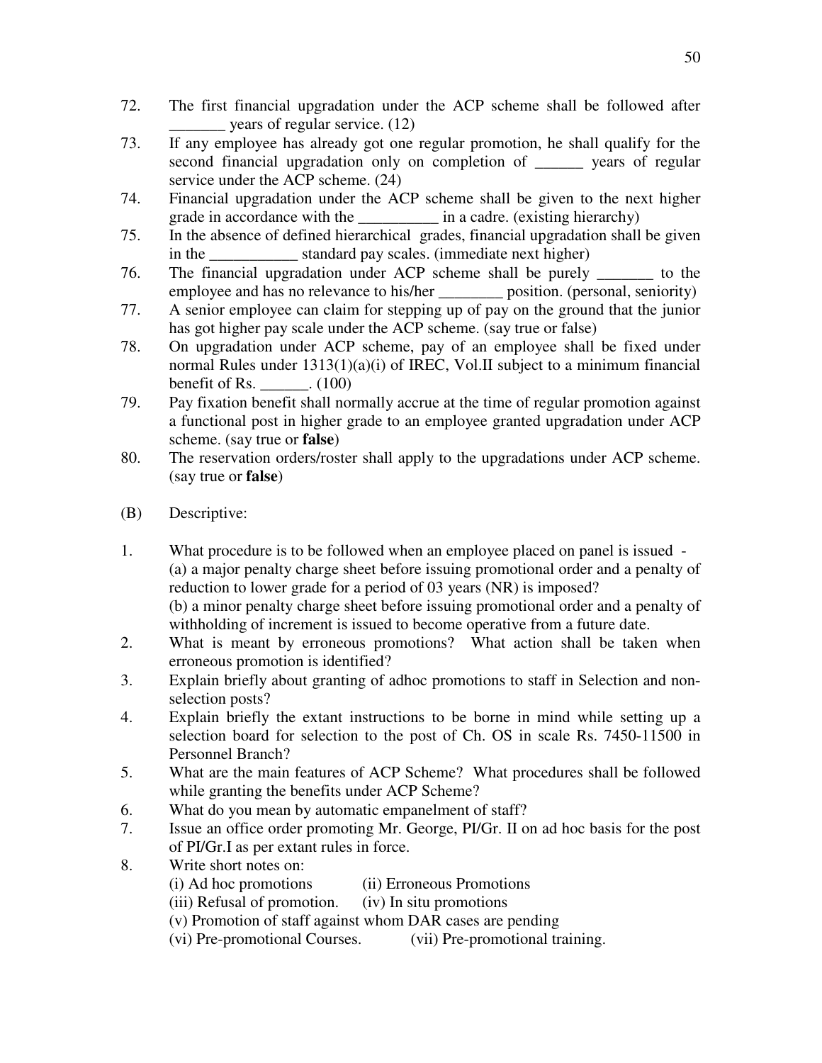72. The first financial upgradation under the ACP scheme shall be followed after _______ years of regular service. (12)
73. If any employee has already got one regular promotion, he shall qualify for the second financial upgradation only on completion of ______ years of regular service under the ACP scheme. (24)
74. Financial upgradation under the ACP scheme shall be given to the next higher grade in accordance with the __________ in a cadre. (existing hierarchy)
75. In the absence of defined hierarchical grades, financial upgradation shall be given in the ___________ standard pay scales. (immediate next higher)
76. The financial upgradation under ACP scheme shall be purely _______ to the employee and has no relevance to his/her ________ position. (personal, seniority)
77. A senior employee can claim for stepping up of pay on the ground that the junior has got higher pay scale under the ACP scheme. (say true or false)
78. On upgradation under ACP scheme, pay of an employee shall be fixed under normal Rules under 1313(1)(a)(i) of IREC, Vol.II subject to a minimum financial benefit of Rs. ______. (100)
79. Pay fixation benefit shall normally accrue at the time of regular promotion against a functional post in higher grade to an employee granted upgradation under ACP scheme. (say true or **false**)
80. The reservation orders/roster shall apply to the upgradations under ACP scheme. (say true or **false**)

(B) Descriptive:

1. What procedure is to be followed when an employee placed on panel is issued -
   (a) a major penalty charge sheet before issuing promotional order and a penalty of reduction to lower grade for a period of 03 years (NR) is imposed?
   (b) a minor penalty charge sheet before issuing promotional order and a penalty of withholding of increment is issued to become operative from a future date.
2. What is meant by erroneous promotions? What action shall be taken when erroneous promotion is identified?
3. Explain briefly about granting of adhoc promotions to staff in Selection and non-selection posts?
4. Explain briefly the extant instructions to be borne in mind while setting up a selection board for selection to the post of Ch. OS in scale Rs. 7450-11500 in Personnel Branch?
5. What are the main features of ACP Scheme? What procedures shall be followed while granting the benefits under ACP Scheme?
6. What do you mean by automatic empanelment of staff?
7. Issue an office order promoting Mr. George, PI/Gr. II on ad hoc basis for the post of PI/Gr.I as per extant rules in force.
8. Write short notes on:
   (i) Ad hoc promotions (ii) Erroneous Promotions
   (iii) Refusal of promotion. (iv) In situ promotions
   (v) Promotion of staff against whom DAR cases are pending
   (vi) Pre-promotional Courses. (vii) Pre-promotional training.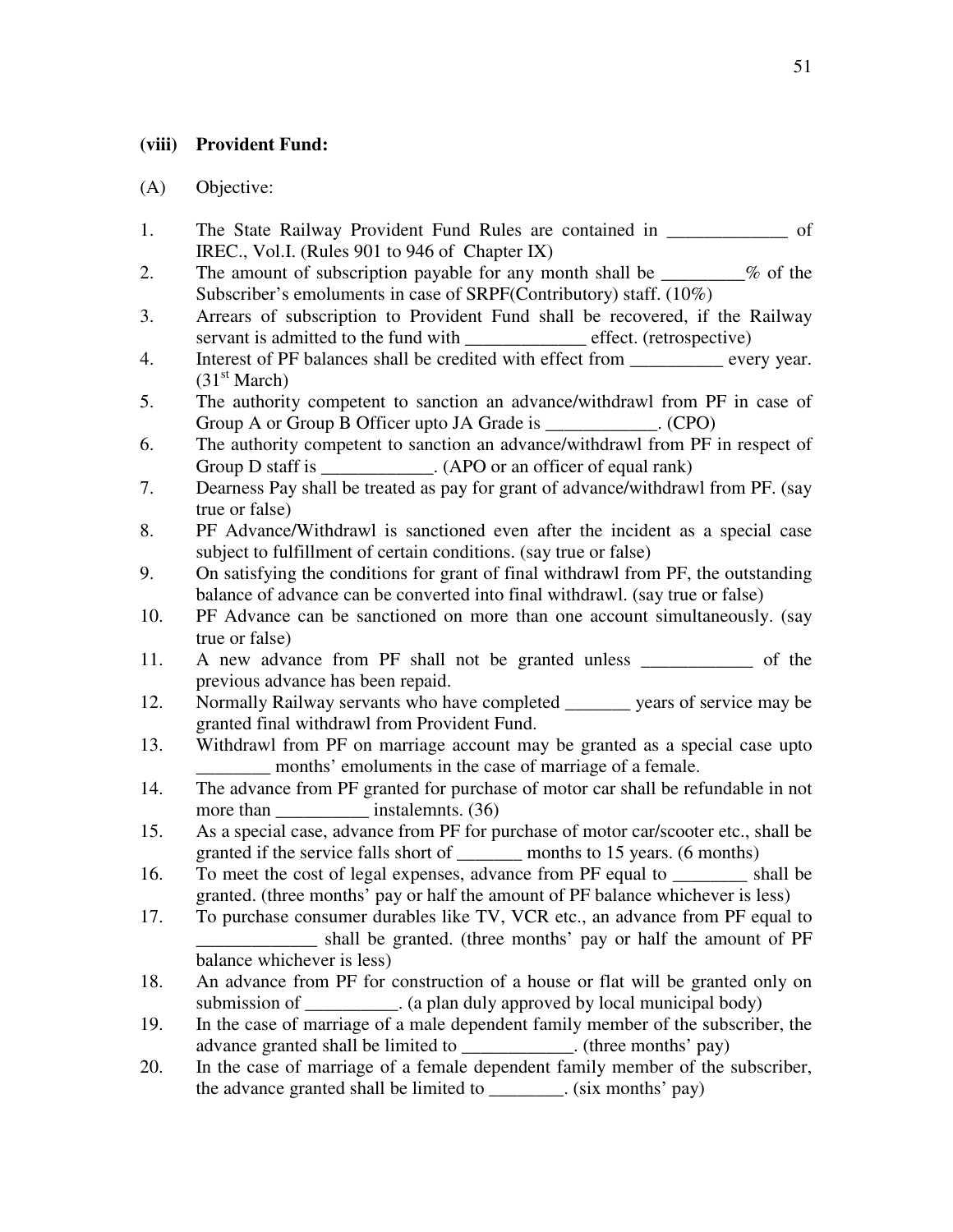### (viii) Provident Fund:

(A) Objective:

1. The State Railway Provident Fund Rules are contained in _____________ of IREC., Vol.I. (Rules 901 to 946 of Chapter IX)
2. The amount of subscription payable for any month shall be _________% of the Subscriber's emoluments in case of SRPF(Contributory) staff. (10%)
3. Arrears of subscription to Provident Fund shall be recovered, if the Railway servant is admitted to the fund with _____________ effect. (retrospective)
4. Interest of PF balances shall be credited with effect from __________ every year. (31st March)
5. The authority competent to sanction an advance/withdrawl from PF in case of Group A or Group B Officer upto JA Grade is ____________. (CPO)
6. The authority competent to sanction an advance/withdrawl from PF in respect of Group D staff is ____________. (APO or an officer of equal rank)
7. Dearness Pay shall be treated as pay for grant of advance/withdrawl from PF. (say true or false)
8. PF Advance/Withdrawl is sanctioned even after the incident as a special case subject to fulfillment of certain conditions. (say true or false)
9. On satisfying the conditions for grant of final withdrawl from PF, the outstanding balance of advance can be converted into final withdrawl. (say true or false)
10. PF Advance can be sanctioned on more than one account simultaneously. (say true or false)
11. A new advance from PF shall not be granted unless ____________ of the previous advance has been repaid.
12. Normally Railway servants who have completed _______ years of service may be granted final withdrawl from Provident Fund.
13. Withdrawl from PF on marriage account may be granted as a special case upto ________ months' emoluments in the case of marriage of a female.
14. The advance from PF granted for purchase of motor car shall be refundable in not more than __________ instalemnts. (36)
15. As a special case, advance from PF for purchase of motor car/scooter etc., shall be granted if the service falls short of _______ months to 15 years. (6 months)
16. To meet the cost of legal expenses, advance from PF equal to ________ shall be granted. (three months' pay or half the amount of PF balance whichever is less)
17. To purchase consumer durables like TV, VCR etc., an advance from PF equal to _____________ shall be granted. (three months' pay or half the amount of PF balance whichever is less)
18. An advance from PF for construction of a house or flat will be granted only on submission of __________. (a plan duly approved by local municipal body)
19. In the case of marriage of a male dependent family member of the subscriber, the advance granted shall be limited to ____________. (three months' pay)
20. In the case of marriage of a female dependent family member of the subscriber, the advance granted shall be limited to ________. (six months' pay)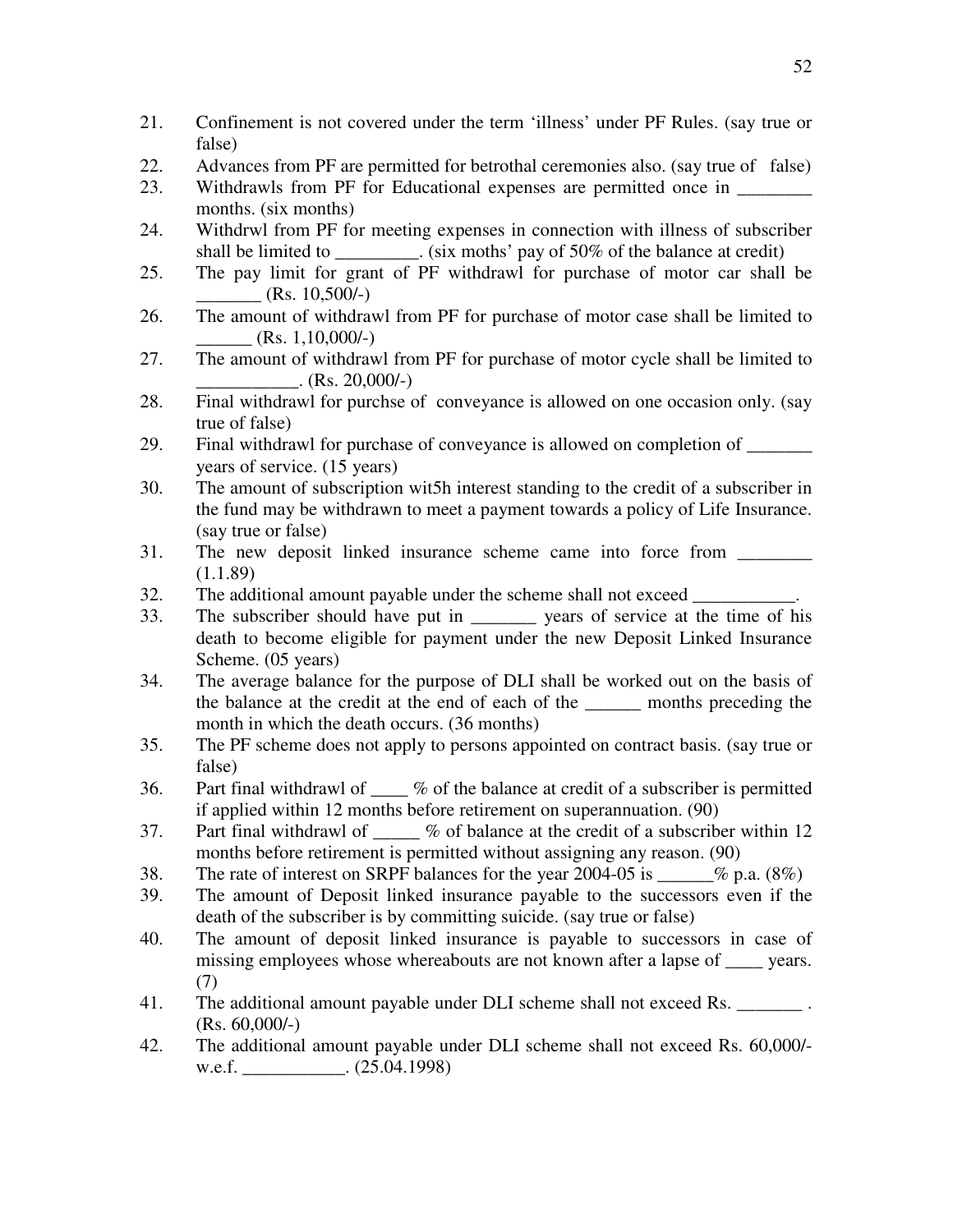21. Confinement is not covered under the term 'illness' under PF Rules. (say true or false)
22. Advances from PF are permitted for betrothal ceremonies also. (say true of false)
23. Withdrawls from PF for Educational expenses are permitted once in ________ months. (six months)
24. Withdrwl from PF for meeting expenses in connection with illness of subscriber shall be limited to _________. (six moths' pay of 50% of the balance at credit)
25. The pay limit for grant of PF withdrawl for purchase of motor car shall be _______ (Rs. 10,500/-)
26. The amount of withdrawl from PF for purchase of motor case shall be limited to ______ (Rs. 1,10,000/-)
27. The amount of withdrawl from PF for purchase of motor cycle shall be limited to ___________. (Rs. 20,000/-)
28. Final withdrawl for purchse of conveyance is allowed on one occasion only. (say true of false)
29. Final withdrawl for purchase of conveyance is allowed on completion of _______ years of service. (15 years)
30. The amount of subscription wit5h interest standing to the credit of a subscriber in the fund may be withdrawn to meet a payment towards a policy of Life Insurance. (say true or false)
31. The new deposit linked insurance scheme came into force from ________ (1.1.89)
32. The additional amount payable under the scheme shall not exceed ___________.
33. The subscriber should have put in _______ years of service at the time of his death to become eligible for payment under the new Deposit Linked Insurance Scheme. (05 years)
34. The average balance for the purpose of DLI shall be worked out on the basis of the balance at the credit at the end of each of the ______ months preceding the month in which the death occurs. (36 months)
35. The PF scheme does not apply to persons appointed on contract basis. (say true or false)
36. Part final withdrawl of ____ % of the balance at credit of a subscriber is permitted if applied within 12 months before retirement on superannuation. (90)
37. Part final withdrawl of _____ % of balance at the credit of a subscriber within 12 months before retirement is permitted without assigning any reason. (90)
38. The rate of interest on SRPF balances for the year 2004-05 is ______% p.a. (8%)
39. The amount of Deposit linked insurance payable to the successors even if the death of the subscriber is by committing suicide. (say true or false)
40. The amount of deposit linked insurance is payable to successors in case of missing employees whose whereabouts are not known after a lapse of ____ years. (7)
41. The additional amount payable under DLI scheme shall not exceed Rs. _______ . (Rs. 60,000/-)
42. The additional amount payable under DLI scheme shall not exceed Rs. 60,000/- w.e.f. ___________. (25.04.1998)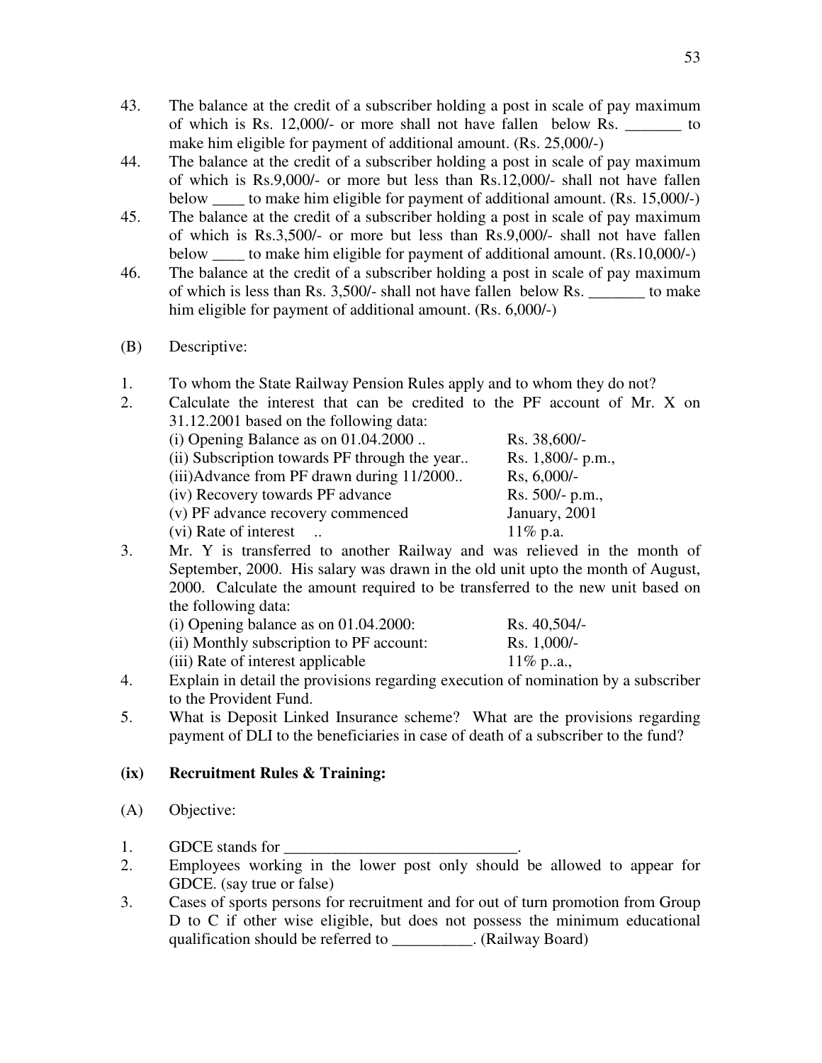43. The balance at the credit of a subscriber holding a post in scale of pay maximum of which is Rs. 12,000/- or more shall not have fallen below Rs. _______ to make him eligible for payment of additional amount. (Rs. 25,000/-)
44. The balance at the credit of a subscriber holding a post in scale of pay maximum of which is Rs.9,000/- or more but less than Rs.12,000/- shall not have fallen below ____ to make him eligible for payment of additional amount. (Rs. 15,000/-)
45. The balance at the credit of a subscriber holding a post in scale of pay maximum of which is Rs.3,500/- or more but less than Rs.9,000/- shall not have fallen below ____ to make him eligible for payment of additional amount. (Rs.10,000/-)
46. The balance at the credit of a subscriber holding a post in scale of pay maximum of which is less than Rs. 3,500/- shall not have fallen below Rs. _______ to make him eligible for payment of additional amount. (Rs. 6,000/-)

(B) Descriptive:

1. To whom the State Railway Pension Rules apply and to whom they do not?
2. Calculate the interest that can be credited to the PF account of Mr. X on 31.12.2001 based on the following data:

| | |
|---|---|
| (i) Opening Balance as on 01.04.2000 .. | Rs. 38,600/- |
| (ii) Subscription towards PF through the year.. | Rs. 1,800/- p.m., |
| (iii)Advance from PF drawn during 11/2000.. | Rs, 6,000/- |
| (iv) Recovery towards PF advance | Rs. 500/- p.m., |
| (v) PF advance recovery commenced | January, 2001 |
| (vi) Rate of interest .. | 11% p.a. |

3. Mr. Y is transferred to another Railway and was relieved in the month of September, 2000. His salary was drawn in the old unit upto the month of August, 2000. Calculate the amount required to be transferred to the new unit based on the following data:

| | |
|---|---|
| (i) Opening balance as on 01.04.2000: | Rs. 40,504/- |
| (ii) Monthly subscription to PF account: | Rs. 1,000/- |
| (iii) Rate of interest applicable | 11% p..a., |

4. Explain in detail the provisions regarding execution of nomination by a subscriber to the Provident Fund.
5. What is Deposit Linked Insurance scheme? What are the provisions regarding payment of DLI to the beneficiaries in case of death of a subscriber to the fund?

## (ix) Recruitment Rules & Training:

(A) Objective:

1. GDCE stands for _____________________________.
2. Employees working in the lower post only should be allowed to appear for GDCE. (say true or false)
3. Cases of sports persons for recruitment and for out of turn promotion from Group D to C if other wise eligible, but does not possess the minimum educational qualification should be referred to __________. (Railway Board)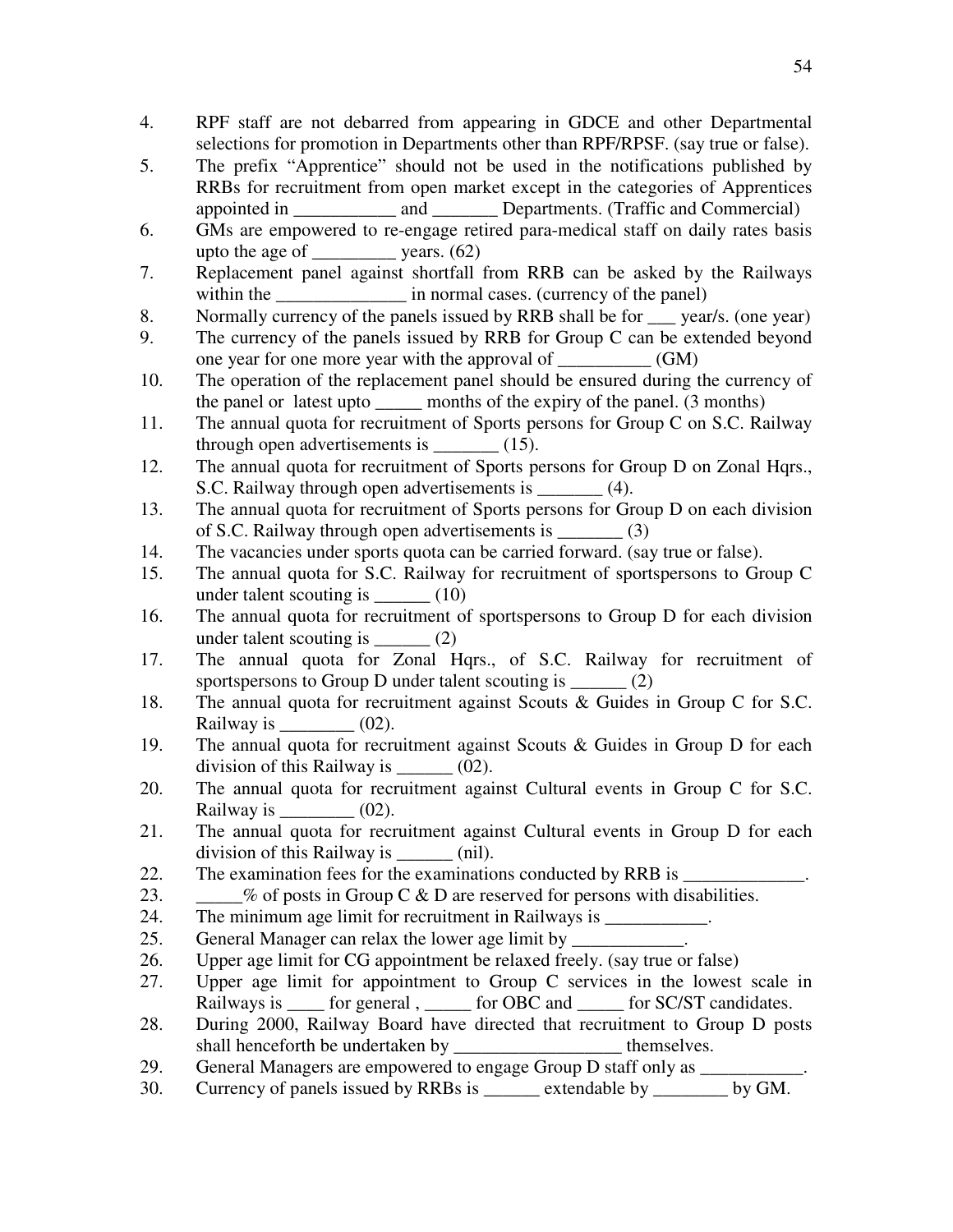4. RPF staff are not debarred from appearing in GDCE and other Departmental selections for promotion in Departments other than RPF/RPSF. (say true or false).
5. The prefix "Apprentice" should not be used in the notifications published by RRBs for recruitment from open market except in the categories of Apprentices appointed in ___________ and _______ Departments. (Traffic and Commercial)
6. GMs are empowered to re-engage retired para-medical staff on daily rates basis upto the age of _________ years. (62)
7. Replacement panel against shortfall from RRB can be asked by the Railways within the ______________ in normal cases. (currency of the panel)
8. Normally currency of the panels issued by RRB shall be for ___ year/s. (one year)
9. The currency of the panels issued by RRB for Group C can be extended beyond one year for one more year with the approval of __________ (GM)
10. The operation of the replacement panel should be ensured during the currency of the panel or latest upto _____ months of the expiry of the panel. (3 months)
11. The annual quota for recruitment of Sports persons for Group C on S.C. Railway through open advertisements is _______ (15).
12. The annual quota for recruitment of Sports persons for Group D on Zonal Hqrs., S.C. Railway through open advertisements is _______ (4).
13. The annual quota for recruitment of Sports persons for Group D on each division of S.C. Railway through open advertisements is _______ (3)
14. The vacancies under sports quota can be carried forward. (say true or false).
15. The annual quota for S.C. Railway for recruitment of sportspersons to Group C under talent scouting is ______ (10)
16. The annual quota for recruitment of sportspersons to Group D for each division under talent scouting is ______ (2)
17. The annual quota for Zonal Hqrs., of S.C. Railway for recruitment of sportspersons to Group D under talent scouting is ______ (2)
18. The annual quota for recruitment against Scouts & Guides in Group C for S.C. Railway is ________ (02).
19. The annual quota for recruitment against Scouts & Guides in Group D for each division of this Railway is ______ (02).
20. The annual quota for recruitment against Cultural events in Group C for S.C. Railway is ________ (02).
21. The annual quota for recruitment against Cultural events in Group D for each division of this Railway is ______ (nil).
22. The examination fees for the examinations conducted by RRB is _____________.
23. _____% of posts in Group C & D are reserved for persons with disabilities.
24. The minimum age limit for recruitment in Railways is ___________.
25. General Manager can relax the lower age limit by ____________.
26. Upper age limit for CG appointment be relaxed freely. (say true or false)
27. Upper age limit for appointment to Group C services in the lowest scale in Railways is ____ for general , _____ for OBC and _____ for SC/ST candidates.
28. During 2000, Railway Board have directed that recruitment to Group D posts shall henceforth be undertaken by __________________ themselves.
29. General Managers are empowered to engage Group D staff only as ___________.
30. Currency of panels issued by RRBs is ______ extendable by ________ by GM.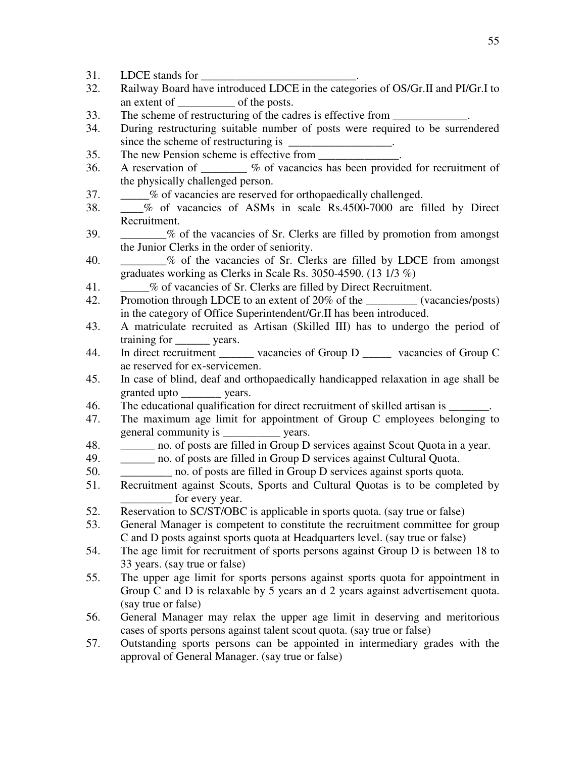31. LDCE stands for ___________________________.
32. Railway Board have introduced LDCE in the categories of OS/Gr.II and PI/Gr.I to an extent of __________ of the posts.
33. The scheme of restructuring of the cadres is effective from _____________.
34. During restructuring suitable number of posts were required to be surrendered since the scheme of restructuring is __________________.
35. The new Pension scheme is effective from ______________.
36. A reservation of ________ % of vacancies has been provided for recruitment of the physically challenged person.
37. _____% of vacancies are reserved for orthopaedically challenged.
38. ____% of vacancies of ASMs in scale Rs.4500-7000 are filled by Direct Recruitment.
39. ________% of the vacancies of Sr. Clerks are filled by promotion from amongst the Junior Clerks in the order of seniority.
40. ________% of the vacancies of Sr. Clerks are filled by LDCE from amongst graduates working as Clerks in Scale Rs. 3050-4590. (13 1/3 %)
41. _____% of vacancies of Sr. Clerks are filled by Direct Recruitment.
42. Promotion through LDCE to an extent of 20% of the _________ (vacancies/posts) in the category of Office Superintendent/Gr.II has been introduced.
43. A matriculate recruited as Artisan (Skilled III) has to undergo the period of training for ______ years.
44. In direct recruitment ______ vacancies of Group D _____ vacancies of Group C ae reserved for ex-servicemen.
45. In case of blind, deaf and orthopaedically handicapped relaxation in age shall be granted upto _______ years.
46. The educational qualification for direct recruitment of skilled artisan is _______.
47. The maximum age limit for appointment of Group C employees belonging to general community is __________ years.
48. ______ no. of posts are filled in Group D services against Scout Quota in a year.
49. ______ no. of posts are filled in Group D services against Cultural Quota.
50. _________ no. of posts are filled in Group D services against sports quota.
51. Recruitment against Scouts, Sports and Cultural Quotas is to be completed by _________ for every year.
52. Reservation to SC/ST/OBC is applicable in sports quota. (say true or false)
53. General Manager is competent to constitute the recruitment committee for group C and D posts against sports quota at Headquarters level. (say true or false)
54. The age limit for recruitment of sports persons against Group D is between 18 to 33 years. (say true or false)
55. The upper age limit for sports persons against sports quota for appointment in Group C and D is relaxable by 5 years an d 2 years against advertisement quota. (say true or false)
56. General Manager may relax the upper age limit in deserving and meritorious cases of sports persons against talent scout quota. (say true or false)
57. Outstanding sports persons can be appointed in intermediary grades with the approval of General Manager. (say true or false)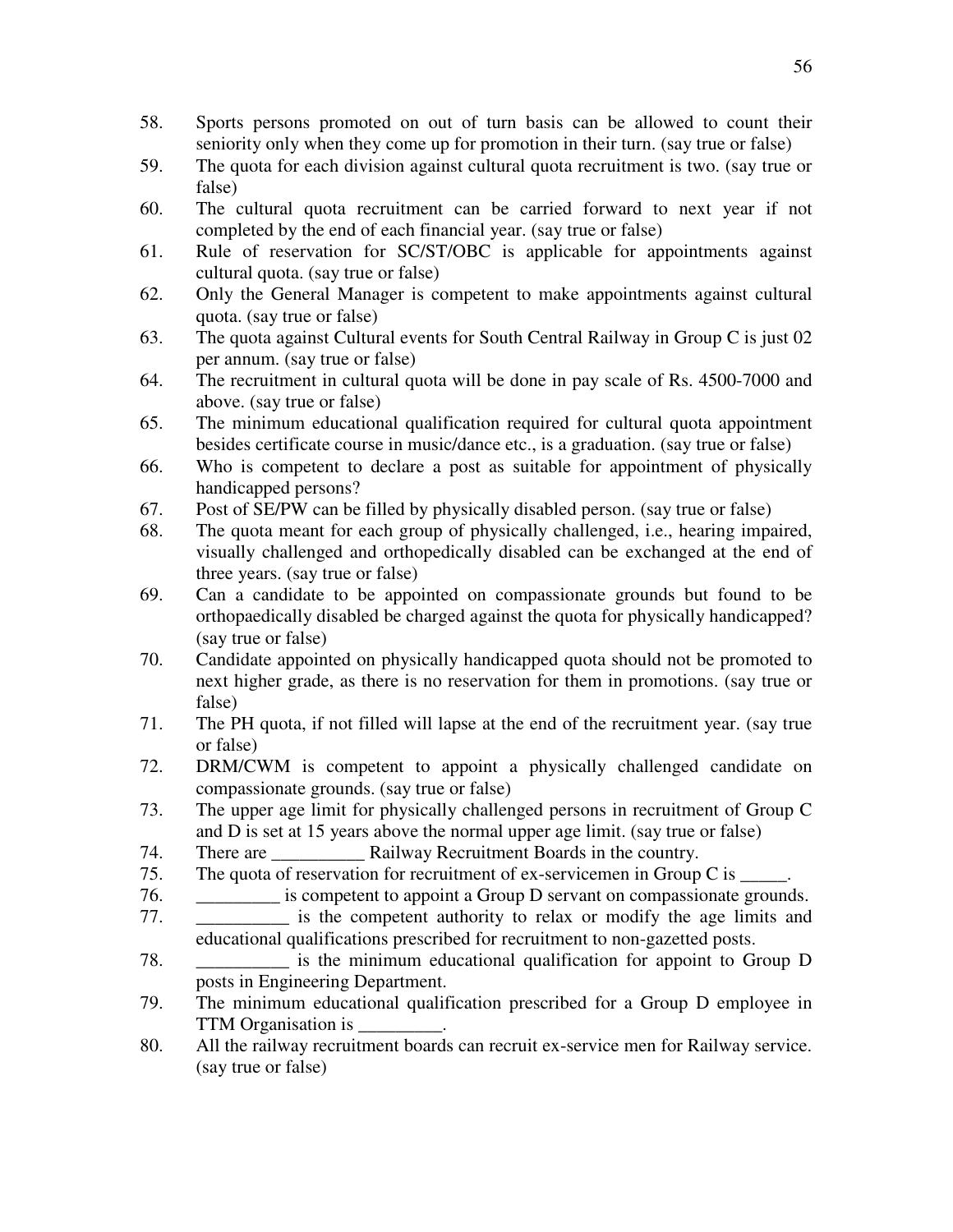58. Sports persons promoted on out of turn basis can be allowed to count their seniority only when they come up for promotion in their turn. (say true or false)
59. The quota for each division against cultural quota recruitment is two. (say true or false)
60. The cultural quota recruitment can be carried forward to next year if not completed by the end of each financial year. (say true or false)
61. Rule of reservation for SC/ST/OBC is applicable for appointments against cultural quota. (say true or false)
62. Only the General Manager is competent to make appointments against cultural quota. (say true or false)
63. The quota against Cultural events for South Central Railway in Group C is just 02 per annum. (say true or false)
64. The recruitment in cultural quota will be done in pay scale of Rs. 4500-7000 and above. (say true or false)
65. The minimum educational qualification required for cultural quota appointment besides certificate course in music/dance etc., is a graduation. (say true or false)
66. Who is competent to declare a post as suitable for appointment of physically handicapped persons?
67. Post of SE/PW can be filled by physically disabled person. (say true or false)
68. The quota meant for each group of physically challenged, i.e., hearing impaired, visually challenged and orthopedically disabled can be exchanged at the end of three years. (say true or false)
69. Can a candidate to be appointed on compassionate grounds but found to be orthopaedically disabled be charged against the quota for physically handicapped? (say true or false)
70. Candidate appointed on physically handicapped quota should not be promoted to next higher grade, as there is no reservation for them in promotions. (say true or false)
71. The PH quota, if not filled will lapse at the end of the recruitment year. (say true or false)
72. DRM/CWM is competent to appoint a physically challenged candidate on compassionate grounds. (say true or false)
73. The upper age limit for physically challenged persons in recruitment of Group C and D is set at 15 years above the normal upper age limit. (say true or false)
74. There are __________ Railway Recruitment Boards in the country.
75. The quota of reservation for recruitment of ex-servicemen in Group C is _____.
76. _________ is competent to appoint a Group D servant on compassionate grounds.
77. __________ is the competent authority to relax or modify the age limits and educational qualifications prescribed for recruitment to non-gazetted posts.
78. __________ is the minimum educational qualification for appoint to Group D posts in Engineering Department.
79. The minimum educational qualification prescribed for a Group D employee in TTM Organisation is _________.
80. All the railway recruitment boards can recruit ex-service men for Railway service. (say true or false)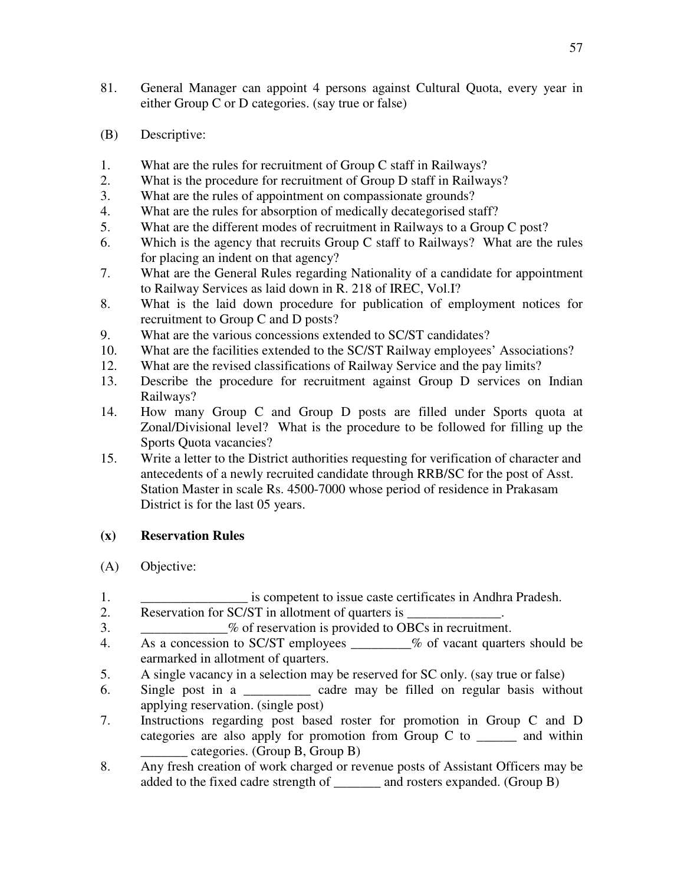81. General Manager can appoint 4 persons against Cultural Quota, every year in either Group C or D categories. (say true or false)

(B) Descriptive:

1. What are the rules for recruitment of Group C staff in Railways?
2. What is the procedure for recruitment of Group D staff in Railways?
3. What are the rules of appointment on compassionate grounds?
4. What are the rules for absorption of medically decategorised staff?
5. What are the different modes of recruitment in Railways to a Group C post?
6. Which is the agency that recruits Group C staff to Railways? What are the rules for placing an indent on that agency?
7. What are the General Rules regarding Nationality of a candidate for appointment to Railway Services as laid down in R. 218 of IREC, Vol.I?
8. What is the laid down procedure for publication of employment notices for recruitment to Group C and D posts?
9. What are the various concessions extended to SC/ST candidates?
10. What are the facilities extended to the SC/ST Railway employees' Associations?
12. What are the revised classifications of Railway Service and the pay limits?
13. Describe the procedure for recruitment against Group D services on Indian Railways?
14. How many Group C and Group D posts are filled under Sports quota at Zonal/Divisional level? What is the procedure to be followed for filling up the Sports Quota vacancies?
15. Write a letter to the District authorities requesting for verification of character and antecedents of a newly recruited candidate through RRB/SC for the post of Asst. Station Master in scale Rs. 4500-7000 whose period of residence in Prakasam District is for the last 05 years.

### (x) Reservation Rules

(A) Objective:

1. ________________ is competent to issue caste certificates in Andhra Pradesh.
2. Reservation for SC/ST in allotment of quarters is ______________.
3. _____________% of reservation is provided to OBCs in recruitment.
4. As a concession to SC/ST employees _________% of vacant quarters should be earmarked in allotment of quarters.
5. A single vacancy in a selection may be reserved for SC only. (say true or false)
6. Single post in a __________ cadre may be filled on regular basis without applying reservation. (single post)
7. Instructions regarding post based roster for promotion in Group C and D categories are also apply for promotion from Group C to ______ and within _______ categories. (Group B, Group B)
8. Any fresh creation of work charged or revenue posts of Assistant Officers may be added to the fixed cadre strength of _______ and rosters expanded. (Group B)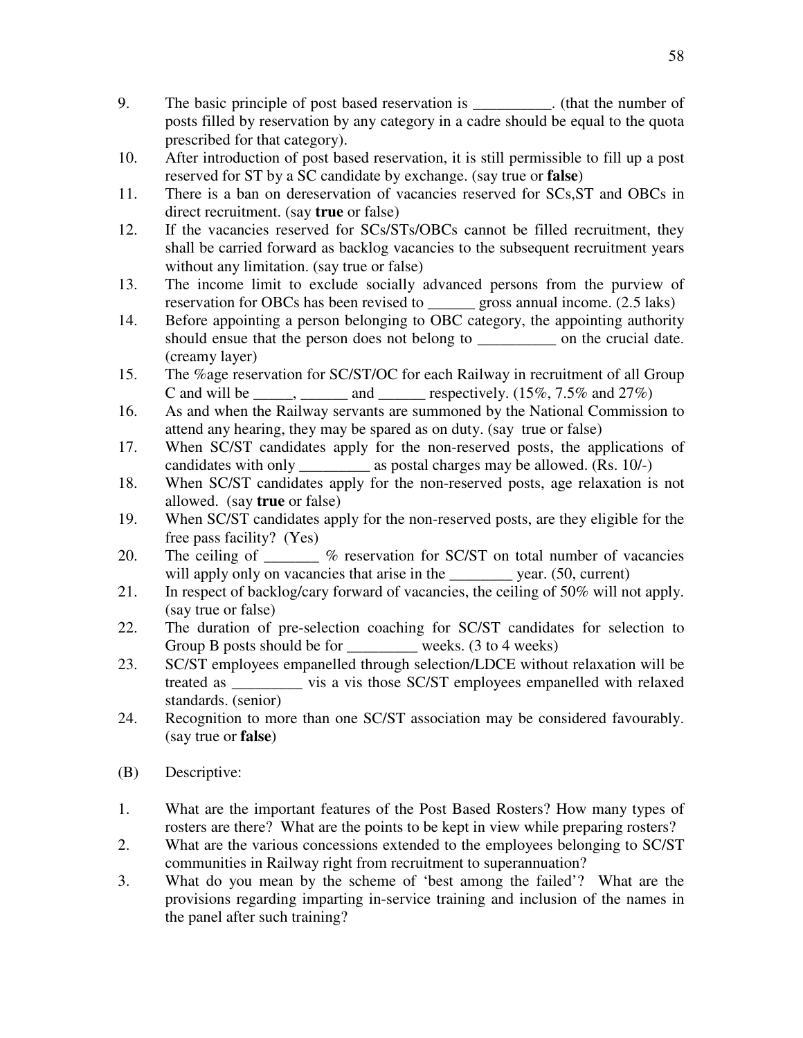9. The basic principle of post based reservation is __________. (that the number of posts filled by reservation by any category in a cadre should be equal to the quota prescribed for that category).
10. After introduction of post based reservation, it is still permissible to fill up a post reserved for ST by a SC candidate by exchange. (say true or **false**)
11. There is a ban on dereservation of vacancies reserved for SCs,ST and OBCs in direct recruitment. (say **true** or false)
12. If the vacancies reserved for SCs/STs/OBCs cannot be filled recruitment, they shall be carried forward as backlog vacancies to the subsequent recruitment years without any limitation. (say true or false)
13. The income limit to exclude socially advanced persons from the purview of reservation for OBCs has been revised to ______ gross annual income. (2.5 laks)
14. Before appointing a person belonging to OBC category, the appointing authority should ensue that the person does not belong to __________ on the crucial date. (creamy layer)
15. The %age reservation for SC/ST/OC for each Railway in recruitment of all Group C and will be _____, ______ and ______ respectively. (15%, 7.5% and 27%)
16. As and when the Railway servants are summoned by the National Commission to attend any hearing, they may be spared as on duty. (say true or false)
17. When SC/ST candidates apply for the non-reserved posts, the applications of candidates with only _________ as postal charges may be allowed. (Rs. 10/-)
18. When SC/ST candidates apply for the non-reserved posts, age relaxation is not allowed. (say **true** or false)
19. When SC/ST candidates apply for the non-reserved posts, are they eligible for the free pass facility? (Yes)
20. The ceiling of _______ % reservation for SC/ST on total number of vacancies will apply only on vacancies that arise in the ________ year. (50, current)
21. In respect of backlog/cary forward of vacancies, the ceiling of 50% will not apply. (say true or false)
22. The duration of pre-selection coaching for SC/ST candidates for selection to Group B posts should be for _________ weeks. (3 to 4 weeks)
23. SC/ST employees empanelled through selection/LDCE without relaxation will be treated as _________ vis a vis those SC/ST employees empanelled with relaxed standards. (senior)
24. Recognition to more than one SC/ST association may be considered favourably. (say true or **false**)

(B) Descriptive:

1. What are the important features of the Post Based Rosters? How many types of rosters are there? What are the points to be kept in view while preparing rosters?
2. What are the various concessions extended to the employees belonging to SC/ST communities in Railway right from recruitment to superannuation?
3. What do you mean by the scheme of 'best among the failed'? What are the provisions regarding imparting in-service training and inclusion of the names in the panel after such training?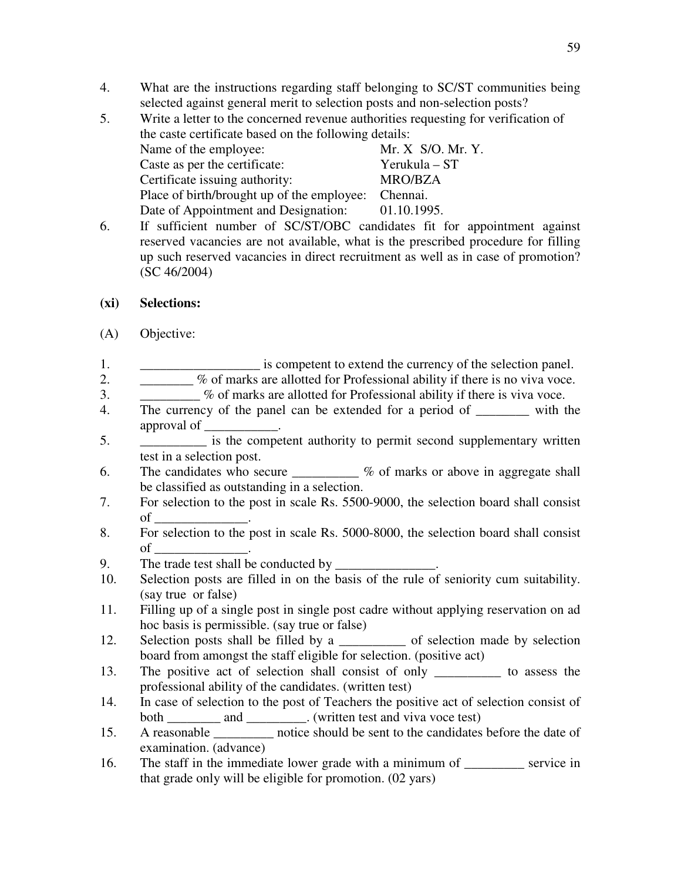4. What are the instructions regarding staff belonging to SC/ST communities being selected against general merit to selection posts and non-selection posts?
5. Write a letter to the concerned revenue authorities requesting for verification of the caste certificate based on the following details:

   | | |
   |---|---|
   | Name of the employee: | Mr. X S/O. Mr. Y. |
   | Caste as per the certificate: | Yerukula – ST |
   | Certificate issuing authority: | MRO/BZA |
   | Place of birth/brought up of the employee: | Chennai. |
   | Date of Appointment and Designation: | 01.10.1995. |

6. If sufficient number of SC/ST/OBC candidates fit for appointment against reserved vacancies are not available, what is the prescribed procedure for filling up such reserved vacancies in direct recruitment as well as in case of promotion? (SC 46/2004)

**(xi) Selections:**

(A) Objective:

1. __________________ is competent to extend the currency of the selection panel.
2. ________ % of marks are allotted for Professional ability if there is no viva voce.
3. _________ % of marks are allotted for Professional ability if there is viva voce.
4. The currency of the panel can be extended for a period of ________ with the approval of ___________.
5. __________ is the competent authority to permit second supplementary written test in a selection post.
6. The candidates who secure __________ % of marks or above in aggregate shall be classified as outstanding in a selection.
7. For selection to the post in scale Rs. 5500-9000, the selection board shall consist of ______________.
8. For selection to the post in scale Rs. 5000-8000, the selection board shall consist of ______________.
9. The trade test shall be conducted by _______________.
10. Selection posts are filled in on the basis of the rule of seniority cum suitability. (say true or false)
11. Filling up of a single post in single post cadre without applying reservation on ad hoc basis is permissible. (say true or false)
12. Selection posts shall be filled by a __________ of selection made by selection board from amongst the staff eligible for selection. (positive act)
13. The positive act of selection shall consist of only __________ to assess the professional ability of the candidates. (written test)
14. In case of selection to the post of Teachers the positive act of selection consist of both ________ and _________. (written test and viva voce test)
15. A reasonable _________ notice should be sent to the candidates before the date of examination. (advance)
16. The staff in the immediate lower grade with a minimum of _________ service in that grade only will be eligible for promotion. (02 yars)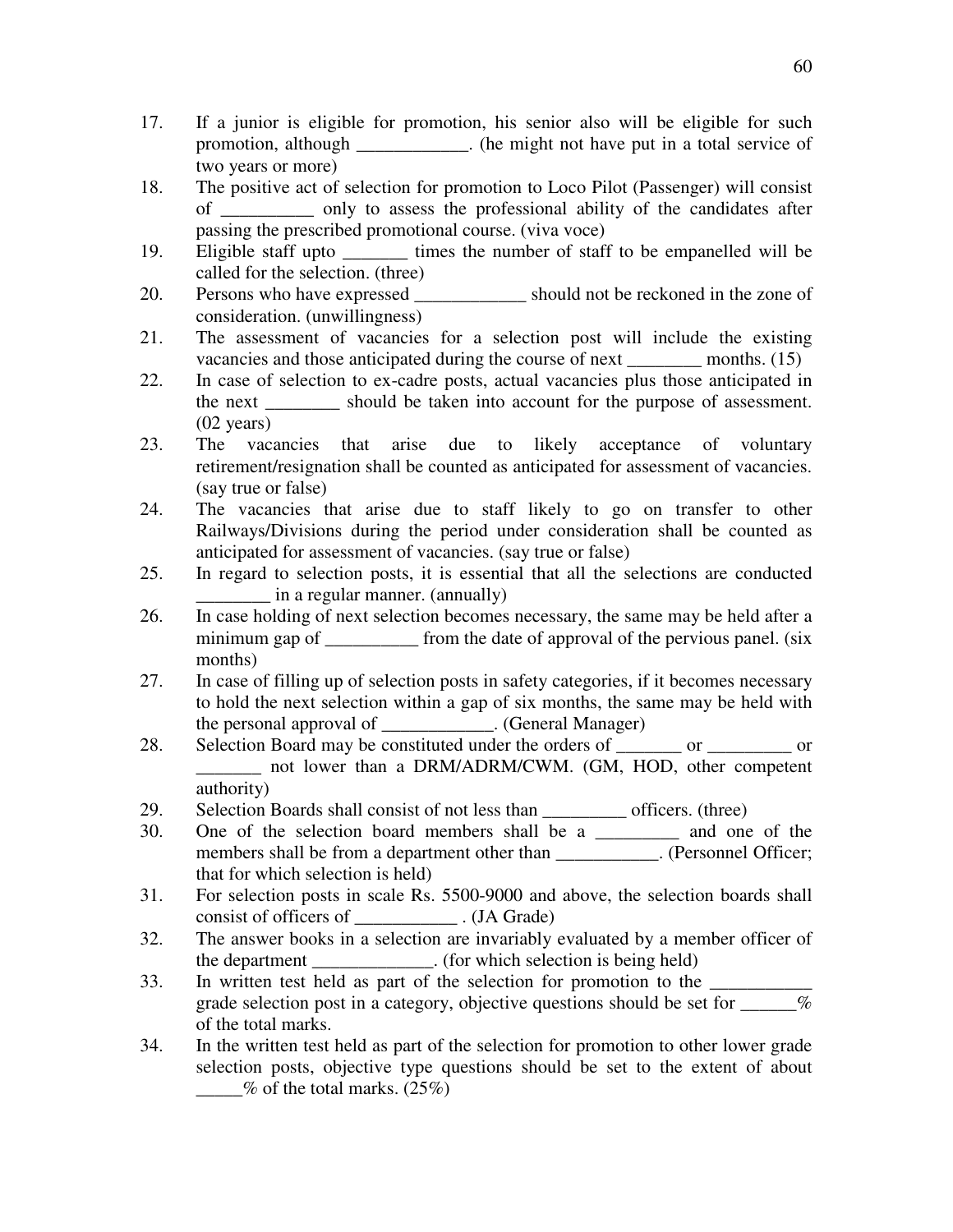17. If a junior is eligible for promotion, his senior also will be eligible for such promotion, although ____________. (he might not have put in a total service of two years or more)
18. The positive act of selection for promotion to Loco Pilot (Passenger) will consist of __________ only to assess the professional ability of the candidates after passing the prescribed promotional course. (viva voce)
19. Eligible staff upto _______ times the number of staff to be empanelled will be called for the selection. (three)
20. Persons who have expressed ____________ should not be reckoned in the zone of consideration. (unwillingness)
21. The assessment of vacancies for a selection post will include the existing vacancies and those anticipated during the course of next ________ months. (15)
22. In case of selection to ex-cadre posts, actual vacancies plus those anticipated in the next ________ should be taken into account for the purpose of assessment. (02 years)
23. The vacancies that arise due to likely acceptance of voluntary retirement/resignation shall be counted as anticipated for assessment of vacancies. (say true or false)
24. The vacancies that arise due to staff likely to go on transfer to other Railways/Divisions during the period under consideration shall be counted as anticipated for assessment of vacancies. (say true or false)
25. In regard to selection posts, it is essential that all the selections are conducted ________ in a regular manner. (annually)
26. In case holding of next selection becomes necessary, the same may be held after a minimum gap of __________ from the date of approval of the pervious panel. (six months)
27. In case of filling up of selection posts in safety categories, if it becomes necessary to hold the next selection within a gap of six months, the same may be held with the personal approval of ____________. (General Manager)
28. Selection Board may be constituted under the orders of _______ or _________ or _______ not lower than a DRM/ADRM/CWM. (GM, HOD, other competent authority)
29. Selection Boards shall consist of not less than _________ officers. (three)
30. One of the selection board members shall be a _________ and one of the members shall be from a department other than ___________. (Personnel Officer; that for which selection is held)
31. For selection posts in scale Rs. 5500-9000 and above, the selection boards shall consist of officers of ___________ . (JA Grade)
32. The answer books in a selection are invariably evaluated by a member officer of the department _____________. (for which selection is being held)
33. In written test held as part of the selection for promotion to the ___________ grade selection post in a category, objective questions should be set for ______% of the total marks.
34. In the written test held as part of the selection for promotion to other lower grade selection posts, objective type questions should be set to the extent of about _____% of the total marks. (25%)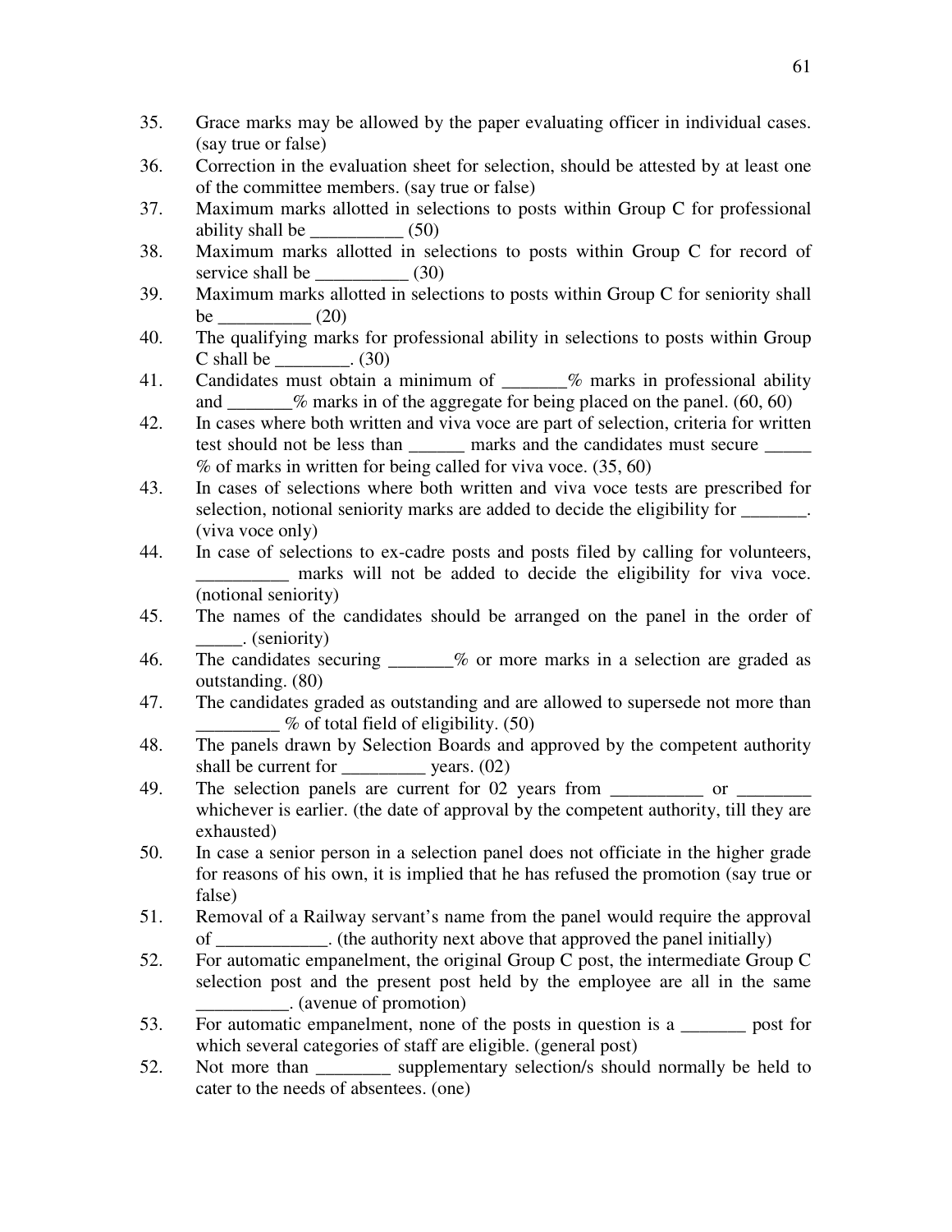35. Grace marks may be allowed by the paper evaluating officer in individual cases. (say true or false)
36. Correction in the evaluation sheet for selection, should be attested by at least one of the committee members. (say true or false)
37. Maximum marks allotted in selections to posts within Group C for professional ability shall be __________ (50)
38. Maximum marks allotted in selections to posts within Group C for record of service shall be __________ (30)
39. Maximum marks allotted in selections to posts within Group C for seniority shall be __________ (20)
40. The qualifying marks for professional ability in selections to posts within Group C shall be ________. (30)
41. Candidates must obtain a minimum of _______% marks in professional ability and _______% marks in of the aggregate for being placed on the panel. (60, 60)
42. In cases where both written and viva voce are part of selection, criteria for written test should not be less than ______ marks and the candidates must secure _____ % of marks in written for being called for viva voce. (35, 60)
43. In cases of selections where both written and viva voce tests are prescribed for selection, notional seniority marks are added to decide the eligibility for _______. (viva voce only)
44. In case of selections to ex-cadre posts and posts filed by calling for volunteers, __________ marks will not be added to decide the eligibility for viva voce. (notional seniority)
45. The names of the candidates should be arranged on the panel in the order of _____. (seniority)
46. The candidates securing _______% or more marks in a selection are graded as outstanding. (80)
47. The candidates graded as outstanding and are allowed to supersede not more than _________ % of total field of eligibility. (50)
48. The panels drawn by Selection Boards and approved by the competent authority shall be current for _________ years. (02)
49. The selection panels are current for 02 years from __________ or ________ whichever is earlier. (the date of approval by the competent authority, till they are exhausted)
50. In case a senior person in a selection panel does not officiate in the higher grade for reasons of his own, it is implied that he has refused the promotion (say true or false)
51. Removal of a Railway servant's name from the panel would require the approval of ____________. (the authority next above that approved the panel initially)
52. For automatic empanelment, the original Group C post, the intermediate Group C selection post and the present post held by the employee are all in the same __________. (avenue of promotion)
53. For automatic empanelment, none of the posts in question is a _______ post for which several categories of staff are eligible. (general post)
52. Not more than ________ supplementary selection/s should normally be held to cater to the needs of absentees. (one)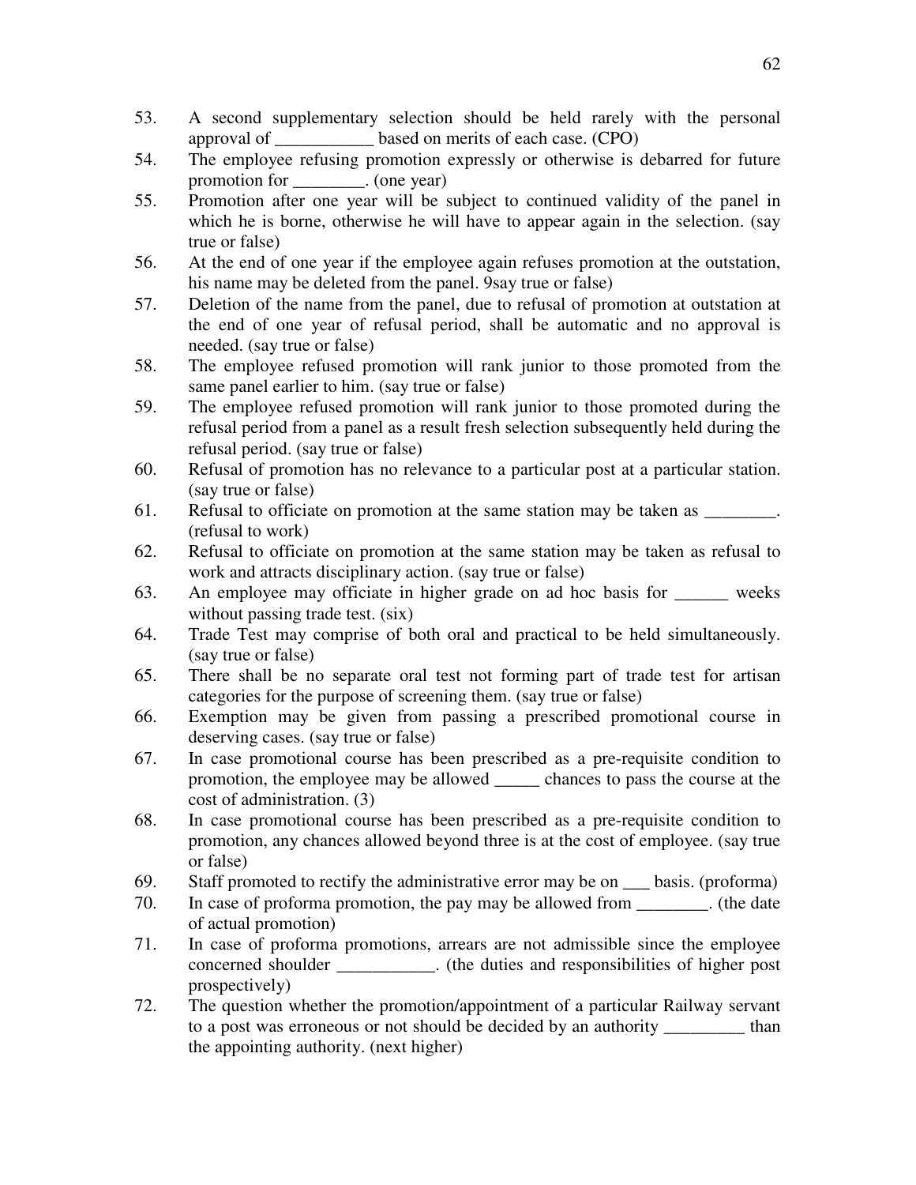53. A second supplementary selection should be held rarely with the personal approval of ___________ based on merits of each case. (CPO)
54. The employee refusing promotion expressly or otherwise is debarred for future promotion for ________. (one year)
55. Promotion after one year will be subject to continued validity of the panel in which he is borne, otherwise he will have to appear again in the selection. (say true or false)
56. At the end of one year if the employee again refuses promotion at the outstation, his name may be deleted from the panel. 9say true or false)
57. Deletion of the name from the panel, due to refusal of promotion at outstation at the end of one year of refusal period, shall be automatic and no approval is needed. (say true or false)
58. The employee refused promotion will rank junior to those promoted from the same panel earlier to him. (say true or false)
59. The employee refused promotion will rank junior to those promoted during the refusal period from a panel as a result fresh selection subsequently held during the refusal period. (say true or false)
60. Refusal of promotion has no relevance to a particular post at a particular station. (say true or false)
61. Refusal to officiate on promotion at the same station may be taken as ________. (refusal to work)
62. Refusal to officiate on promotion at the same station may be taken as refusal to work and attracts disciplinary action. (say true or false)
63. An employee may officiate in higher grade on ad hoc basis for ______ weeks without passing trade test. (six)
64. Trade Test may comprise of both oral and practical to be held simultaneously. (say true or false)
65. There shall be no separate oral test not forming part of trade test for artisan categories for the purpose of screening them. (say true or false)
66. Exemption may be given from passing a prescribed promotional course in deserving cases. (say true or false)
67. In case promotional course has been prescribed as a pre-requisite condition to promotion, the employee may be allowed _____ chances to pass the course at the cost of administration. (3)
68. In case promotional course has been prescribed as a pre-requisite condition to promotion, any chances allowed beyond three is at the cost of employee. (say true or false)
69. Staff promoted to rectify the administrative error may be on ___ basis. (proforma)
70. In case of proforma promotion, the pay may be allowed from ________. (the date of actual promotion)
71. In case of proforma promotions, arrears are not admissible since the employee concerned shoulder ___________. (the duties and responsibilities of higher post prospectively)
72. The question whether the promotion/appointment of a particular Railway servant to a post was erroneous or not should be decided by an authority _________ than the appointing authority. (next higher)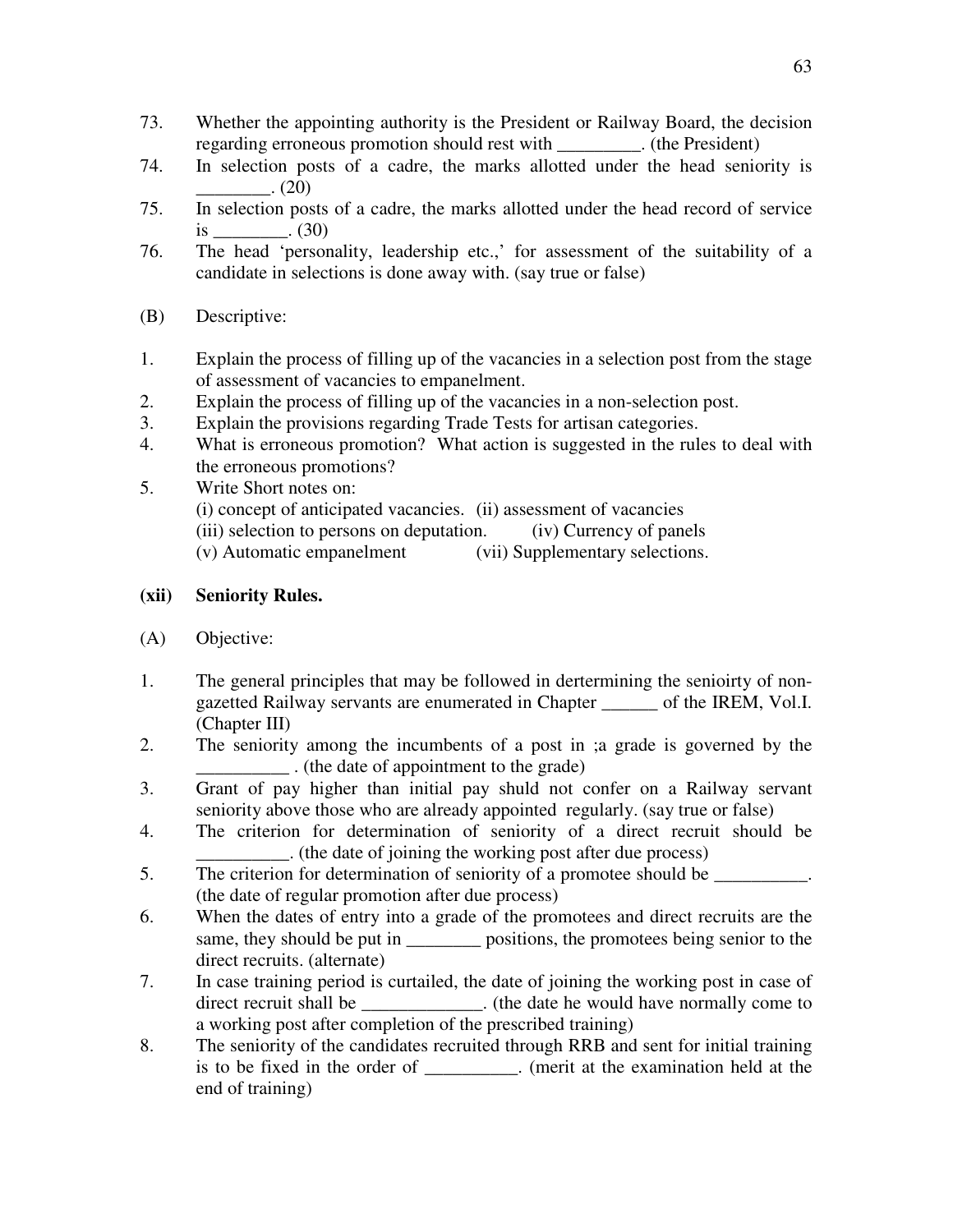73. Whether the appointing authority is the President or Railway Board, the decision regarding erroneous promotion should rest with _________. (the President)
74. In selection posts of a cadre, the marks allotted under the head seniority is ________. (20)
75. In selection posts of a cadre, the marks allotted under the head record of service is ________. (30)
76. The head 'personality, leadership etc.,' for assessment of the suitability of a candidate in selections is done away with. (say true or false)

(B) Descriptive:

1. Explain the process of filling up of the vacancies in a selection post from the stage of assessment of vacancies to empanelment.
2. Explain the process of filling up of the vacancies in a non-selection post.
3. Explain the provisions regarding Trade Tests for artisan categories.
4. What is erroneous promotion? What action is suggested in the rules to deal with the erroneous promotions?
5. Write Short notes on:
   (i) concept of anticipated vacancies. (ii) assessment of vacancies
   (iii) selection to persons on deputation. (iv) Currency of panels
   (v) Automatic empanelment (vii) Supplementary selections.

## (xii) Seniority Rules.

(A) Objective:

1. The general principles that may be followed in dertermining the senioirty of non-gazetted Railway servants are enumerated in Chapter ______ of the IREM, Vol.I. (Chapter III)
2. The seniority among the incumbents of a post in ;a grade is governed by the __________ . (the date of appointment to the grade)
3. Grant of pay higher than initial pay shuld not confer on a Railway servant seniority above those who are already appointed regularly. (say true or false)
4. The criterion for determination of seniority of a direct recruit should be __________. (the date of joining the working post after due process)
5. The criterion for determination of seniority of a promotee should be __________. (the date of regular promotion after due process)
6. When the dates of entry into a grade of the promotees and direct recruits are the same, they should be put in ________ positions, the promotees being senior to the direct recruits. (alternate)
7. In case training period is curtailed, the date of joining the working post in case of direct recruit shall be _____________. (the date he would have normally come to a working post after completion of the prescribed training)
8. The seniority of the candidates recruited through RRB and sent for initial training is to be fixed in the order of __________. (merit at the examination held at the end of training)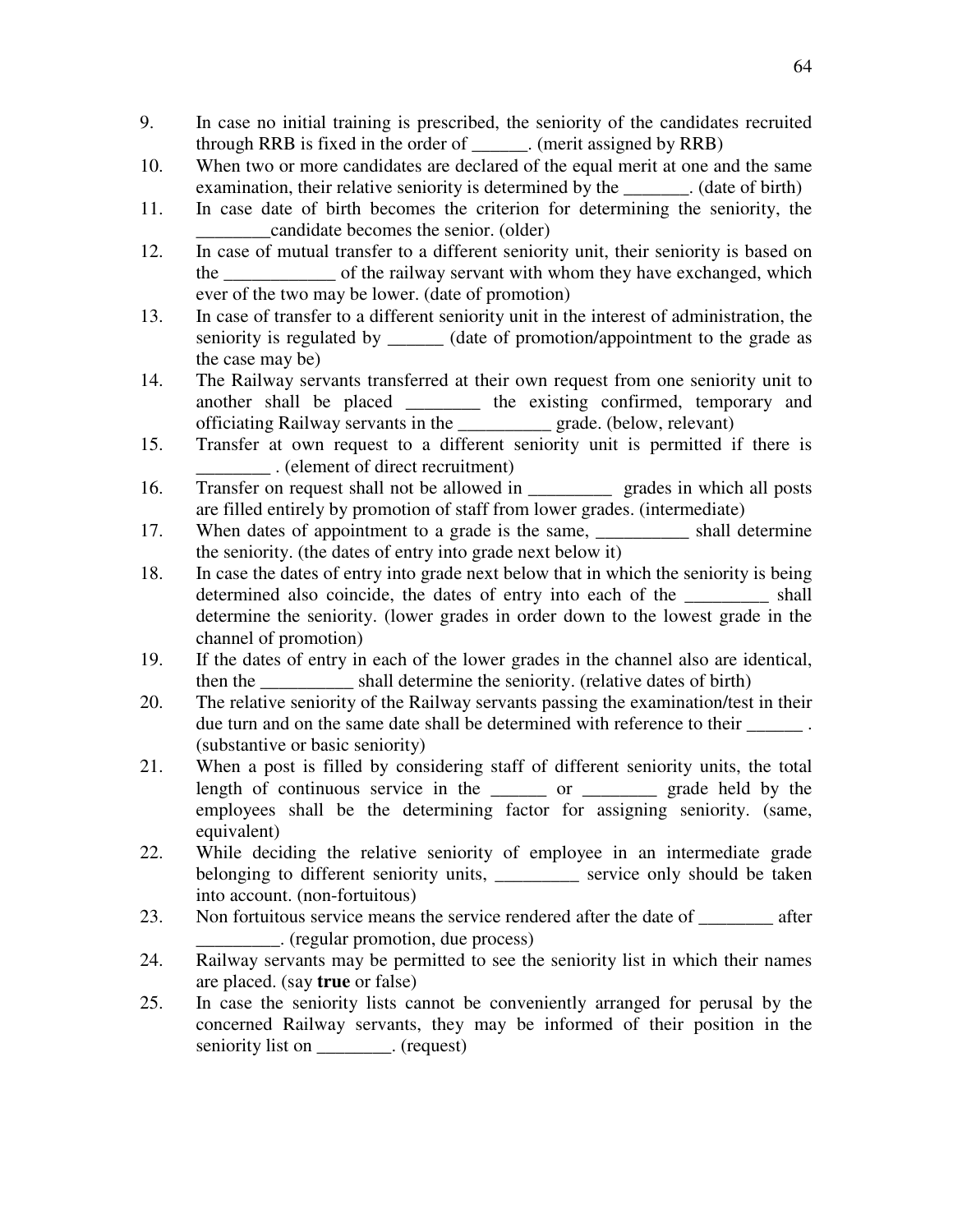9. In case no initial training is prescribed, the seniority of the candidates recruited through RRB is fixed in the order of ______. (merit assigned by RRB)
10. When two or more candidates are declared of the equal merit at one and the same examination, their relative seniority is determined by the _______. (date of birth)
11. In case date of birth becomes the criterion for determining the seniority, the ________candidate becomes the senior. (older)
12. In case of mutual transfer to a different seniority unit, their seniority is based on the ____________ of the railway servant with whom they have exchanged, which ever of the two may be lower. (date of promotion)
13. In case of transfer to a different seniority unit in the interest of administration, the seniority is regulated by ______ (date of promotion/appointment to the grade as the case may be)
14. The Railway servants transferred at their own request from one seniority unit to another shall be placed ________ the existing confirmed, temporary and officiating Railway servants in the __________ grade. (below, relevant)
15. Transfer at own request to a different seniority unit is permitted if there is ________ . (element of direct recruitment)
16. Transfer on request shall not be allowed in _________ grades in which all posts are filled entirely by promotion of staff from lower grades. (intermediate)
17. When dates of appointment to a grade is the same, __________ shall determine the seniority. (the dates of entry into grade next below it)
18. In case the dates of entry into grade next below that in which the seniority is being determined also coincide, the dates of entry into each of the _________ shall determine the seniority. (lower grades in order down to the lowest grade in the channel of promotion)
19. If the dates of entry in each of the lower grades in the channel also are identical, then the __________ shall determine the seniority. (relative dates of birth)
20. The relative seniority of the Railway servants passing the examination/test in their due turn and on the same date shall be determined with reference to their ______ . (substantive or basic seniority)
21. When a post is filled by considering staff of different seniority units, the total length of continuous service in the ______ or ________ grade held by the employees shall be the determining factor for assigning seniority. (same, equivalent)
22. While deciding the relative seniority of employee in an intermediate grade belonging to different seniority units, _________ service only should be taken into account. (non-fortuitous)
23. Non fortuitous service means the service rendered after the date of ________ after _________. (regular promotion, due process)
24. Railway servants may be permitted to see the seniority list in which their names are placed. (say **true** or false)
25. In case the seniority lists cannot be conveniently arranged for perusal by the concerned Railway servants, they may be informed of their position in the seniority list on ________. (request)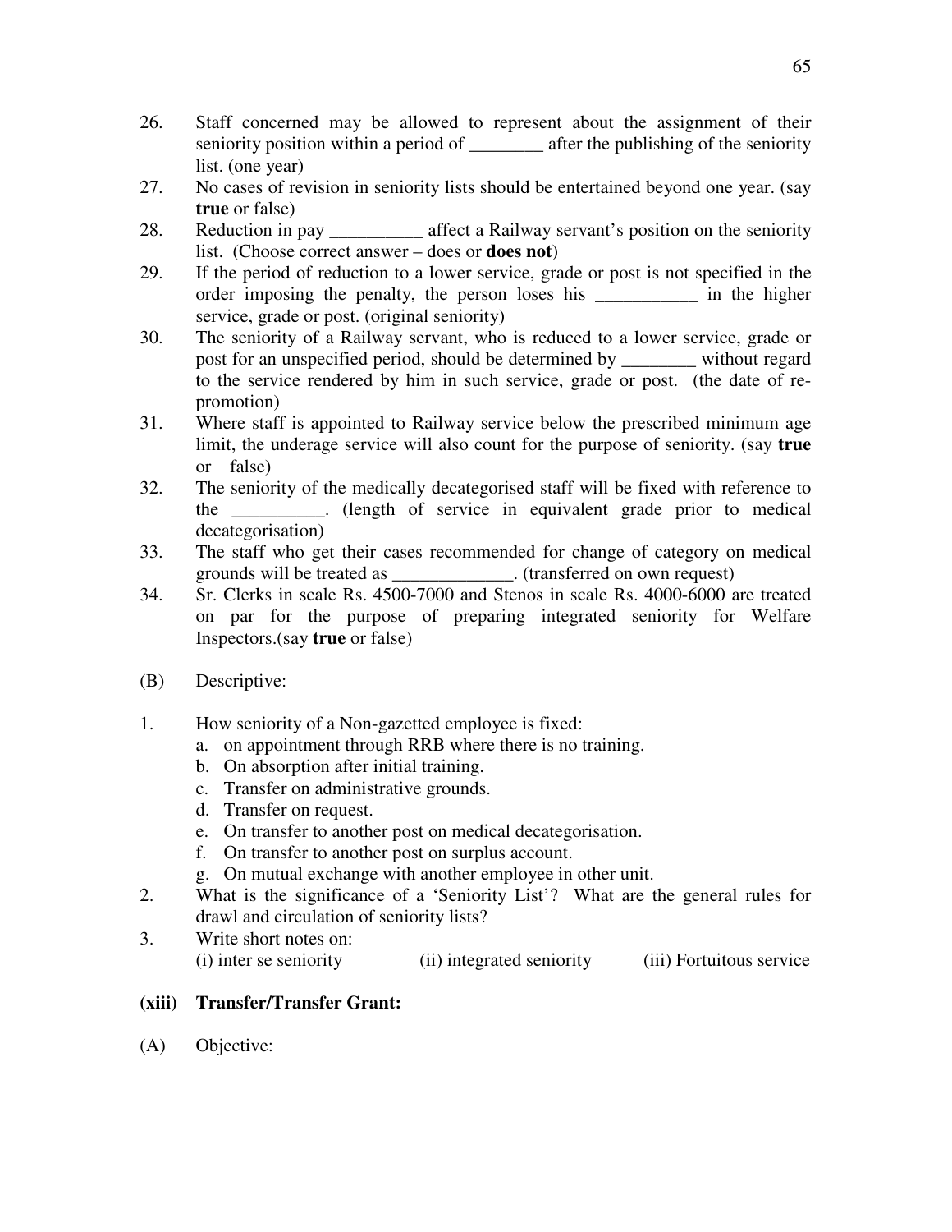26. Staff concerned may be allowed to represent about the assignment of their seniority position within a period of ________ after the publishing of the seniority list. (one year)
27. No cases of revision in seniority lists should be entertained beyond one year. (say **true** or false)
28. Reduction in pay __________ affect a Railway servant's position on the seniority list. (Choose correct answer – does or **does not**)
29. If the period of reduction to a lower service, grade or post is not specified in the order imposing the penalty, the person loses his ___________ in the higher service, grade or post. (original seniority)
30. The seniority of a Railway servant, who is reduced to a lower service, grade or post for an unspecified period, should be determined by ________ without regard to the service rendered by him in such service, grade or post. (the date of re-promotion)
31. Where staff is appointed to Railway service below the prescribed minimum age limit, the underage service will also count for the purpose of seniority. (say **true** or false)
32. The seniority of the medically decategorised staff will be fixed with reference to the __________. (length of service in equivalent grade prior to medical decategorisation)
33. The staff who get their cases recommended for change of category on medical grounds will be treated as _____________. (transferred on own request)
34. Sr. Clerks in scale Rs. 4500-7000 and Stenos in scale Rs. 4000-6000 are treated on par for the purpose of preparing integrated seniority for Welfare Inspectors.(say **true** or false)

(B) Descriptive:

1. How seniority of a Non-gazetted employee is fixed:
   a. on appointment through RRB where there is no training.
   b. On absorption after initial training.
   c. Transfer on administrative grounds.
   d. Transfer on request.
   e. On transfer to another post on medical decategorisation.
   f. On transfer to another post on surplus account.
   g. On mutual exchange with another employee in other unit.
2. What is the significance of a 'Seniority List'? What are the general rules for drawl and circulation of seniority lists?
3. Write short notes on:
   (i) inter se seniority (ii) integrated seniority (iii) Fortuitous service

**(xiii) Transfer/Transfer Grant:**

(A) Objective: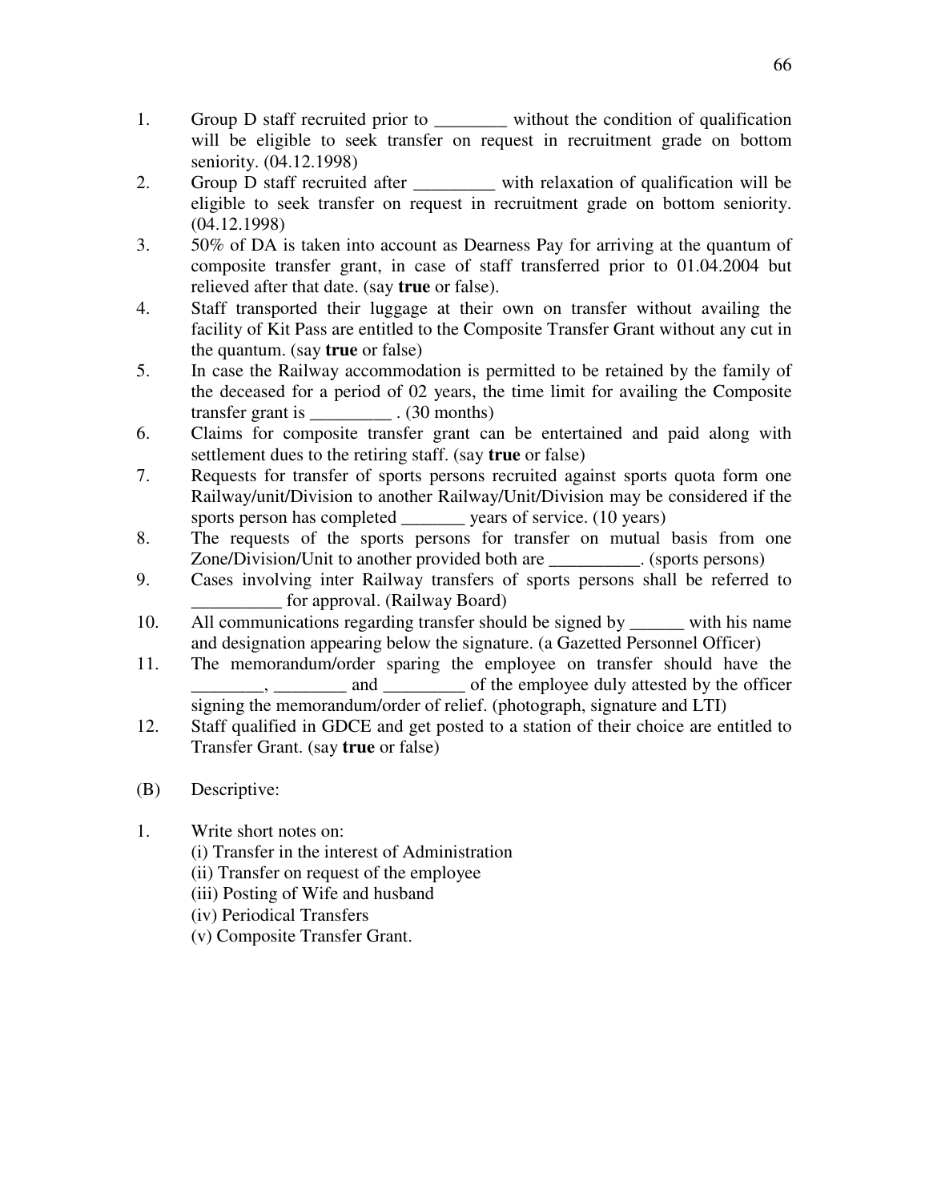1. Group D staff recruited prior to ________ without the condition of qualification will be eligible to seek transfer on request in recruitment grade on bottom seniority. (04.12.1998)
2. Group D staff recruited after _________ with relaxation of qualification will be eligible to seek transfer on request in recruitment grade on bottom seniority. (04.12.1998)
3. 50% of DA is taken into account as Dearness Pay for arriving at the quantum of composite transfer grant, in case of staff transferred prior to 01.04.2004 but relieved after that date. (say **true** or false).
4. Staff transported their luggage at their own on transfer without availing the facility of Kit Pass are entitled to the Composite Transfer Grant without any cut in the quantum. (say **true** or false)
5. In case the Railway accommodation is permitted to be retained by the family of the deceased for a period of 02 years, the time limit for availing the Composite transfer grant is _________ . (30 months)
6. Claims for composite transfer grant can be entertained and paid along with settlement dues to the retiring staff. (say **true** or false)
7. Requests for transfer of sports persons recruited against sports quota form one Railway/unit/Division to another Railway/Unit/Division may be considered if the sports person has completed _______ years of service. (10 years)
8. The requests of the sports persons for transfer on mutual basis from one Zone/Division/Unit to another provided both are __________. (sports persons)
9. Cases involving inter Railway transfers of sports persons shall be referred to __________ for approval. (Railway Board)
10. All communications regarding transfer should be signed by ______ with his name and designation appearing below the signature. (a Gazetted Personnel Officer)
11. The memorandum/order sparing the employee on transfer should have the ________, ________ and _________ of the employee duly attested by the officer signing the memorandum/order of relief. (photograph, signature and LTI)
12. Staff qualified in GDCE and get posted to a station of their choice are entitled to Transfer Grant. (say **true** or false)

(B) Descriptive:

1. Write short notes on:
   (i) Transfer in the interest of Administration
   (ii) Transfer on request of the employee
   (iii) Posting of Wife and husband
   (iv) Periodical Transfers
   (v) Composite Transfer Grant.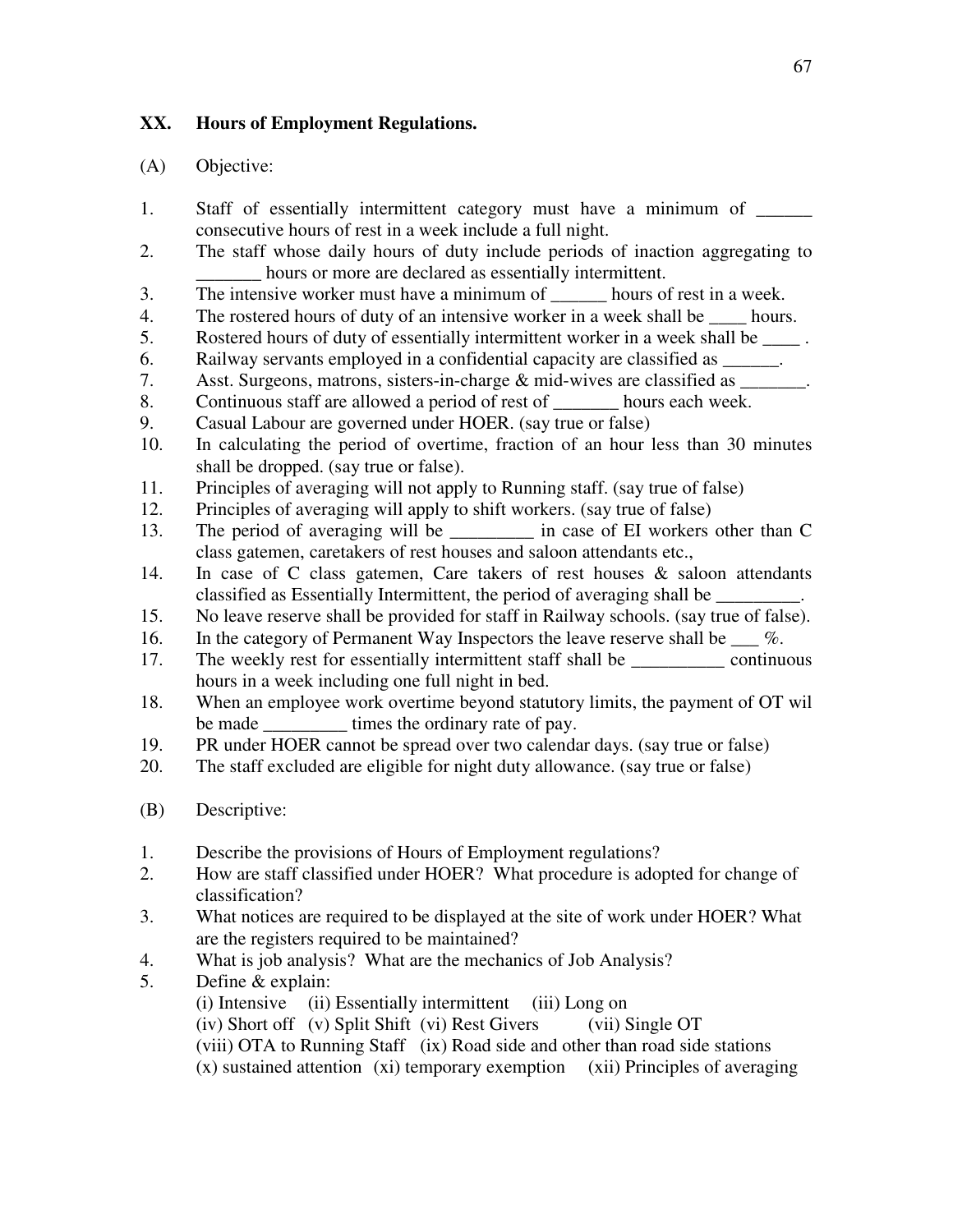## XX. Hours of Employment Regulations.

(A) Objective:

1. Staff of essentially intermittent category must have a minimum of ______ consecutive hours of rest in a week include a full night.
2. The staff whose daily hours of duty include periods of inaction aggregating to _______ hours or more are declared as essentially intermittent.
3. The intensive worker must have a minimum of ______ hours of rest in a week.
4. The rostered hours of duty of an intensive worker in a week shall be ____ hours.
5. Rostered hours of duty of essentially intermittent worker in a week shall be ____ .
6. Railway servants employed in a confidential capacity are classified as ______.
7. Asst. Surgeons, matrons, sisters-in-charge & mid-wives are classified as _______.
8. Continuous staff are allowed a period of rest of _______ hours each week.
9. Casual Labour are governed under HOER. (say true or false)
10. In calculating the period of overtime, fraction of an hour less than 30 minutes shall be dropped. (say true or false).
11. Principles of averaging will not apply to Running staff. (say true of false)
12. Principles of averaging will apply to shift workers. (say true of false)
13. The period of averaging will be _________ in case of EI workers other than C class gatemen, caretakers of rest houses and saloon attendants etc.,
14. In case of C class gatemen, Care takers of rest houses & saloon attendants classified as Essentially Intermittent, the period of averaging shall be _________.
15. No leave reserve shall be provided for staff in Railway schools. (say true of false).
16. In the category of Permanent Way Inspectors the leave reserve shall be ___ %.
17. The weekly rest for essentially intermittent staff shall be __________ continuous hours in a week including one full night in bed.
18. When an employee work overtime beyond statutory limits, the payment of OT wil be made _________ times the ordinary rate of pay.
19. PR under HOER cannot be spread over two calendar days. (say true or false)
20. The staff excluded are eligible for night duty allowance. (say true or false)

(B) Descriptive:

1. Describe the provisions of Hours of Employment regulations?
2. How are staff classified under HOER? What procedure is adopted for change of classification?
3. What notices are required to be displayed at the site of work under HOER? What are the registers required to be maintained?
4. What is job analysis? What are the mechanics of Job Analysis?
5. Define & explain:
   (i) Intensive (ii) Essentially intermittent (iii) Long on
   (iv) Short off (v) Split Shift (vi) Rest Givers (vii) Single OT
   (viii) OTA to Running Staff (ix) Road side and other than road side stations
   (x) sustained attention (xi) temporary exemption (xii) Principles of averaging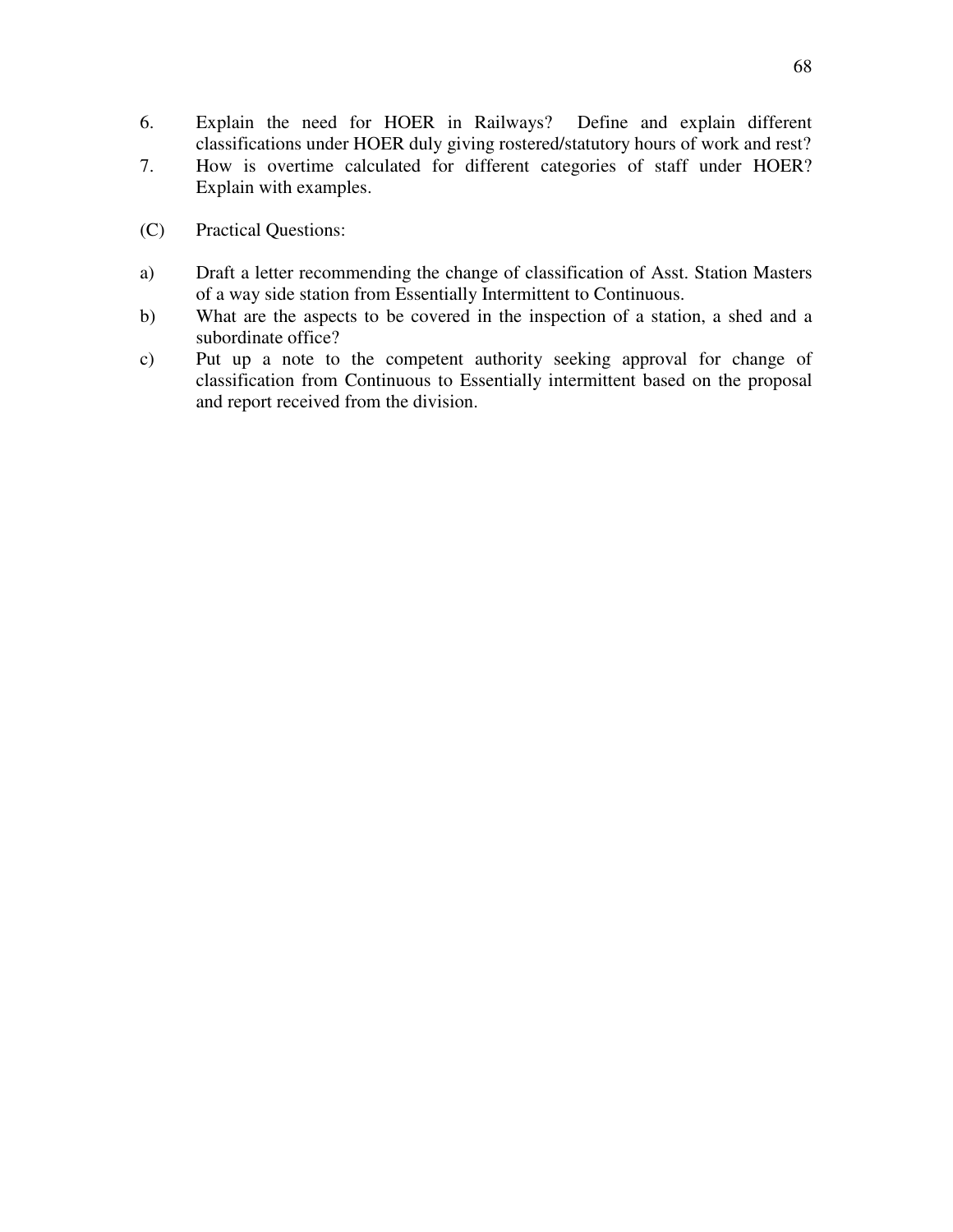6. Explain the need for HOER in Railways? Define and explain different classifications under HOER duly giving rostered/statutory hours of work and rest?
7. How is overtime calculated for different categories of staff under HOER? Explain with examples.

(C) Practical Questions:

a) Draft a letter recommending the change of classification of Asst. Station Masters of a way side station from Essentially Intermittent to Continuous.
b) What are the aspects to be covered in the inspection of a station, a shed and a subordinate office?
c) Put up a note to the competent authority seeking approval for change of classification from Continuous to Essentially intermittent based on the proposal and report received from the division.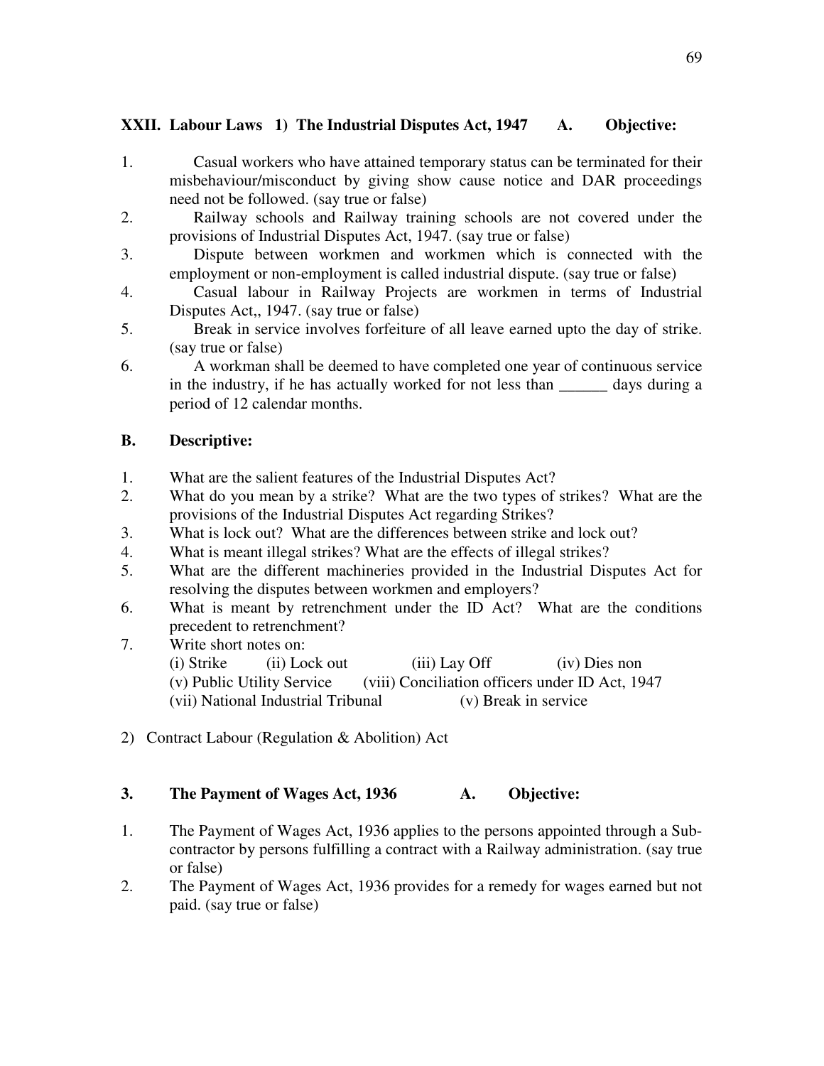## XXII. Labour Laws 1) The Industrial Disputes Act, 1947 A. Objective:

1. Casual workers who have attained temporary status can be terminated for their misbehaviour/misconduct by giving show cause notice and DAR proceedings need not be followed. (say true or false)
2. Railway schools and Railway training schools are not covered under the provisions of Industrial Disputes Act, 1947. (say true or false)
3. Dispute between workmen and workmen which is connected with the employment or non-employment is called industrial dispute. (say true or false)
4. Casual labour in Railway Projects are workmen in terms of Industrial Disputes Act,, 1947. (say true or false)
5. Break in service involves forfeiture of all leave earned upto the day of strike. (say true or false)
6. A workman shall be deemed to have completed one year of continuous service in the industry, if he has actually worked for not less than ______ days during a period of 12 calendar months.

### B. Descriptive:

1. What are the salient features of the Industrial Disputes Act?
2. What do you mean by a strike? What are the two types of strikes? What are the provisions of the Industrial Disputes Act regarding Strikes?
3. What is lock out? What are the differences between strike and lock out?
4. What is meant illegal strikes? What are the effects of illegal strikes?
5. What are the different machineries provided in the Industrial Disputes Act for resolving the disputes between workmen and employers?
6. What is meant by retrenchment under the ID Act? What are the conditions precedent to retrenchment?
7. Write short notes on:
   (i) Strike (ii) Lock out (iii) Lay Off (iv) Dies non
   (v) Public Utility Service (viii) Conciliation officers under ID Act, 1947
   (vii) National Industrial Tribunal (v) Break in service

2) Contract Labour (Regulation & Abolition) Act

## 3. The Payment of Wages Act, 1936 A. Objective:

1. The Payment of Wages Act, 1936 applies to the persons appointed through a Sub-contractor by persons fulfilling a contract with a Railway administration. (say true or false)
2. The Payment of Wages Act, 1936 provides for a remedy for wages earned but not paid. (say true or false)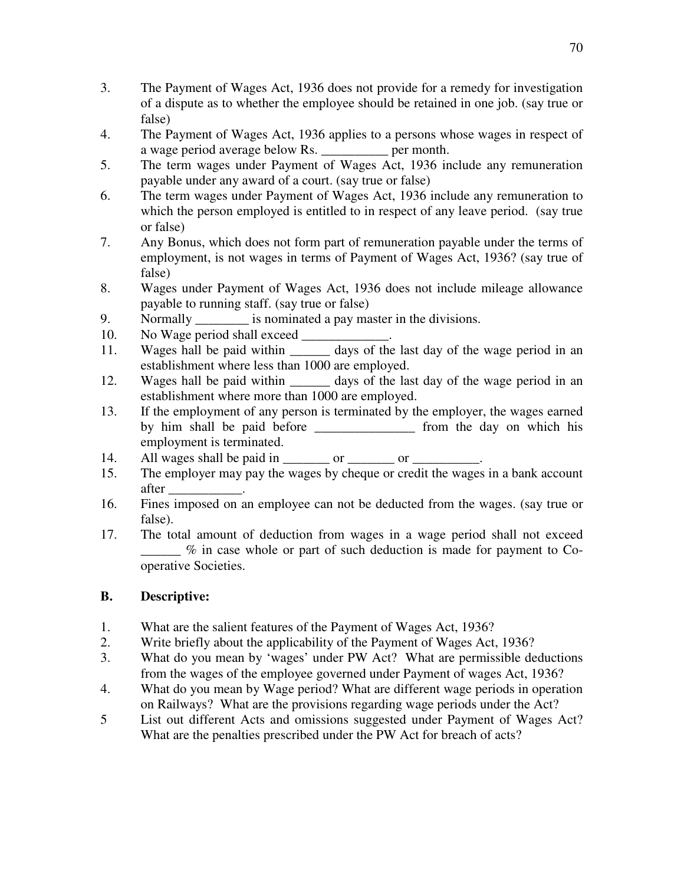3. The Payment of Wages Act, 1936 does not provide for a remedy for investigation of a dispute as to whether the employee should be retained in one job. (say true or false)
4. The Payment of Wages Act, 1936 applies to a persons whose wages in respect of a wage period average below Rs. __________ per month.
5. The term wages under Payment of Wages Act, 1936 include any remuneration payable under any award of a court. (say true or false)
6. The term wages under Payment of Wages Act, 1936 include any remuneration to which the person employed is entitled to in respect of any leave period. (say true or false)
7. Any Bonus, which does not form part of remuneration payable under the terms of employment, is not wages in terms of Payment of Wages Act, 1936? (say true of false)
8. Wages under Payment of Wages Act, 1936 does not include mileage allowance payable to running staff. (say true or false)
9. Normally ________ is nominated a pay master in the divisions.
10. No Wage period shall exceed _____________.
11. Wages hall be paid within ______ days of the last day of the wage period in an establishment where less than 1000 are employed.
12. Wages hall be paid within ______ days of the last day of the wage period in an establishment where more than 1000 are employed.
13. If the employment of any person is terminated by the employer, the wages earned by him shall be paid before _______________ from the day on which his employment is terminated.
14. All wages shall be paid in _______ or _______ or __________.
15. The employer may pay the wages by cheque or credit the wages in a bank account after ___________.
16. Fines imposed on an employee can not be deducted from the wages. (say true or false).
17. The total amount of deduction from wages in a wage period shall not exceed ______ % in case whole or part of such deduction is made for payment to Co-operative Societies.

## B. Descriptive:

1. What are the salient features of the Payment of Wages Act, 1936?
2. Write briefly about the applicability of the Payment of Wages Act, 1936?
3. What do you mean by 'wages' under PW Act? What are permissible deductions from the wages of the employee governed under Payment of wages Act, 1936?
4. What do you mean by Wage period? What are different wage periods in operation on Railways? What are the provisions regarding wage periods under the Act?
5. List out different Acts and omissions suggested under Payment of Wages Act? What are the penalties prescribed under the PW Act for breach of acts?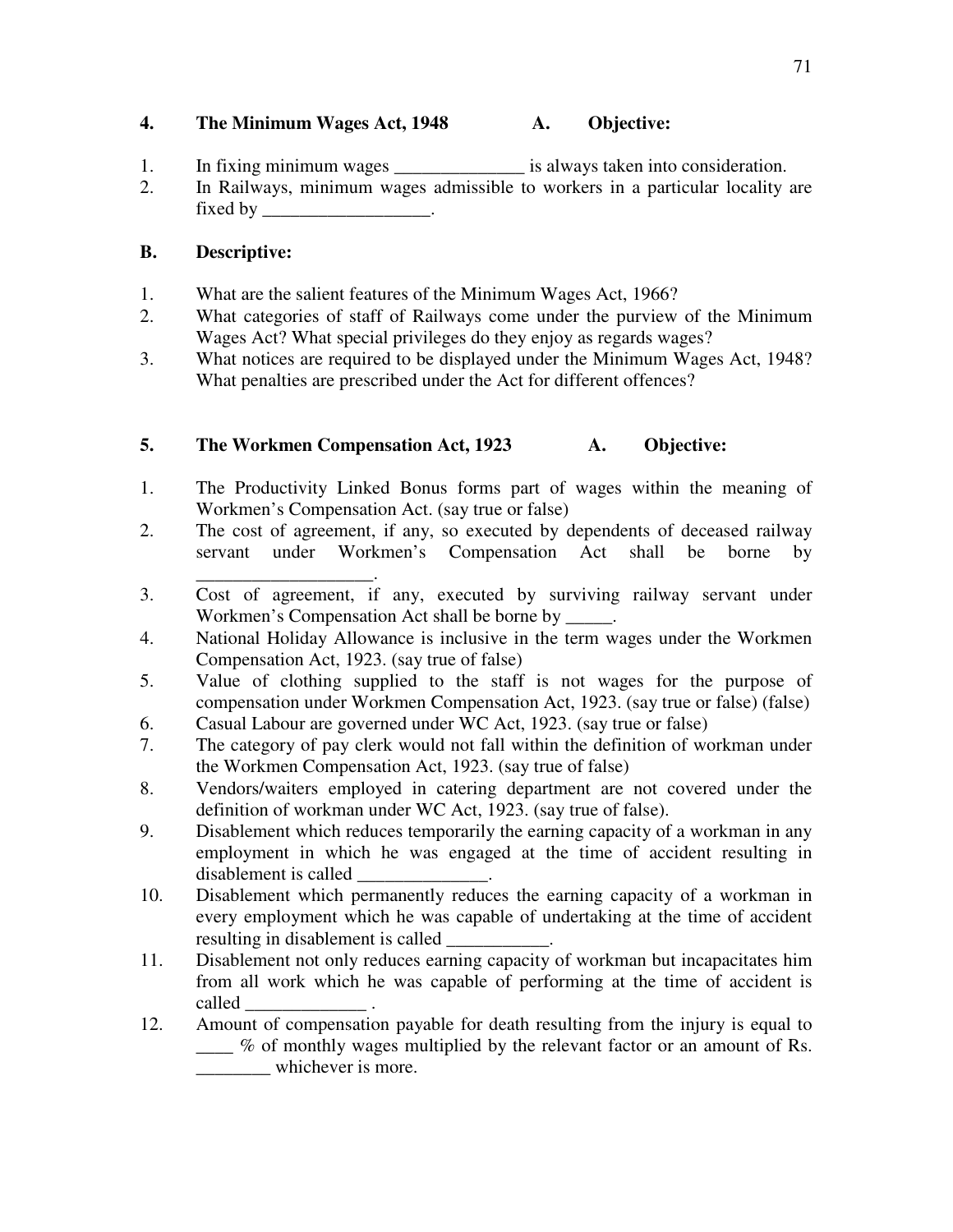## 4. The Minimum Wages Act, 1948 A. Objective:

1. In fixing minimum wages ______________ is always taken into consideration.
2. In Railways, minimum wages admissible to workers in a particular locality are fixed by __________________.

### B. Descriptive:

1. What are the salient features of the Minimum Wages Act, 1966?
2. What categories of staff of Railways come under the purview of the Minimum Wages Act? What special privileges do they enjoy as regards wages?
3. What notices are required to be displayed under the Minimum Wages Act, 1948? What penalties are prescribed under the Act for different offences?

## 5. The Workmen Compensation Act, 1923 A. Objective:

1. The Productivity Linked Bonus forms part of wages within the meaning of Workmen's Compensation Act. (say true or false)
2. The cost of agreement, if any, so executed by dependents of deceased railway servant under Workmen's Compensation Act shall be borne by ___________________.
3. Cost of agreement, if any, executed by surviving railway servant under Workmen's Compensation Act shall be borne by _____.
4. National Holiday Allowance is inclusive in the term wages under the Workmen Compensation Act, 1923. (say true of false)
5. Value of clothing supplied to the staff is not wages for the purpose of compensation under Workmen Compensation Act, 1923. (say true or false) (false)
6. Casual Labour are governed under WC Act, 1923. (say true or false)
7. The category of pay clerk would not fall within the definition of workman under the Workmen Compensation Act, 1923. (say true of false)
8. Vendors/waiters employed in catering department are not covered under the definition of workman under WC Act, 1923. (say true of false).
9. Disablement which reduces temporarily the earning capacity of a workman in any employment in which he was engaged at the time of accident resulting in disablement is called ______________.
10. Disablement which permanently reduces the earning capacity of a workman in every employment which he was capable of undertaking at the time of accident resulting in disablement is called ___________.
11. Disablement not only reduces earning capacity of workman but incapacitates him from all work which he was capable of performing at the time of accident is called _____________ .
12. Amount of compensation payable for death resulting from the injury is equal to ____ % of monthly wages multiplied by the relevant factor or an amount of Rs. ________ whichever is more.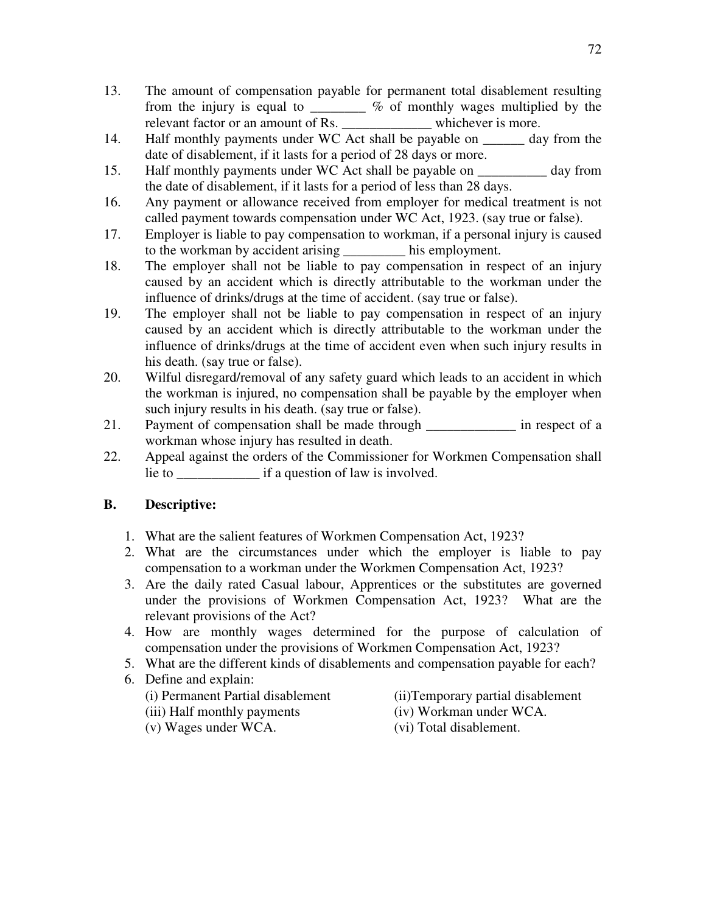13. The amount of compensation payable for permanent total disablement resulting from the injury is equal to ________ % of monthly wages multiplied by the relevant factor or an amount of Rs. _____________ whichever is more.
14. Half monthly payments under WC Act shall be payable on ______ day from the date of disablement, if it lasts for a period of 28 days or more.
15. Half monthly payments under WC Act shall be payable on __________ day from the date of disablement, if it lasts for a period of less than 28 days.
16. Any payment or allowance received from employer for medical treatment is not called payment towards compensation under WC Act, 1923. (say true or false).
17. Employer is liable to pay compensation to workman, if a personal injury is caused to the workman by accident arising _________ his employment.
18. The employer shall not be liable to pay compensation in respect of an injury caused by an accident which is directly attributable to the workman under the influence of drinks/drugs at the time of accident. (say true or false).
19. The employer shall not be liable to pay compensation in respect of an injury caused by an accident which is directly attributable to the workman under the influence of drinks/drugs at the time of accident even when such injury results in his death. (say true or false).
20. Wilful disregard/removal of any safety guard which leads to an accident in which the workman is injured, no compensation shall be payable by the employer when such injury results in his death. (say true or false).
21. Payment of compensation shall be made through _____________ in respect of a workman whose injury has resulted in death.
22. Appeal against the orders of the Commissioner for Workmen Compensation shall lie to ____________ if a question of law is involved.

**B. Descriptive:**

1. What are the salient features of Workmen Compensation Act, 1923?
2. What are the circumstances under which the employer is liable to pay compensation to a workman under the Workmen Compensation Act, 1923?
3. Are the daily rated Casual labour, Apprentices or the substitutes are governed under the provisions of Workmen Compensation Act, 1923? What are the relevant provisions of the Act?
4. How are monthly wages determined for the purpose of calculation of compensation under the provisions of Workmen Compensation Act, 1923?
5. What are the different kinds of disablements and compensation payable for each?
6. Define and explain:
   (i) Permanent Partial disablement
   (ii) Temporary partial disablement
   (iii) Half monthly payments
   (iv) Workman under WCA.
   (v) Wages under WCA.
   (vi) Total disablement.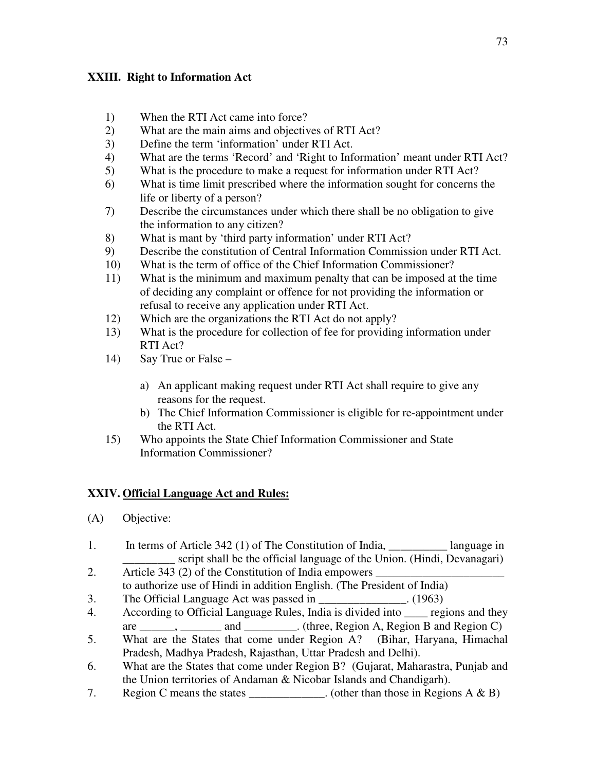## XXIII. Right to Information Act

1) When the RTI Act came into force?
2) What are the main aims and objectives of RTI Act?
3) Define the term 'information' under RTI Act.
4) What are the terms 'Record' and 'Right to Information' meant under RTI Act?
5) What is the procedure to make a request for information under RTI Act?
6) What is time limit prescribed where the information sought for concerns the life or liberty of a person?
7) Describe the circumstances under which there shall be no obligation to give the information to any citizen?
8) What is mant by 'third party information' under RTI Act?
9) Describe the constitution of Central Information Commission under RTI Act.
10) What is the term of office of the Chief Information Commissioner?
11) What is the minimum and maximum penalty that can be imposed at the time of deciding any complaint or offence for not providing the information or refusal to receive any application under RTI Act.
12) Which are the organizations the RTI Act do not apply?
13) What is the procedure for collection of fee for providing information under RTI Act?
14) Say True or False –

    a) An applicant making request under RTI Act shall require to give any reasons for the request.
    b) The Chief Information Commissioner is eligible for re-appointment under the RTI Act.

15) Who appoints the State Chief Information Commissioner and State Information Commissioner?

## XXIV. Official Language Act and Rules:

(A) Objective:

1. In terms of Article 342 (1) of The Constitution of India, __________ language in _________ script shall be the official language of the Union. (Hindi, Devanagari)
2. Article 343 (2) of the Constitution of India empowers ______________________ to authorize use of Hindi in addition English. (The President of India)
3. The Official Language Act was passed in _______________. (1963)
4. According to Official Language Rules, India is divided into ____ regions and they are ______, _______ and _________. (three, Region A, Region B and Region C)
5. What are the States that come under Region A? (Bihar, Haryana, Himachal Pradesh, Madhya Pradesh, Rajasthan, Uttar Pradesh and Delhi).
6. What are the States that come under Region B? (Gujarat, Maharastra, Punjab and the Union territories of Andaman & Nicobar Islands and Chandigarh).
7. Region C means the states _____________. (other than those in Regions A & B)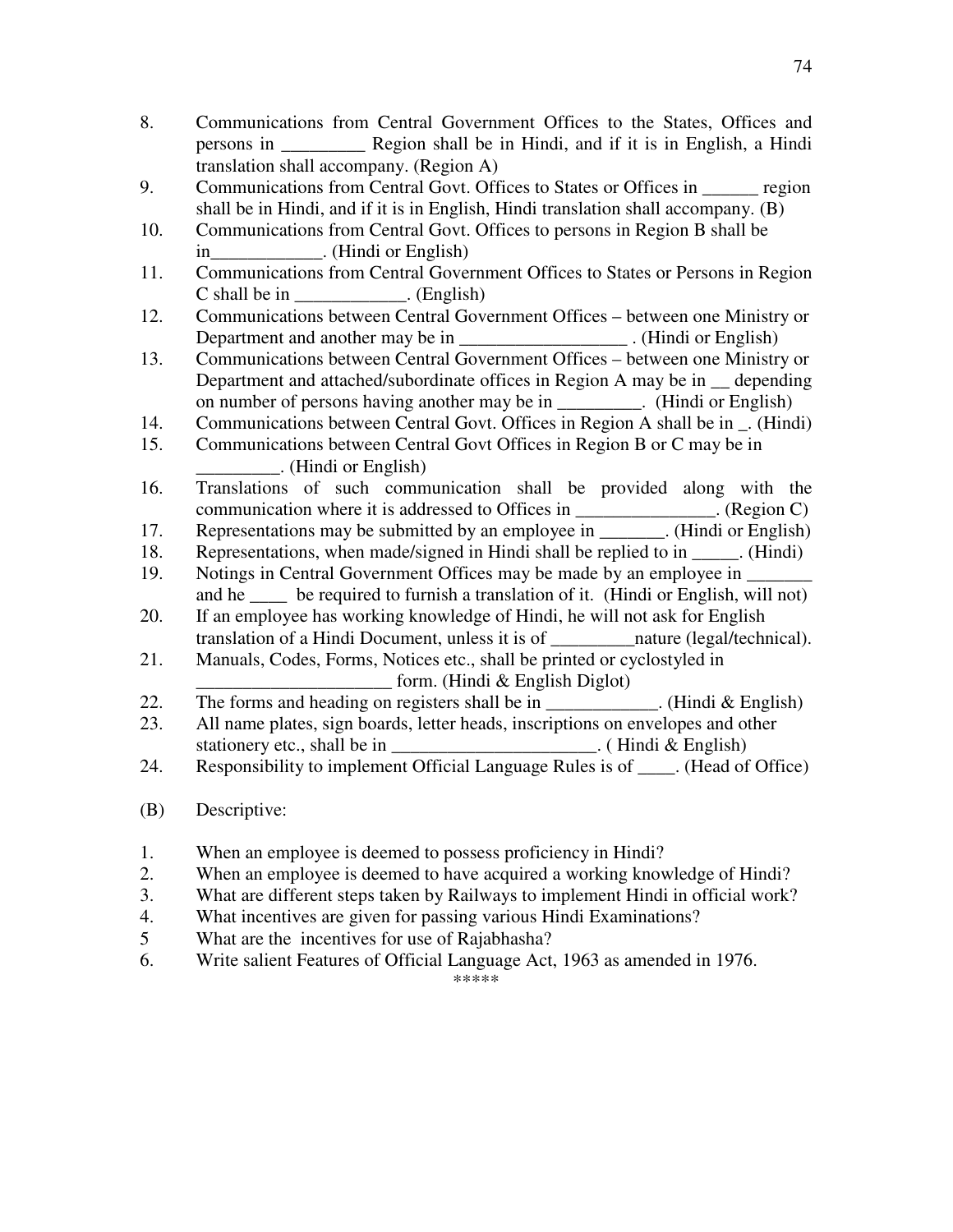8. Communications from Central Government Offices to the States, Offices and persons in _________ Region shall be in Hindi, and if it is in English, a Hindi translation shall accompany. (Region A)
9. Communications from Central Govt. Offices to States or Offices in ______ region shall be in Hindi, and if it is in English, Hindi translation shall accompany. (B)
10. Communications from Central Govt. Offices to persons in Region B shall be in____________. (Hindi or English)
11. Communications from Central Government Offices to States or Persons in Region C shall be in ____________. (English)
12. Communications between Central Government Offices – between one Ministry or Department and another may be in __________________ . (Hindi or English)
13. Communications between Central Government Offices – between one Ministry or Department and attached/subordinate offices in Region A may be in __ depending on number of persons having another may be in _________. (Hindi or English)
14. Communications between Central Govt. Offices in Region A shall be in _. (Hindi)
15. Communications between Central Govt Offices in Region B or C may be in _________. (Hindi or English)
16. Translations of such communication shall be provided along with the communication where it is addressed to Offices in _______________. (Region C)
17. Representations may be submitted by an employee in _______. (Hindi or English)
18. Representations, when made/signed in Hindi shall be replied to in _____. (Hindi)
19. Notings in Central Government Offices may be made by an employee in _______ and he ____ be required to furnish a translation of it. (Hindi or English, will not)
20. If an employee has working knowledge of Hindi, he will not ask for English translation of a Hindi Document, unless it is of _________nature (legal/technical).
21. Manuals, Codes, Forms, Notices etc., shall be printed or cyclostyled in _____________________ form. (Hindi & English Diglot)
22. The forms and heading on registers shall be in ____________. (Hindi & English)
23. All name plates, sign boards, letter heads, inscriptions on envelopes and other stationery etc., shall be in ______________________. ( Hindi & English)
24. Responsibility to implement Official Language Rules is of ____. (Head of Office)

(B) Descriptive:

1. When an employee is deemed to possess proficiency in Hindi?
2. When an employee is deemed to have acquired a working knowledge of Hindi?
3. What are different steps taken by Railways to implement Hindi in official work?
4. What incentives are given for passing various Hindi Examinations?
5 What are the incentives for use of Rajabhasha?
6. Write salient Features of Official Language Act, 1963 as amended in 1976.

*****